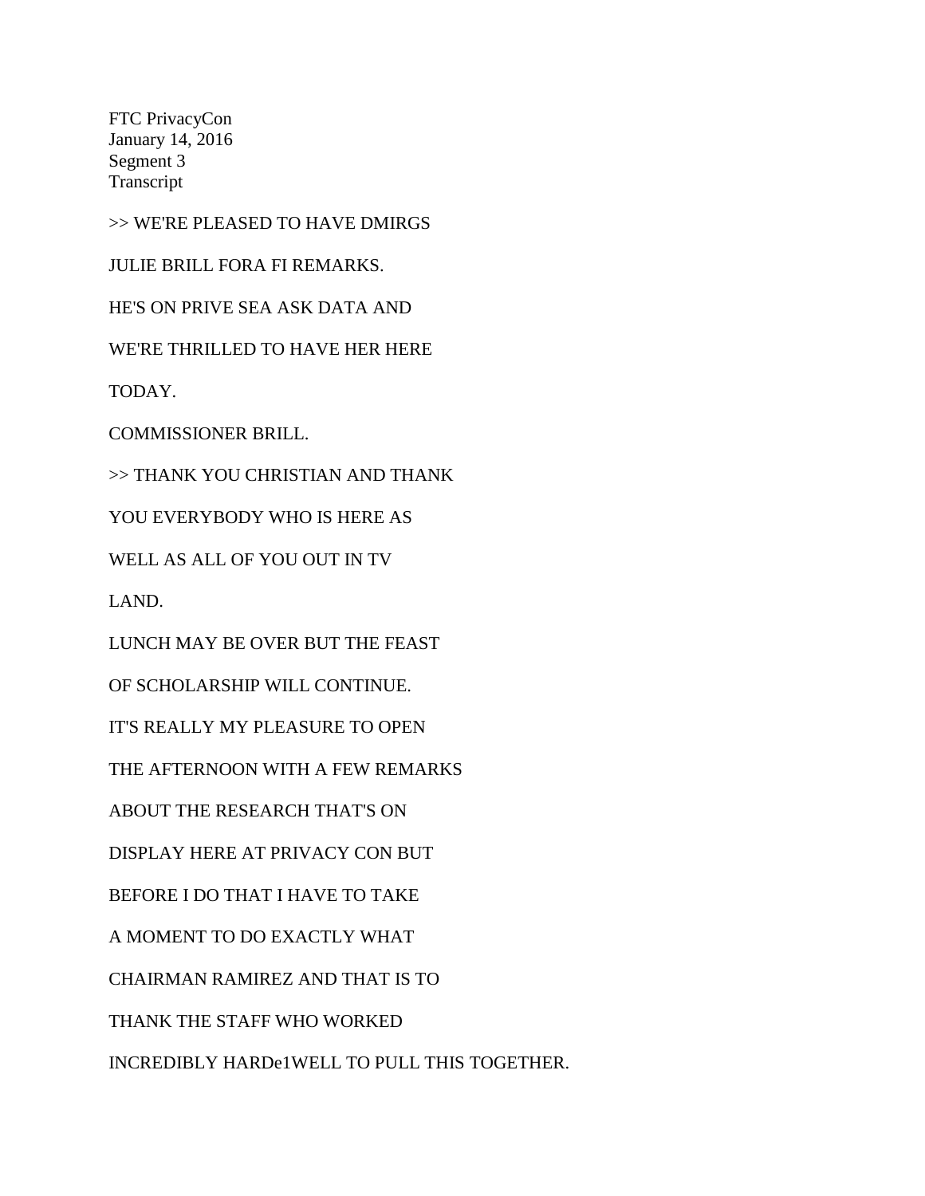FTC PrivacyCon
January 14, 2016
Segment 3
Transcript

>> WE'RE PLEASED TO HAVE DMIRGS

JULIE BRILL FORA FI REMARKS.

HE'S ON PRIVE SEA ASK DATA AND

WE'RE THRILLED TO HAVE HER HERE

TODAY.

COMMISSIONER BRILL.

>> THANK YOU CHRISTIAN AND THANK

YOU EVERYBODY WHO IS HERE AS

WELL AS ALL OF YOU OUT IN TV

LAND.

LUNCH MAY BE OVER BUT THE FEAST

OF SCHOLARSHIP WILL CONTINUE.

IT'S REALLY MY PLEASURE TO OPEN

THE AFTERNOON WITH A FEW REMARKS

ABOUT THE RESEARCH THAT'S ON

DISPLAY HERE AT PRIVACY CON BUT

BEFORE I DO THAT I HAVE TO TAKE

A MOMENT TO DO EXACTLY WHAT

CHAIRMAN RAMIREZ AND THAT IS TO

THANK THE STAFF WHO WORKED

INCREDIBLY HARDe1WELL TO PULL THIS TOGETHER.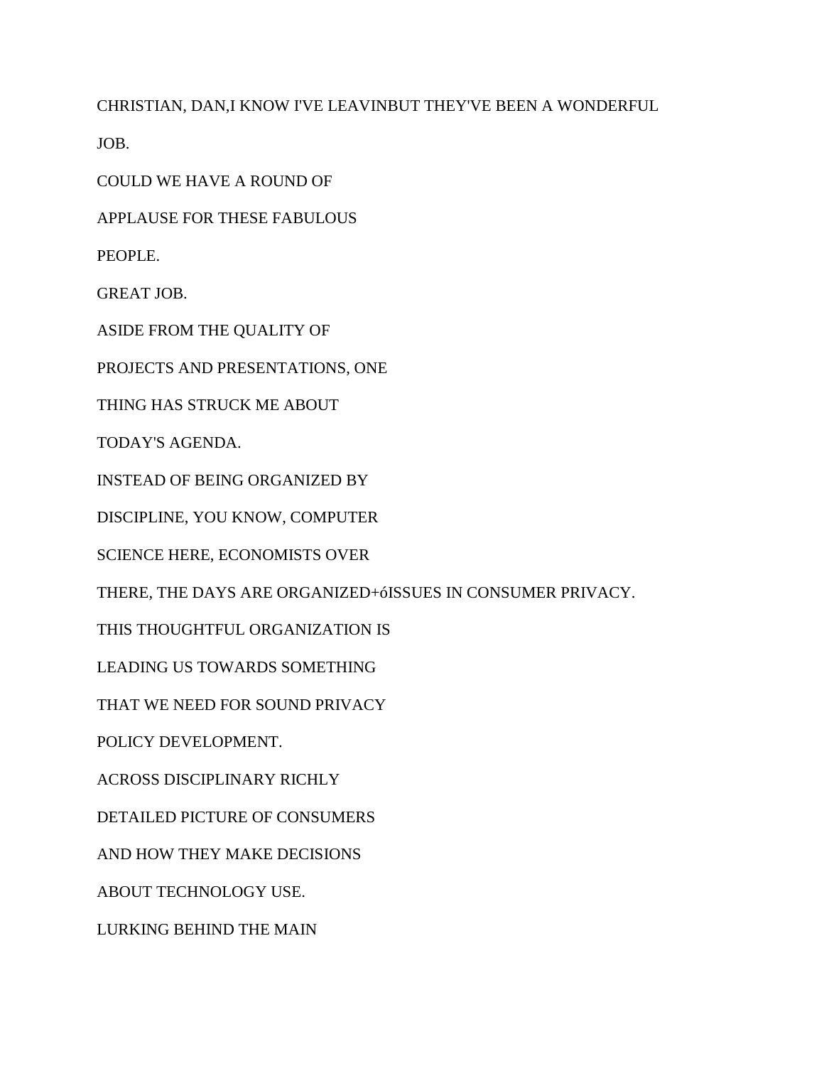CHRISTIAN, DAN,I KNOW I'VE LEAVINBUT THEY'VE BEEN A WONDERFUL

JOB.

COULD WE HAVE A ROUND OF

APPLAUSE FOR THESE FABULOUS

PEOPLE.

GREAT JOB.

ASIDE FROM THE QUALITY OF

PROJECTS AND PRESENTATIONS, ONE

THING HAS STRUCK ME ABOUT

TODAY'S AGENDA.

INSTEAD OF BEING ORGANIZED BY

DISCIPLINE, YOU KNOW, COMPUTER

SCIENCE HERE, ECONOMISTS OVER

THERE, THE DAYS ARE ORGANIZED+óISSUES IN CONSUMER PRIVACY.

THIS THOUGHTFUL ORGANIZATION IS

LEADING US TOWARDS SOMETHING

THAT WE NEED FOR SOUND PRIVACY

POLICY DEVELOPMENT.

ACROSS DISCIPLINARY RICHLY

DETAILED PICTURE OF CONSUMERS

AND HOW THEY MAKE DECISIONS

ABOUT TECHNOLOGY USE.

LURKING BEHIND THE MAIN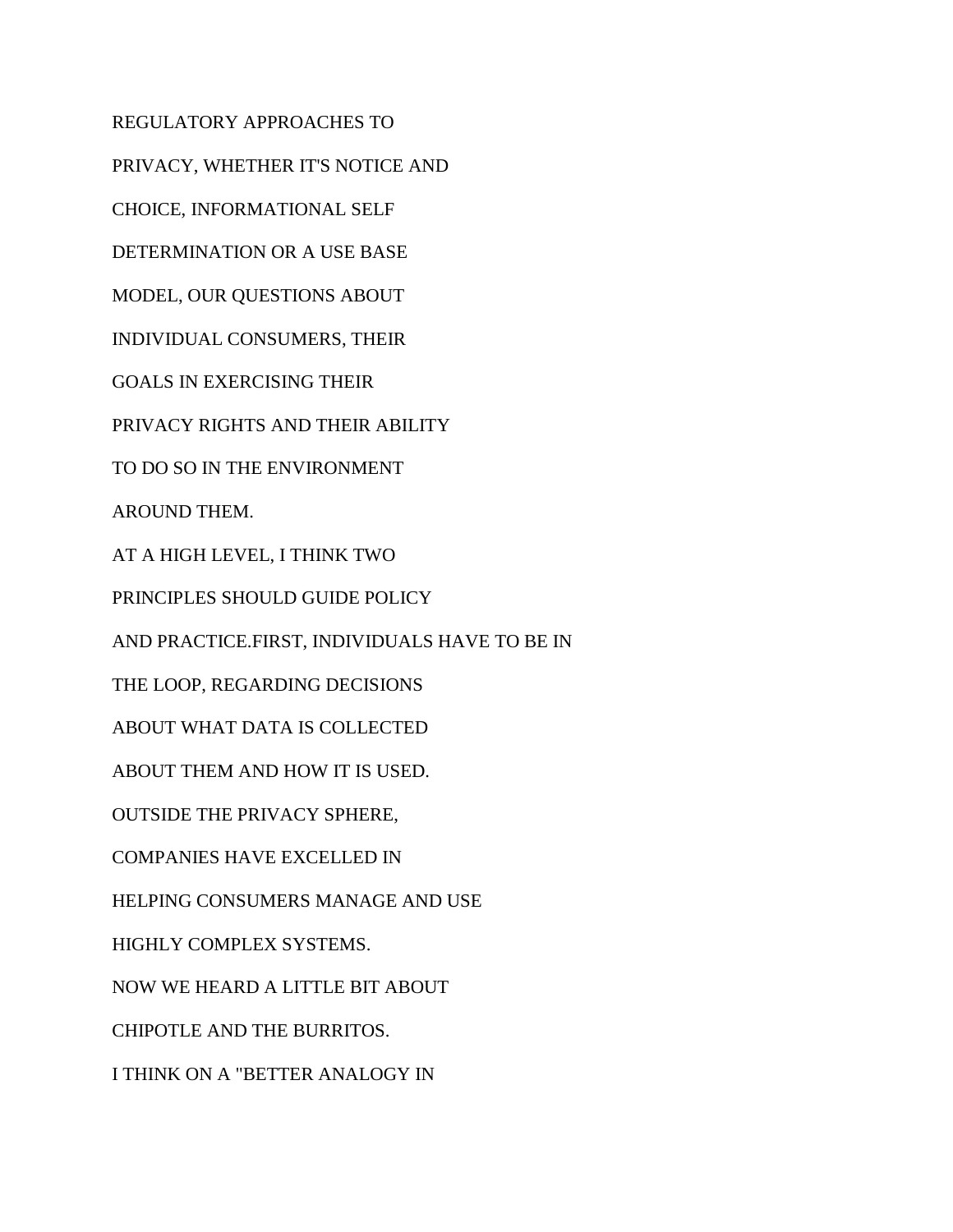REGULATORY APPROACHES TO

PRIVACY, WHETHER IT'S NOTICE AND

CHOICE, INFORMATIONAL SELF

DETERMINATION OR A USE BASE

MODEL, OUR QUESTIONS ABOUT

INDIVIDUAL CONSUMERS, THEIR

GOALS IN EXERCISING THEIR

PRIVACY RIGHTS AND THEIR ABILITY

TO DO SO IN THE ENVIRONMENT

AROUND THEM.

AT A HIGH LEVEL, I THINK TWO

PRINCIPLES SHOULD GUIDE POLICY

AND PRACTICE.FIRST, INDIVIDUALS HAVE TO BE IN

THE LOOP, REGARDING DECISIONS

ABOUT WHAT DATA IS COLLECTED

ABOUT THEM AND HOW IT IS USED.

OUTSIDE THE PRIVACY SPHERE,

COMPANIES HAVE EXCELLED IN

HELPING CONSUMERS MANAGE AND USE

HIGHLY COMPLEX SYSTEMS.

NOW WE HEARD A LITTLE BIT ABOUT

CHIPOTLE AND THE BURRITOS.

I THINK ON A "BETTER ANALOGY IN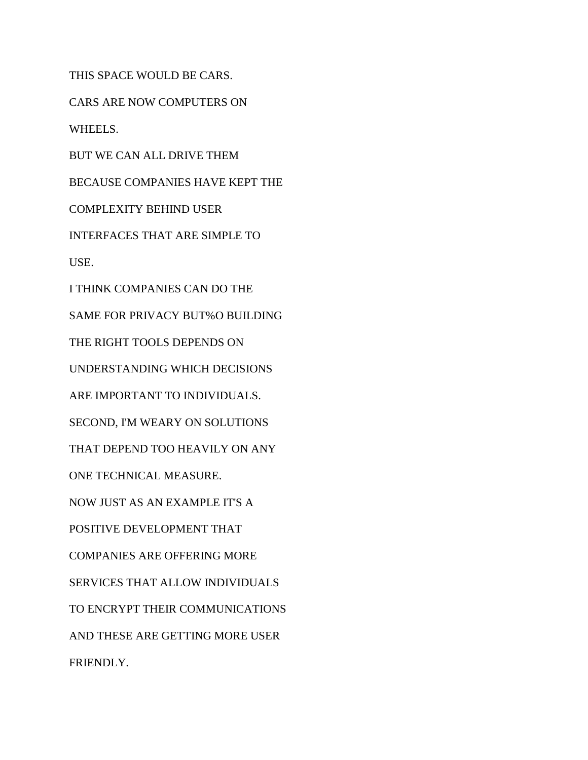THIS SPACE WOULD BE CARS.

CARS ARE NOW COMPUTERS ON

WHEELS.

BUT WE CAN ALL DRIVE THEM

BECAUSE COMPANIES HAVE KEPT THE

COMPLEXITY BEHIND USER

INTERFACES THAT ARE SIMPLE TO

USE.

I THINK COMPANIES CAN DO THE

SAME FOR PRIVACY BUT%O BUILDING

THE RIGHT TOOLS DEPENDS ON

UNDERSTANDING WHICH DECISIONS

ARE IMPORTANT TO INDIVIDUALS.

SECOND, I'M WEARY ON SOLUTIONS

THAT DEPEND TOO HEAVILY ON ANY

ONE TECHNICAL MEASURE.

NOW JUST AS AN EXAMPLE IT'S A

POSITIVE DEVELOPMENT THAT

COMPANIES ARE OFFERING MORE

SERVICES THAT ALLOW INDIVIDUALS

TO ENCRYPT THEIR COMMUNICATIONS

AND THESE ARE GETTING MORE USER

FRIENDLY.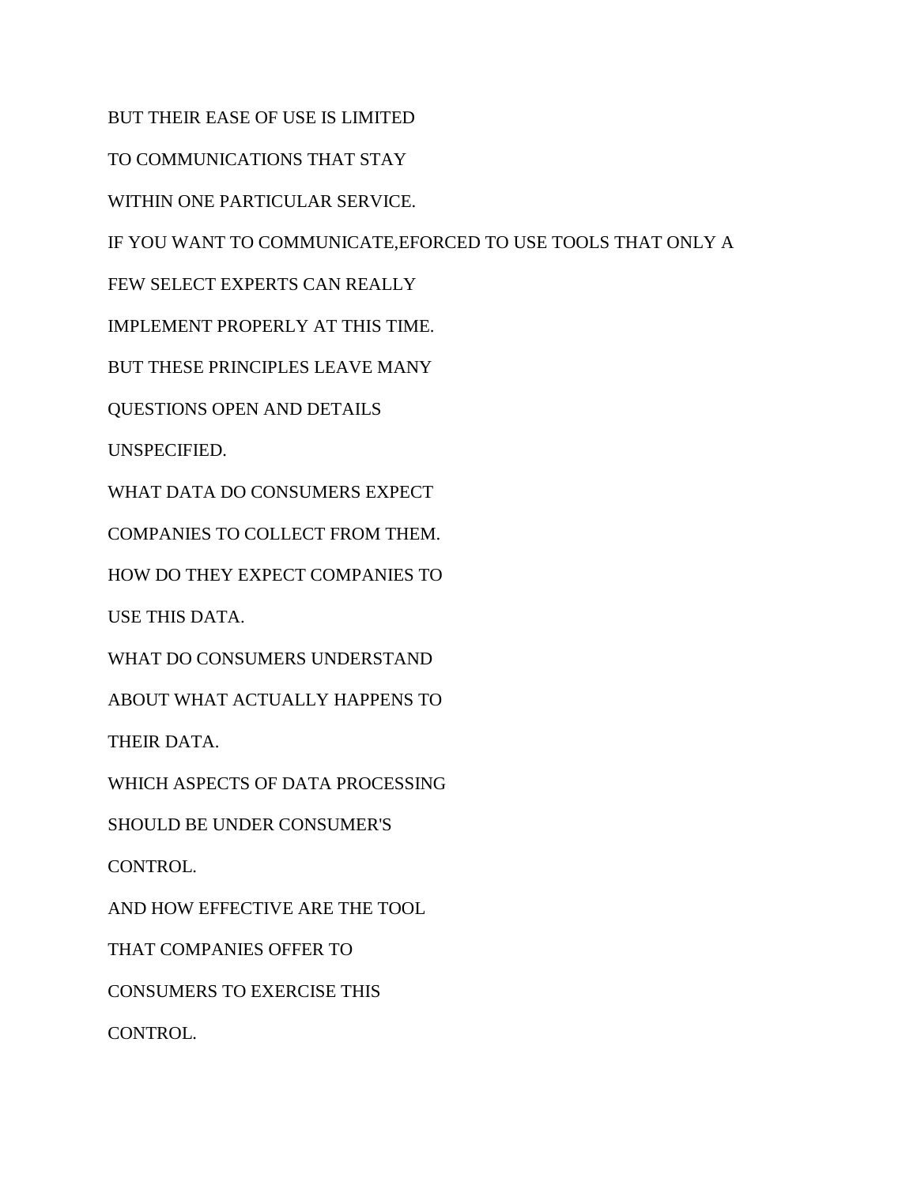BUT THEIR EASE OF USE IS LIMITED

TO COMMUNICATIONS THAT STAY

WITHIN ONE PARTICULAR SERVICE.

IF YOU WANT TO COMMUNICATE,EFORCED TO USE TOOLS THAT ONLY A

FEW SELECT EXPERTS CAN REALLY

IMPLEMENT PROPERLY AT THIS TIME.

BUT THESE PRINCIPLES LEAVE MANY

QUESTIONS OPEN AND DETAILS

UNSPECIFIED.

WHAT DATA DO CONSUMERS EXPECT

COMPANIES TO COLLECT FROM THEM.

HOW DO THEY EXPECT COMPANIES TO

USE THIS DATA.

WHAT DO CONSUMERS UNDERSTAND

ABOUT WHAT ACTUALLY HAPPENS TO

THEIR DATA.

WHICH ASPECTS OF DATA PROCESSING

SHOULD BE UNDER CONSUMER'S

CONTROL.

AND HOW EFFECTIVE ARE THE TOOL

THAT COMPANIES OFFER TO

CONSUMERS TO EXERCISE THIS

CONTROL.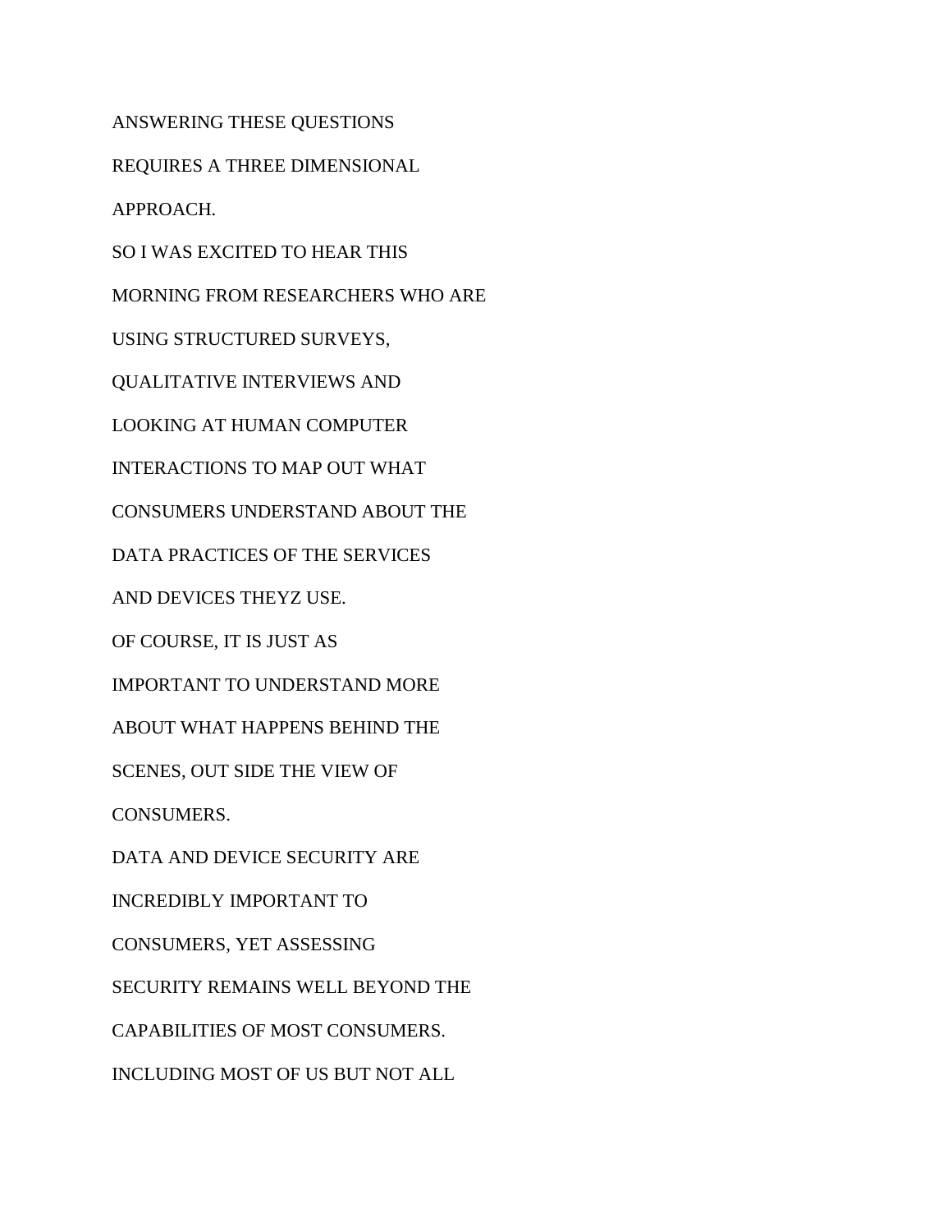ANSWERING THESE QUESTIONS

REQUIRES A THREE DIMENSIONAL

APPROACH.

SO I WAS EXCITED TO HEAR THIS

MORNING FROM RESEARCHERS WHO ARE

USING STRUCTURED SURVEYS,

QUALITATIVE INTERVIEWS AND

LOOKING AT HUMAN COMPUTER

INTERACTIONS TO MAP OUT WHAT

CONSUMERS UNDERSTAND ABOUT THE

DATA PRACTICES OF THE SERVICES

AND DEVICES THEYZ USE.

OF COURSE, IT IS JUST AS

IMPORTANT TO UNDERSTAND MORE

ABOUT WHAT HAPPENS BEHIND THE

SCENES, OUT SIDE THE VIEW OF

CONSUMERS.

DATA AND DEVICE SECURITY ARE

INCREDIBLY IMPORTANT TO

CONSUMERS, YET ASSESSING

SECURITY REMAINS WELL BEYOND THE

CAPABILITIES OF MOST CONSUMERS.

INCLUDING MOST OF US BUT NOT ALL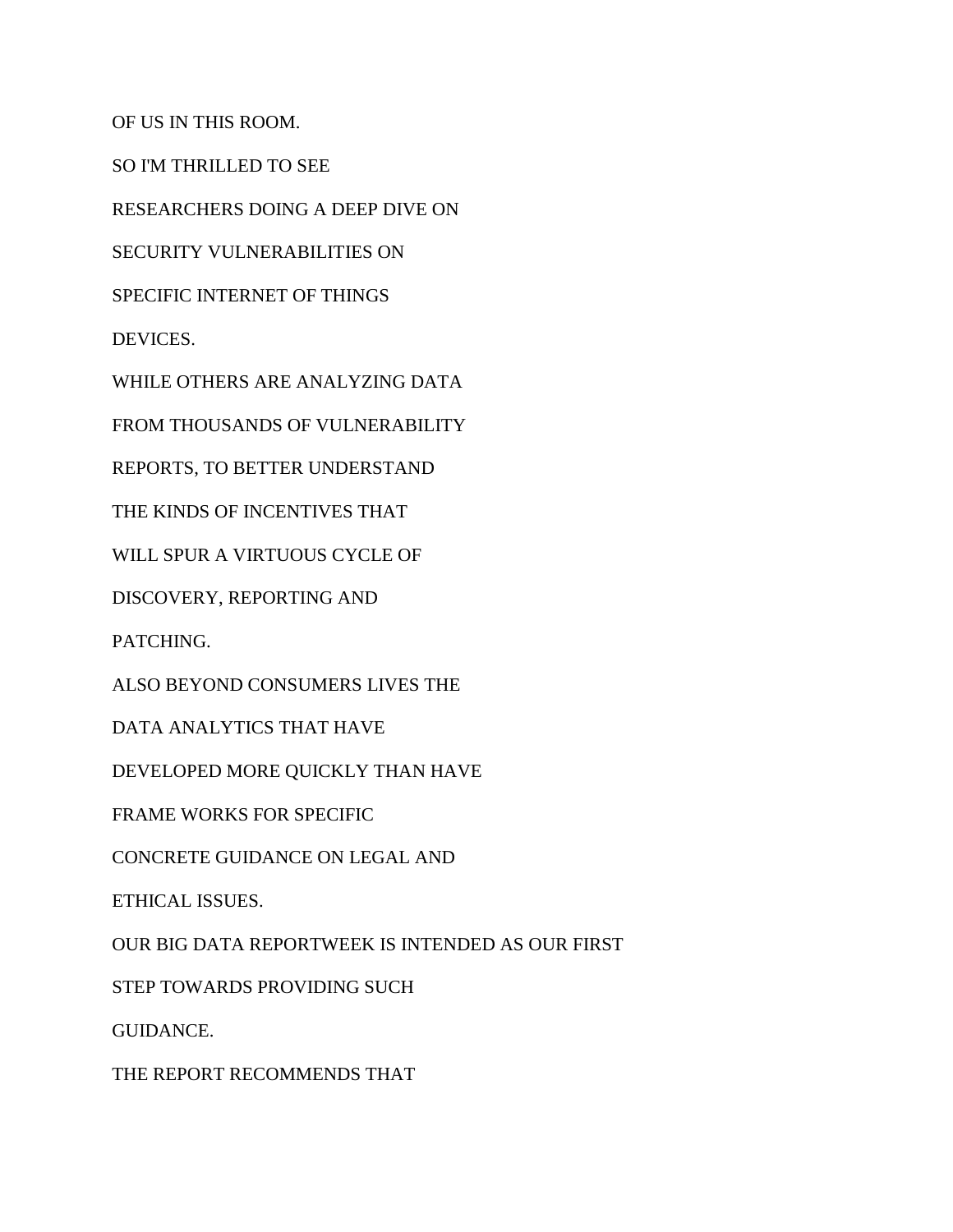OF US IN THIS ROOM.

SO I'M THRILLED TO SEE

RESEARCHERS DOING A DEEP DIVE ON

SECURITY VULNERABILITIES ON

SPECIFIC INTERNET OF THINGS

DEVICES.

WHILE OTHERS ARE ANALYZING DATA

FROM THOUSANDS OF VULNERABILITY

REPORTS, TO BETTER UNDERSTAND

THE KINDS OF INCENTIVES THAT

WILL SPUR A VIRTUOUS CYCLE OF

DISCOVERY, REPORTING AND

PATCHING.

ALSO BEYOND CONSUMERS LIVES THE

DATA ANALYTICS THAT HAVE

DEVELOPED MORE QUICKLY THAN HAVE

FRAME WORKS FOR SPECIFIC

CONCRETE GUIDANCE ON LEGAL AND

ETHICAL ISSUES.

OUR BIG DATA REPORTWEEK IS INTENDED AS OUR FIRST

STEP TOWARDS PROVIDING SUCH

GUIDANCE.

THE REPORT RECOMMENDS THAT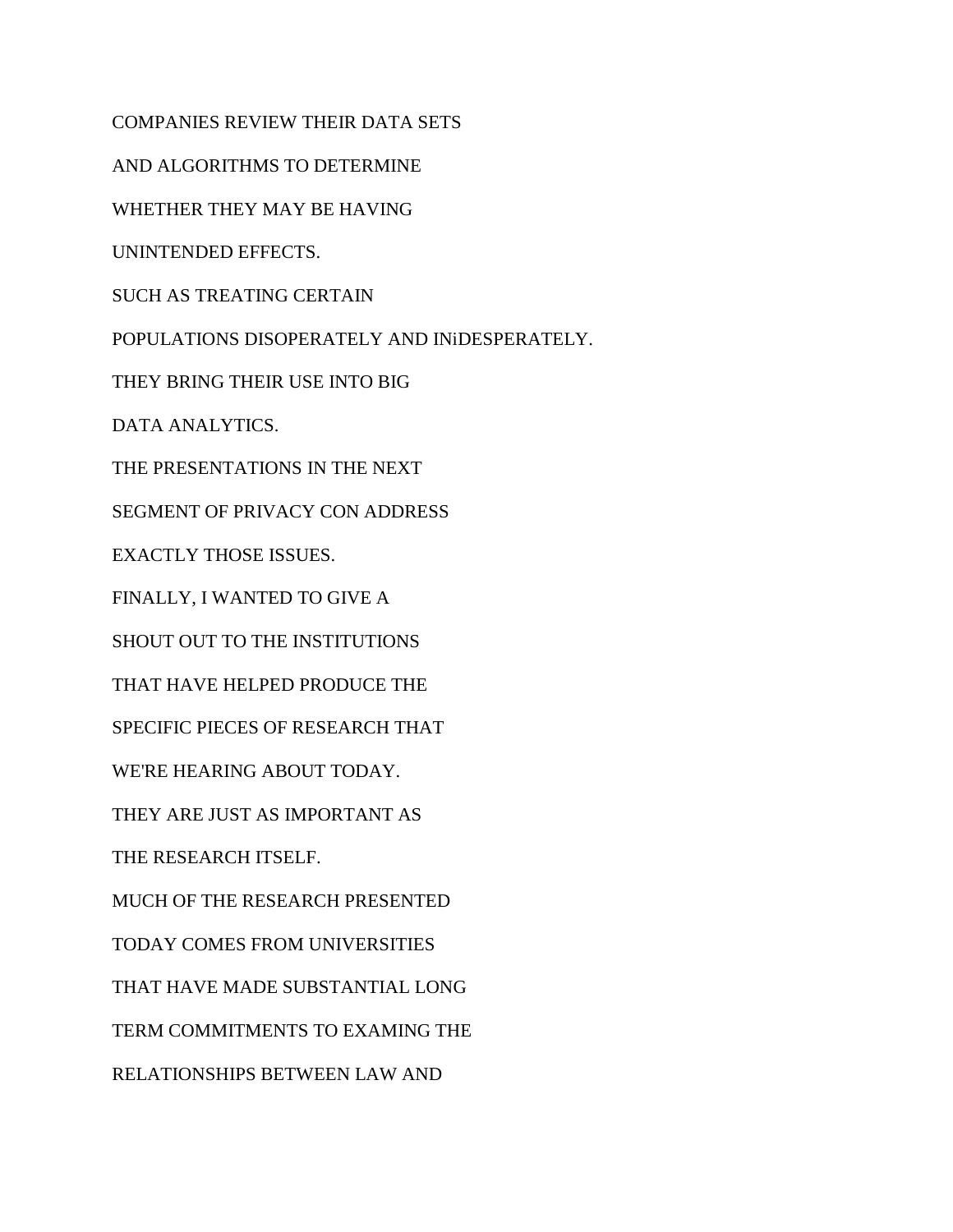COMPANIES REVIEW THEIR DATA SETS

AND ALGORITHMS TO DETERMINE

WHETHER THEY MAY BE HAVING

UNINTENDED EFFECTS.

SUCH AS TREATING CERTAIN

POPULATIONS DISOPERATELY AND INiDESPERATELY.

THEY BRING THEIR USE INTO BIG

DATA ANALYTICS.

THE PRESENTATIONS IN THE NEXT

SEGMENT OF PRIVACY CON ADDRESS

EXACTLY THOSE ISSUES.

FINALLY, I WANTED TO GIVE A

SHOUT OUT TO THE INSTITUTIONS

THAT HAVE HELPED PRODUCE THE

SPECIFIC PIECES OF RESEARCH THAT

WE'RE HEARING ABOUT TODAY.

THEY ARE JUST AS IMPORTANT AS

THE RESEARCH ITSELF.

MUCH OF THE RESEARCH PRESENTED

TODAY COMES FROM UNIVERSITIES

THAT HAVE MADE SUBSTANTIAL LONG

TERM COMMITMENTS TO EXAMING THE

RELATIONSHIPS BETWEEN LAW AND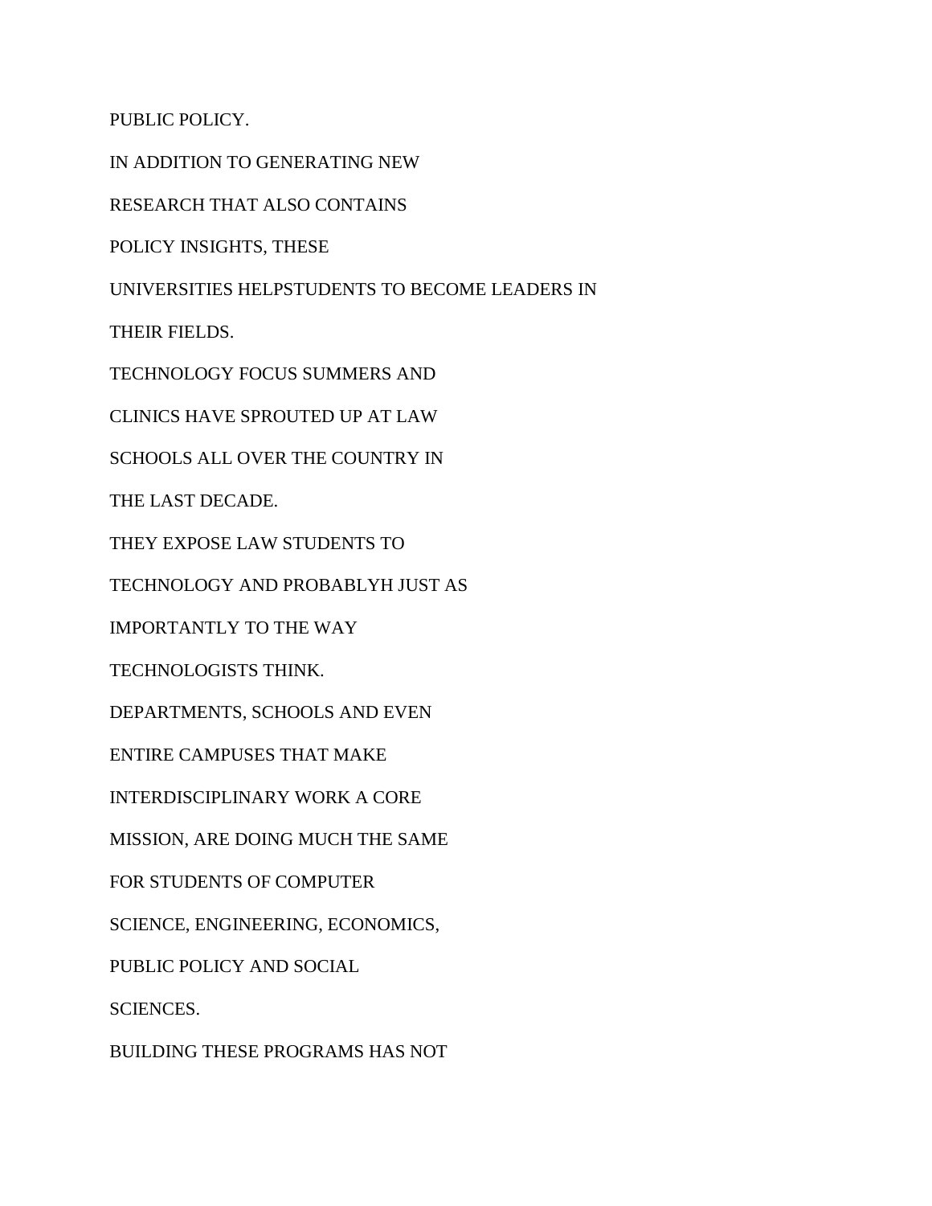PUBLIC POLICY.

IN ADDITION TO GENERATING NEW

RESEARCH THAT ALSO CONTAINS

POLICY INSIGHTS, THESE

UNIVERSITIES HELPSTUDENTS TO BECOME LEADERS IN

THEIR FIELDS.

TECHNOLOGY FOCUS SUMMERS AND

CLINICS HAVE SPROUTED UP AT LAW

SCHOOLS ALL OVER THE COUNTRY IN

THE LAST DECADE.

THEY EXPOSE LAW STUDENTS TO

TECHNOLOGY AND PROBABLYH JUST AS

IMPORTANTLY TO THE WAY

TECHNOLOGISTS THINK.

DEPARTMENTS, SCHOOLS AND EVEN

ENTIRE CAMPUSES THAT MAKE

INTERDISCIPLINARY WORK A CORE

MISSION, ARE DOING MUCH THE SAME

FOR STUDENTS OF COMPUTER

SCIENCE, ENGINEERING, ECONOMICS,

PUBLIC POLICY AND SOCIAL

SCIENCES.

BUILDING THESE PROGRAMS HAS NOT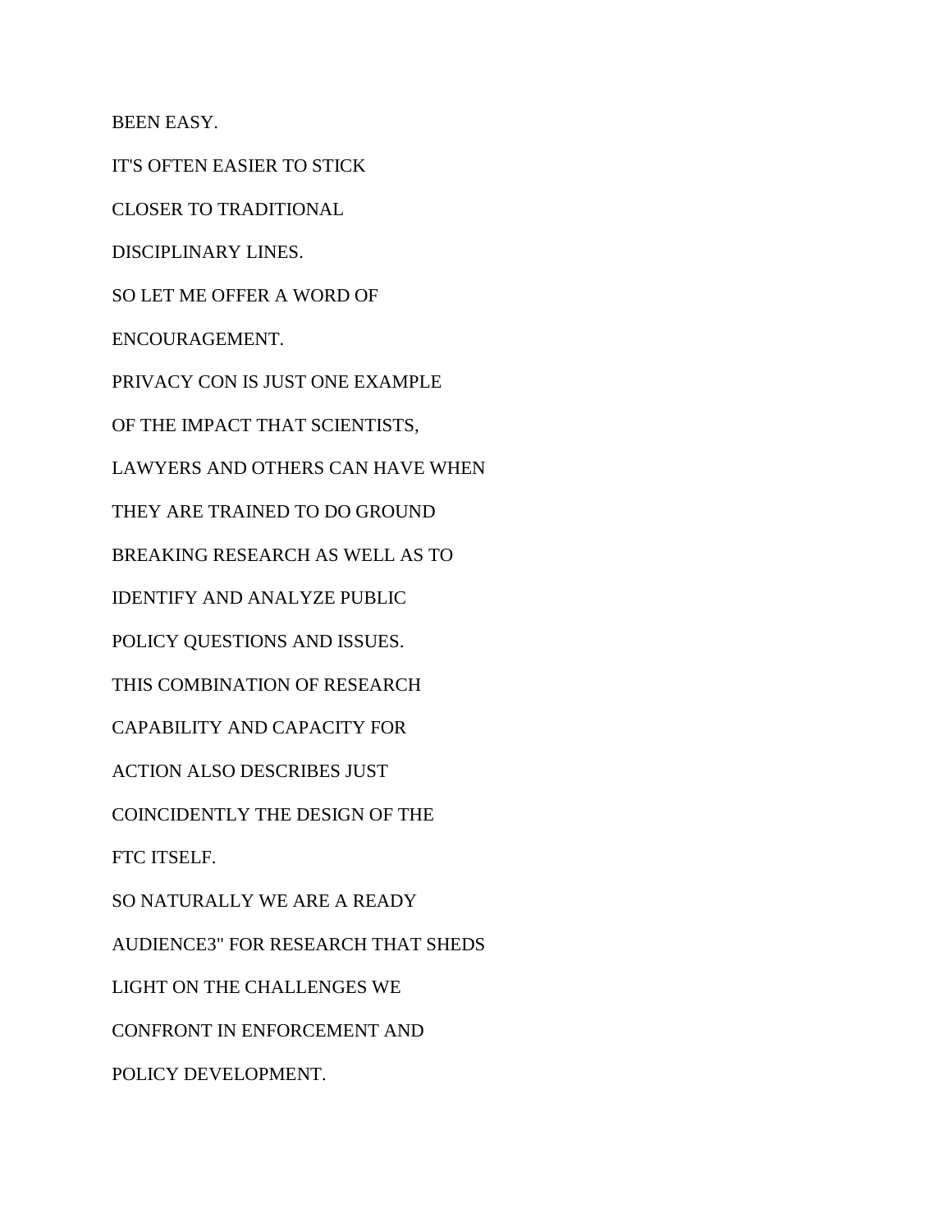BEEN EASY.

IT'S OFTEN EASIER TO STICK

CLOSER TO TRADITIONAL

DISCIPLINARY LINES.

SO LET ME OFFER A WORD OF

ENCOURAGEMENT.

PRIVACY CON IS JUST ONE EXAMPLE

OF THE IMPACT THAT SCIENTISTS,

LAWYERS AND OTHERS CAN HAVE WHEN

THEY ARE TRAINED TO DO GROUND

BREAKING RESEARCH AS WELL AS TO

IDENTIFY AND ANALYZE PUBLIC

POLICY QUESTIONS AND ISSUES.

THIS COMBINATION OF RESEARCH

CAPABILITY AND CAPACITY FOR

ACTION ALSO DESCRIBES JUST

COINCIDENTLY THE DESIGN OF THE

FTC ITSELF.

SO NATURALLY WE ARE A READY

AUDIENCE3" FOR RESEARCH THAT SHEDS

LIGHT ON THE CHALLENGES WE

CONFRONT IN ENFORCEMENT AND

POLICY DEVELOPMENT.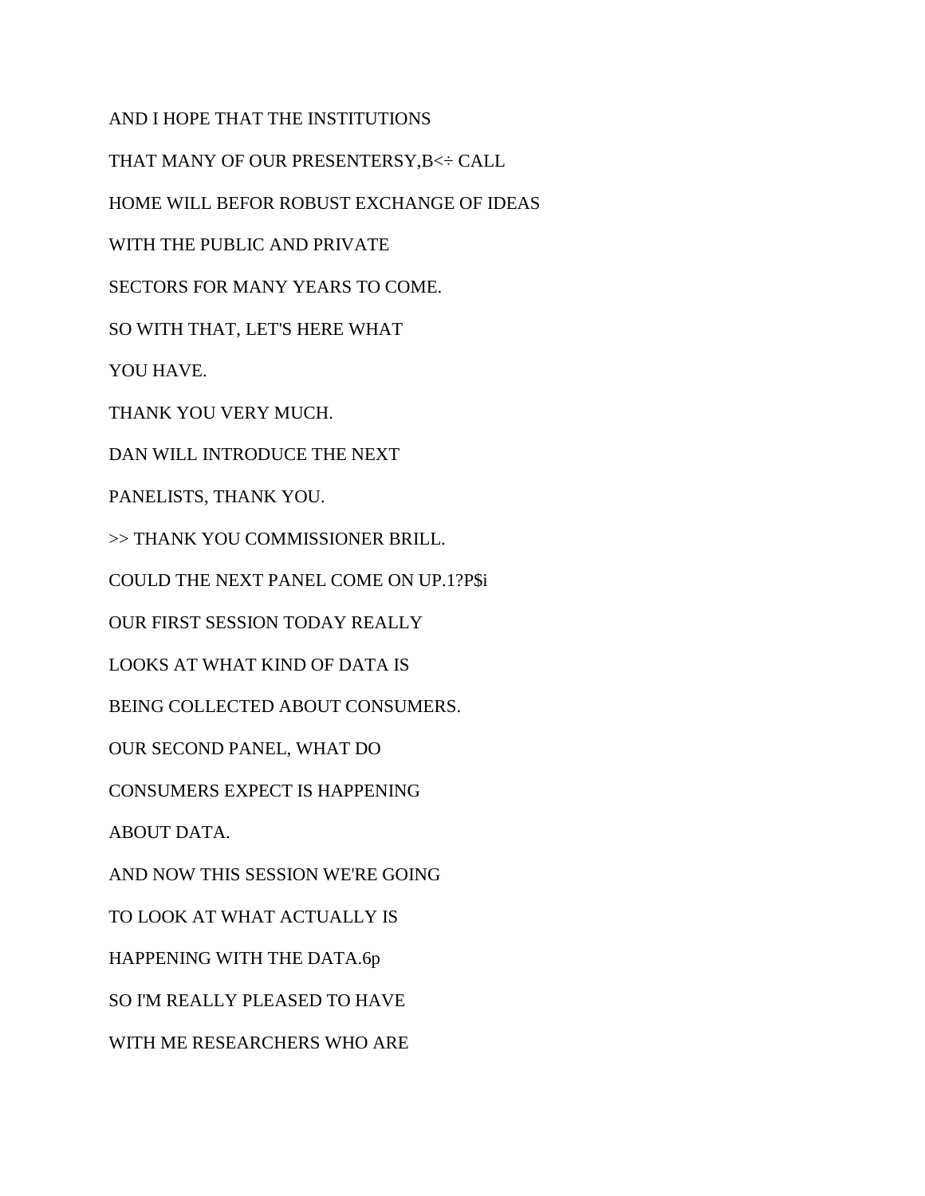AND I HOPE THAT THE INSTITUTIONS

THAT MANY OF OUR PRESENTERSY,B<÷ CALL

HOME WILL BEFOR ROBUST EXCHANGE OF IDEAS

WITH THE PUBLIC AND PRIVATE

SECTORS FOR MANY YEARS TO COME.

SO WITH THAT, LET'S HERE WHAT

YOU HAVE.

THANK YOU VERY MUCH.

DAN WILL INTRODUCE THE NEXT

PANELISTS, THANK YOU.

>> THANK YOU COMMISSIONER BRILL.

COULD THE NEXT PANEL COME ON UP.1?P$i

OUR FIRST SESSION TODAY REALLY

LOOKS AT WHAT KIND OF DATA IS

BEING COLLECTED ABOUT CONSUMERS.

OUR SECOND PANEL, WHAT DO

CONSUMERS EXPECT IS HAPPENING

ABOUT DATA.

AND NOW THIS SESSION WE'RE GOING

TO LOOK AT WHAT ACTUALLY IS

HAPPENING WITH THE DATA.6p

SO I'M REALLY PLEASED TO HAVE

WITH ME RESEARCHERS WHO ARE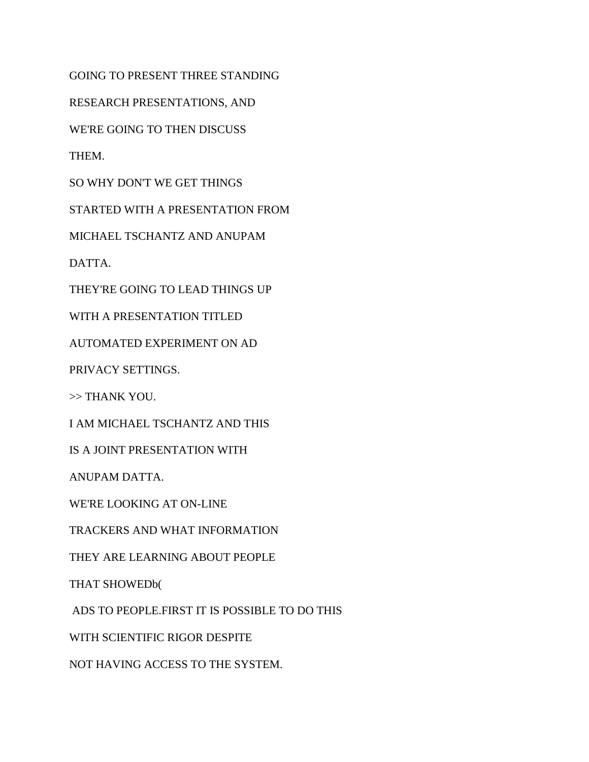GOING TO PRESENT THREE STANDING

RESEARCH PRESENTATIONS, AND

WE'RE GOING TO THEN DISCUSS

THEM.

SO WHY DON'T WE GET THINGS

STARTED WITH A PRESENTATION FROM

MICHAEL TSCHANTZ AND ANUPAM

DATTA.

THEY'RE GOING TO LEAD THINGS UP

WITH A PRESENTATION TITLED

AUTOMATED EXPERIMENT ON AD

PRIVACY SETTINGS.

>> THANK YOU.

I AM MICHAEL TSCHANTZ AND THIS

IS A JOINT PRESENTATION WITH

ANUPAM DATTA.

WE'RE LOOKING AT ON-LINE

TRACKERS AND WHAT INFORMATION

THEY ARE LEARNING ABOUT PEOPLE

THAT SHOWEDb(

ADS TO PEOPLE.FIRST IT IS POSSIBLE TO DO THIS

WITH SCIENTIFIC RIGOR DESPITE

NOT HAVING ACCESS TO THE SYSTEM.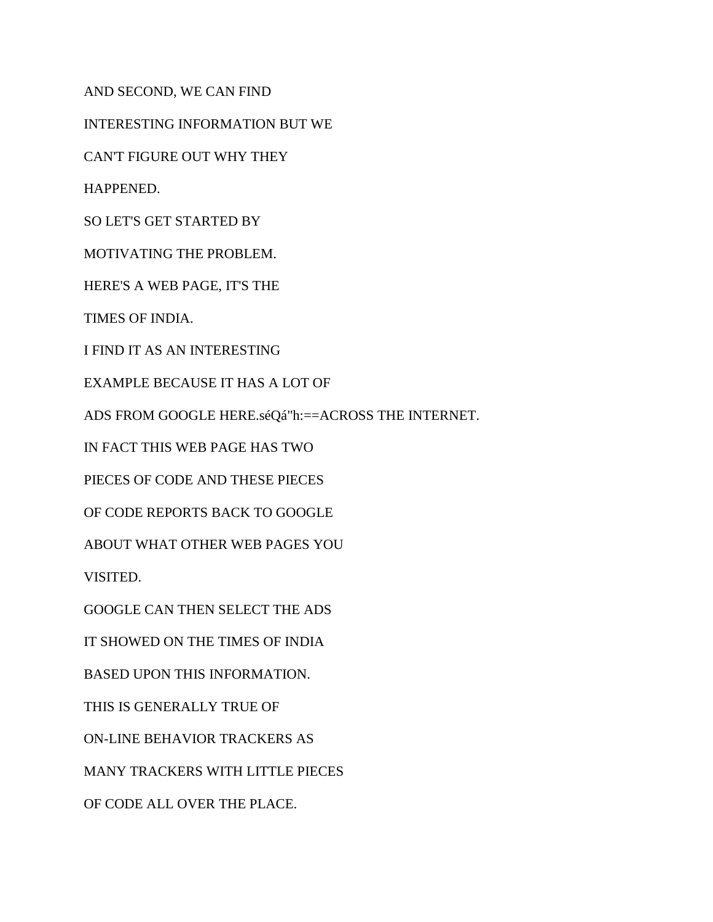AND SECOND, WE CAN FIND

INTERESTING INFORMATION BUT WE

CAN'T FIGURE OUT WHY THEY

HAPPENED.

SO LET'S GET STARTED BY

MOTIVATING THE PROBLEM.

HERE'S A WEB PAGE, IT'S THE

TIMES OF INDIA.

I FIND IT AS AN INTERESTING

EXAMPLE BECAUSE IT HAS A LOT OF

ADS FROM GOOGLE HERE.séQá"h:==ACROSS THE INTERNET.

IN FACT THIS WEB PAGE HAS TWO

PIECES OF CODE AND THESE PIECES

OF CODE REPORTS BACK TO GOOGLE

ABOUT WHAT OTHER WEB PAGES YOU

VISITED.

GOOGLE CAN THEN SELECT THE ADS

IT SHOWED ON THE TIMES OF INDIA

BASED UPON THIS INFORMATION.

THIS IS GENERALLY TRUE OF

ON-LINE BEHAVIOR TRACKERS AS

MANY TRACKERS WITH LITTLE PIECES

OF CODE ALL OVER THE PLACE.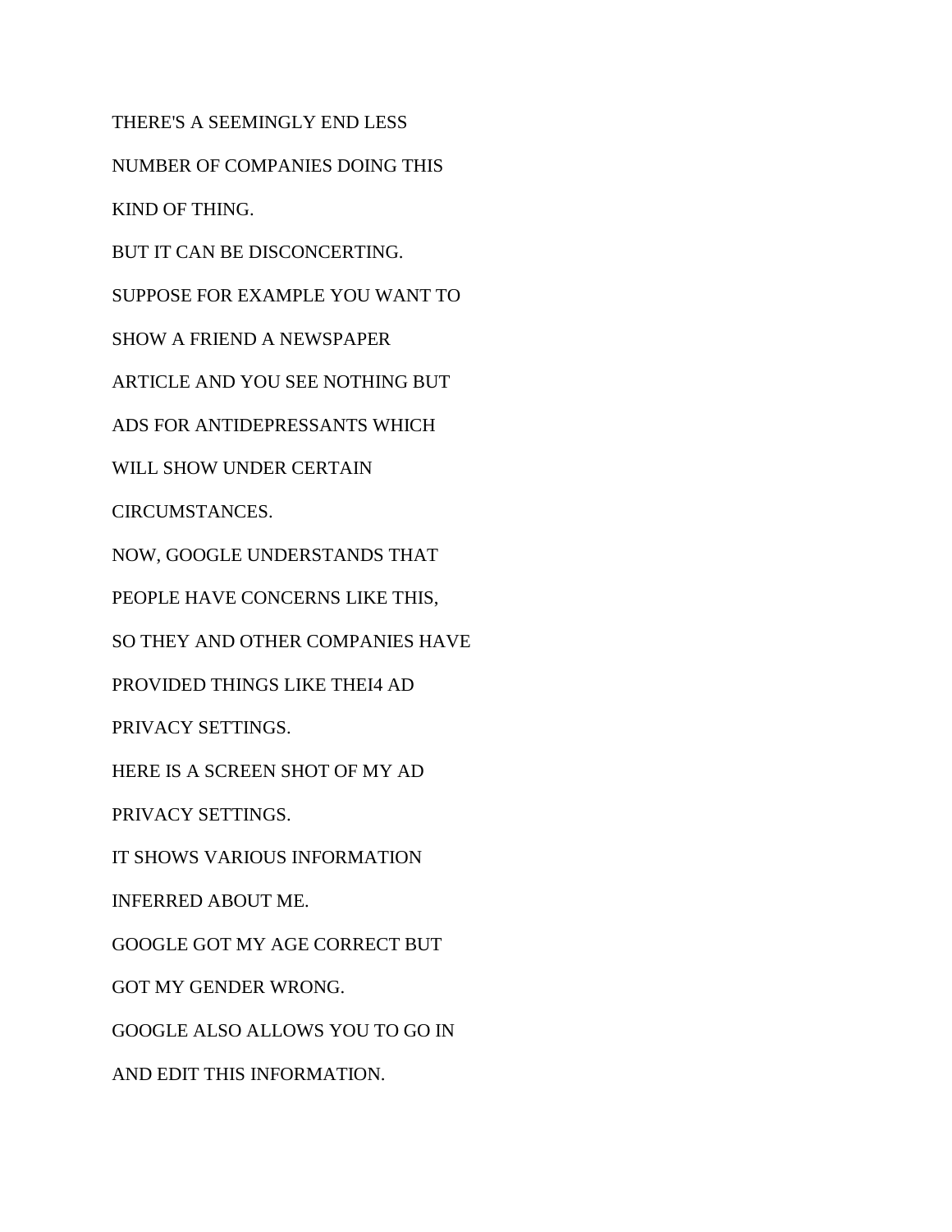THERE'S A SEEMINGLY END LESS

NUMBER OF COMPANIES DOING THIS

KIND OF THING.

BUT IT CAN BE DISCONCERTING.

SUPPOSE FOR EXAMPLE YOU WANT TO

SHOW A FRIEND A NEWSPAPER

ARTICLE AND YOU SEE NOTHING BUT

ADS FOR ANTIDEPRESSANTS WHICH

WILL SHOW UNDER CERTAIN

CIRCUMSTANCES.

NOW, GOOGLE UNDERSTANDS THAT

PEOPLE HAVE CONCERNS LIKE THIS,

SO THEY AND OTHER COMPANIES HAVE

PROVIDED THINGS LIKE THEI4 AD

PRIVACY SETTINGS.

HERE IS A SCREEN SHOT OF MY AD

PRIVACY SETTINGS.

IT SHOWS VARIOUS INFORMATION

INFERRED ABOUT ME.

GOOGLE GOT MY AGE CORRECT BUT

GOT MY GENDER WRONG.

GOOGLE ALSO ALLOWS YOU TO GO IN

AND EDIT THIS INFORMATION.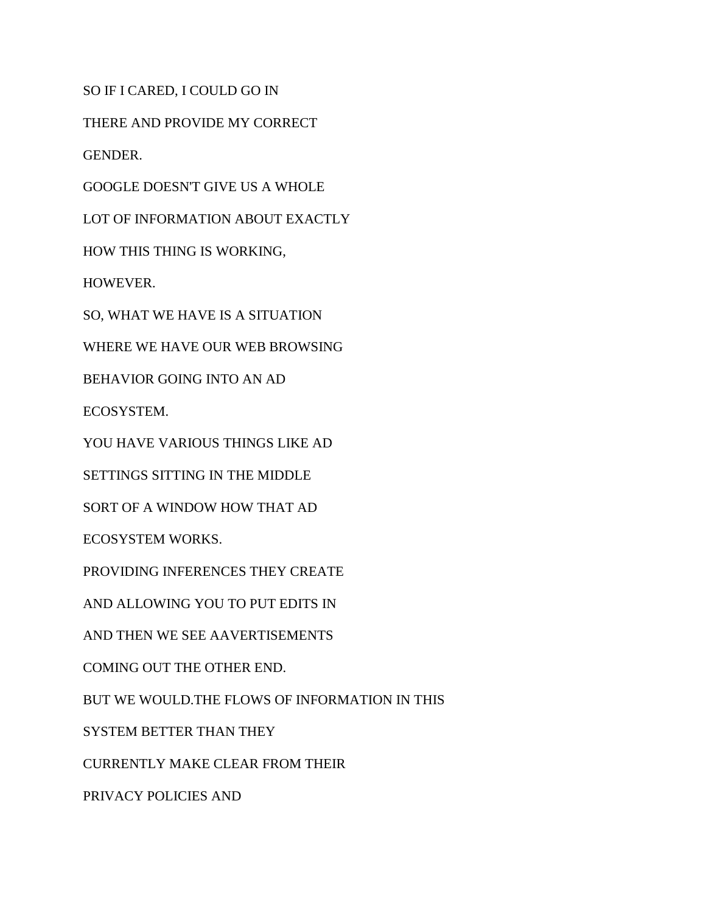SO IF I CARED, I COULD GO IN

THERE AND PROVIDE MY CORRECT

GENDER.

GOOGLE DOESN'T GIVE US A WHOLE

LOT OF INFORMATION ABOUT EXACTLY

HOW THIS THING IS WORKING,

HOWEVER.

SO, WHAT WE HAVE IS A SITUATION

WHERE WE HAVE OUR WEB BROWSING

BEHAVIOR GOING INTO AN AD

ECOSYSTEM.

YOU HAVE VARIOUS THINGS LIKE AD

SETTINGS SITTING IN THE MIDDLE

SORT OF A WINDOW HOW THAT AD

ECOSYSTEM WORKS.

PROVIDING INFERENCES THEY CREATE

AND ALLOWING YOU TO PUT EDITS IN

AND THEN WE SEE AAVERTISEMENTS

COMING OUT THE OTHER END.

BUT WE WOULD.THE FLOWS OF INFORMATION IN THIS

SYSTEM BETTER THAN THEY

CURRENTLY MAKE CLEAR FROM THEIR

PRIVACY POLICIES AND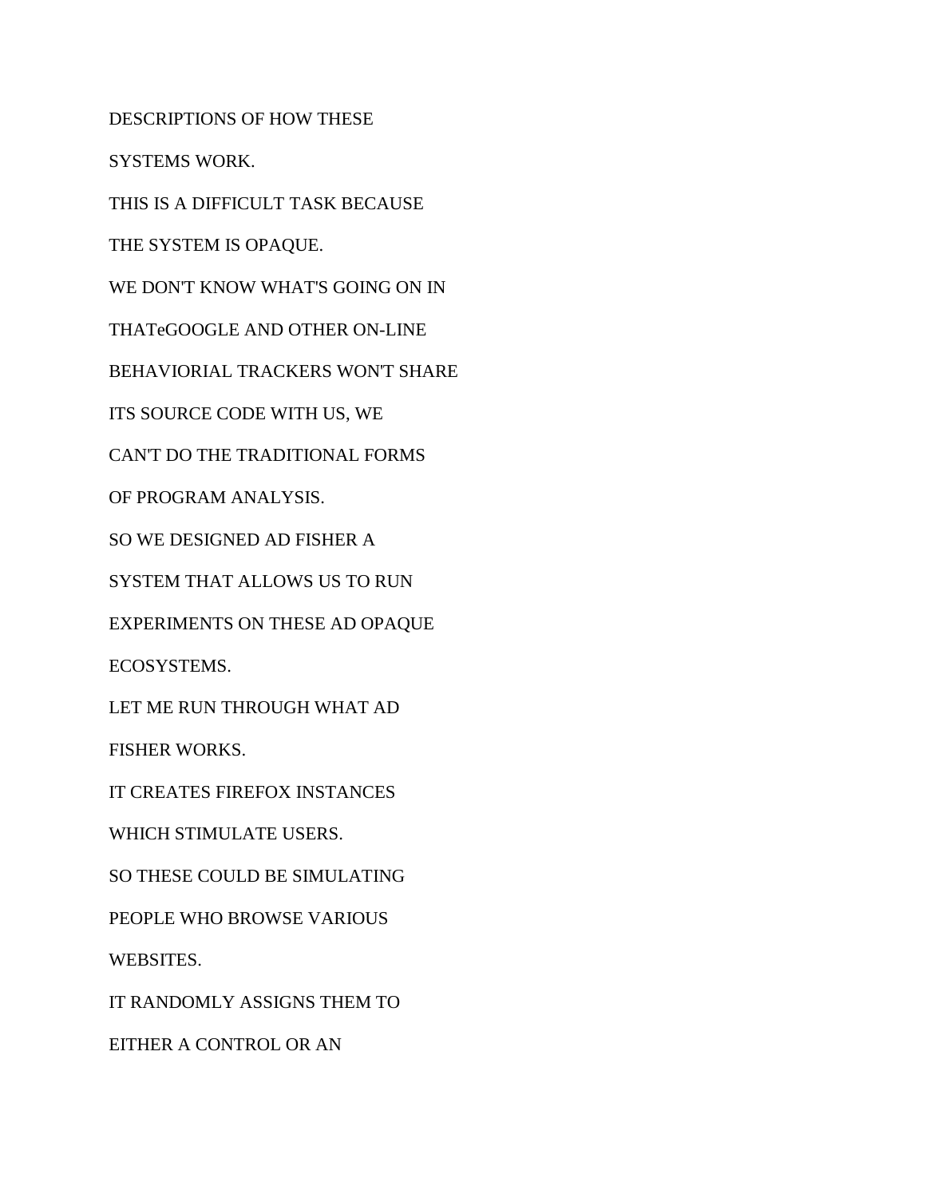DESCRIPTIONS OF HOW THESE

SYSTEMS WORK.

THIS IS A DIFFICULT TASK BECAUSE

THE SYSTEM IS OPAQUE.

WE DON'T KNOW WHAT'S GOING ON IN

THATeGOOGLE AND OTHER ON-LINE

BEHAVIORIAL TRACKERS WON'T SHARE

ITS SOURCE CODE WITH US, WE

CAN'T DO THE TRADITIONAL FORMS

OF PROGRAM ANALYSIS.

SO WE DESIGNED AD FISHER A

SYSTEM THAT ALLOWS US TO RUN

EXPERIMENTS ON THESE AD OPAQUE

ECOSYSTEMS.

LET ME RUN THROUGH WHAT AD

FISHER WORKS.

IT CREATES FIREFOX INSTANCES

WHICH STIMULATE USERS.

SO THESE COULD BE SIMULATING

PEOPLE WHO BROWSE VARIOUS

WEBSITES.

IT RANDOMLY ASSIGNS THEM TO

EITHER A CONTROL OR AN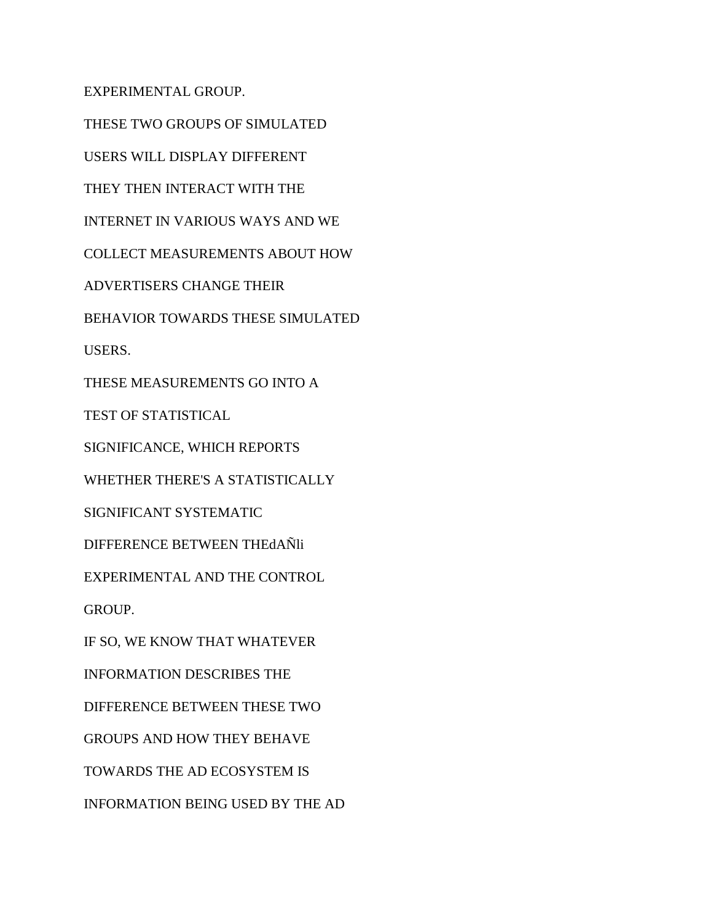EXPERIMENTAL GROUP.

THESE TWO GROUPS OF SIMULATED

USERS WILL DISPLAY DIFFERENT

THEY THEN INTERACT WITH THE

INTERNET IN VARIOUS WAYS AND WE

COLLECT MEASUREMENTS ABOUT HOW

ADVERTISERS CHANGE THEIR

BEHAVIOR TOWARDS THESE SIMULATED

USERS.

THESE MEASUREMENTS GO INTO A

TEST OF STATISTICAL

SIGNIFICANCE, WHICH REPORTS

WHETHER THERE'S A STATISTICALLY

SIGNIFICANT SYSTEMATIC

DIFFERENCE BETWEEN THEdAÑli

EXPERIMENTAL AND THE CONTROL

GROUP.

IF SO, WE KNOW THAT WHATEVER

INFORMATION DESCRIBES THE

DIFFERENCE BETWEEN THESE TWO

GROUPS AND HOW THEY BEHAVE

TOWARDS THE AD ECOSYSTEM IS

INFORMATION BEING USED BY THE AD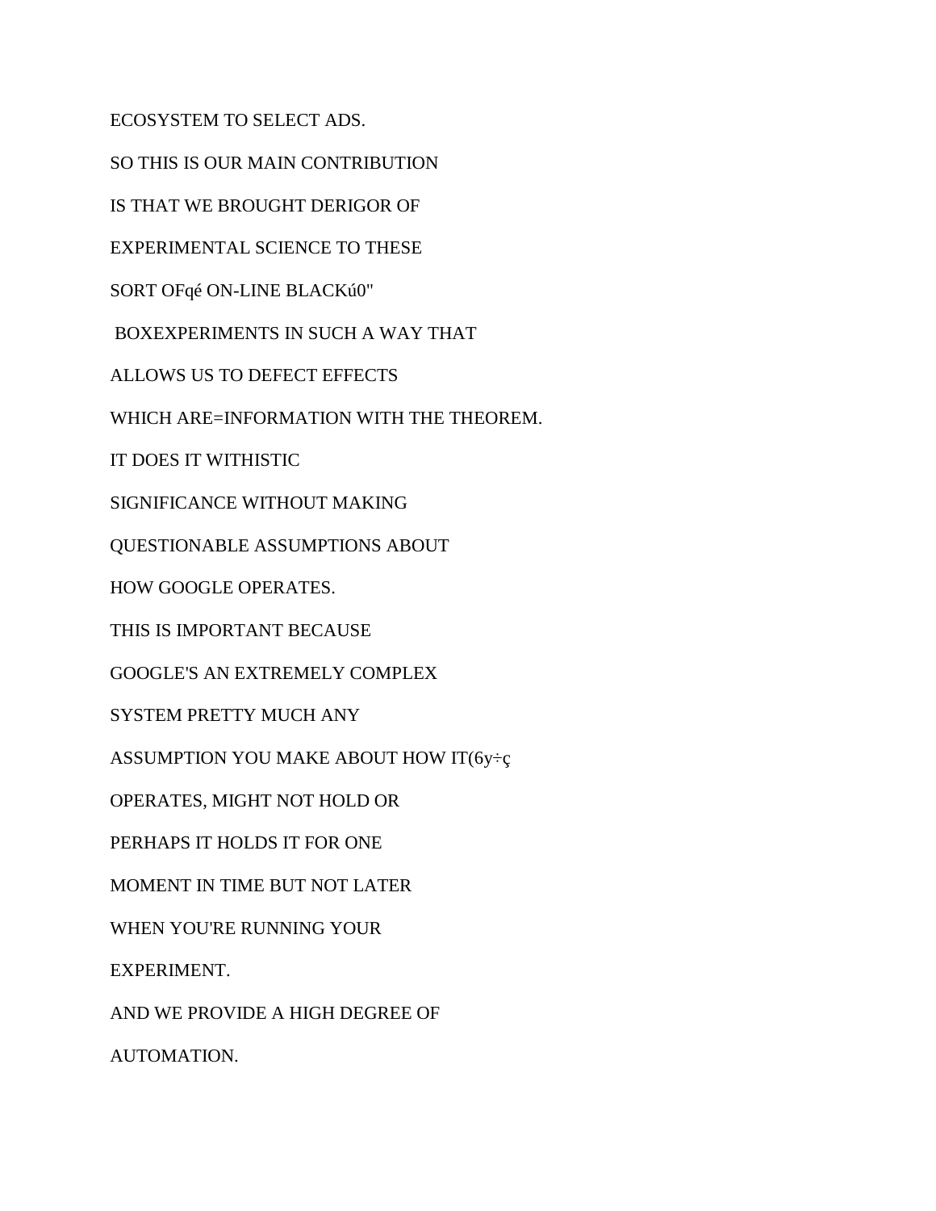ECOSYSTEM TO SELECT ADS.

SO THIS IS OUR MAIN CONTRIBUTION

IS THAT WE BROUGHT DERIGOR OF

EXPERIMENTAL SCIENCE TO THESE

SORT OFqé ON-LINE BLACKú0"

 BOXEXPERIMENTS IN SUCH A WAY THAT

ALLOWS US TO DEFECT EFFECTS

WHICH ARE=INFORMATION WITH THE THEOREM.

IT DOES IT WITHISTIC

SIGNIFICANCE WITHOUT MAKING

QUESTIONABLE ASSUMPTIONS ABOUT

HOW GOOGLE OPERATES.

THIS IS IMPORTANT BECAUSE

GOOGLE'S AN EXTREMELY COMPLEX

SYSTEM PRETTY MUCH ANY

ASSUMPTION YOU MAKE ABOUT HOW IT(6y÷ç

OPERATES, MIGHT NOT HOLD OR

PERHAPS IT HOLDS IT FOR ONE

MOMENT IN TIME BUT NOT LATER

WHEN YOU'RE RUNNING YOUR

EXPERIMENT.

AND WE PROVIDE A HIGH DEGREE OF

AUTOMATION.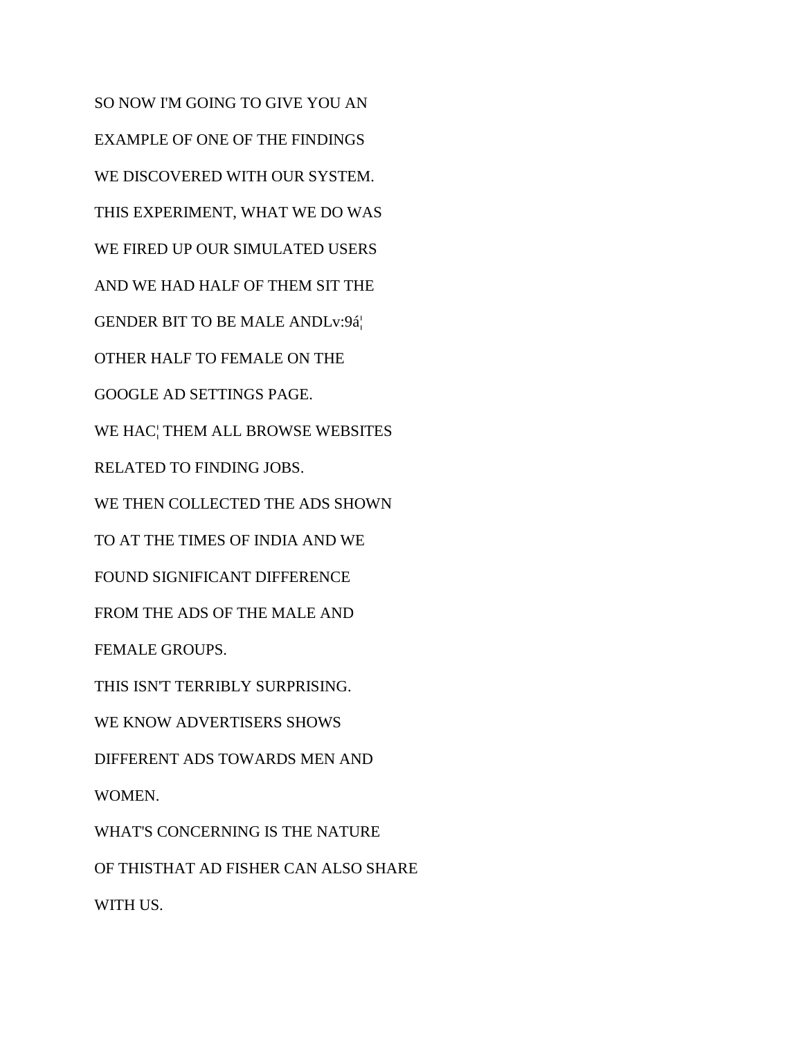SO NOW I'M GOING TO GIVE YOU AN

EXAMPLE OF ONE OF THE FINDINGS

WE DISCOVERED WITH OUR SYSTEM.

THIS EXPERIMENT, WHAT WE DO WAS

WE FIRED UP OUR SIMULATED USERS

AND WE HAD HALF OF THEM SIT THE

GENDER BIT TO BE MALE ANDLv:9á¦

OTHER HALF TO FEMALE ON THE

GOOGLE AD SETTINGS PAGE.

WE HAC¦ THEM ALL BROWSE WEBSITES

RELATED TO FINDING JOBS.

WE THEN COLLECTED THE ADS SHOWN

TO AT THE TIMES OF INDIA AND WE

FOUND SIGNIFICANT DIFFERENCE

FROM THE ADS OF THE MALE AND

FEMALE GROUPS.

THIS ISN'T TERRIBLY SURPRISING.

WE KNOW ADVERTISERS SHOWS

DIFFERENT ADS TOWARDS MEN AND

WOMEN.

WHAT'S CONCERNING IS THE NATURE

OF THISTHAT AD FISHER CAN ALSO SHARE

WITH US.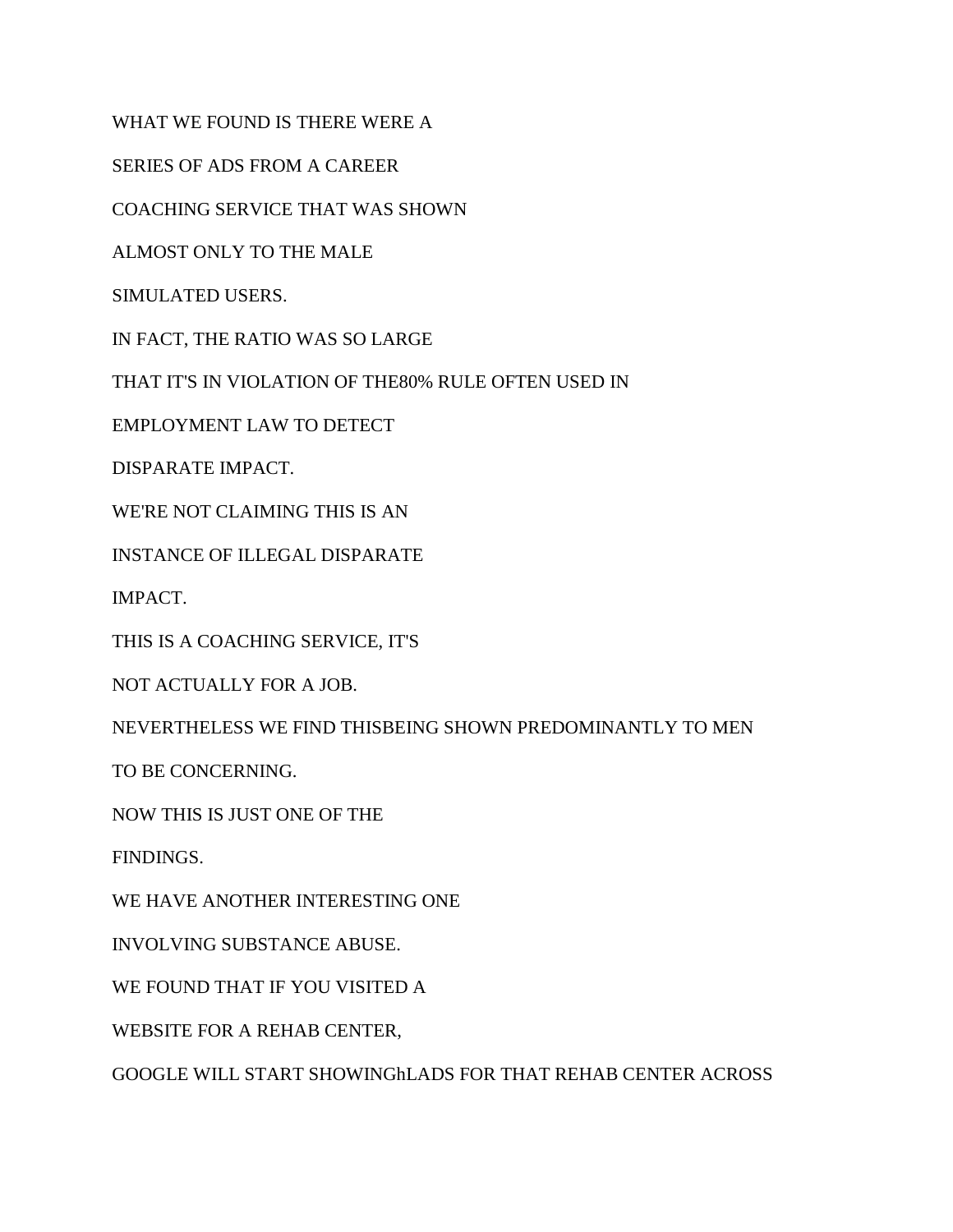WHAT WE FOUND IS THERE WERE A

SERIES OF ADS FROM A CAREER

COACHING SERVICE THAT WAS SHOWN

ALMOST ONLY TO THE MALE

SIMULATED USERS.

IN FACT, THE RATIO WAS SO LARGE

THAT IT'S IN VIOLATION OF THE80% RULE OFTEN USED IN

EMPLOYMENT LAW TO DETECT

DISPARATE IMPACT.

WE'RE NOT CLAIMING THIS IS AN

INSTANCE OF ILLEGAL DISPARATE

IMPACT.

THIS IS A COACHING SERVICE, IT'S

NOT ACTUALLY FOR A JOB.

NEVERTHELESS WE FIND THISBEING SHOWN PREDOMINANTLY TO MEN

TO BE CONCERNING.

NOW THIS IS JUST ONE OF THE

FINDINGS.

WE HAVE ANOTHER INTERESTING ONE

INVOLVING SUBSTANCE ABUSE.

WE FOUND THAT IF YOU VISITED A

WEBSITE FOR A REHAB CENTER,

GOOGLE WILL START SHOWINGhLADS FOR THAT REHAB CENTER ACROSS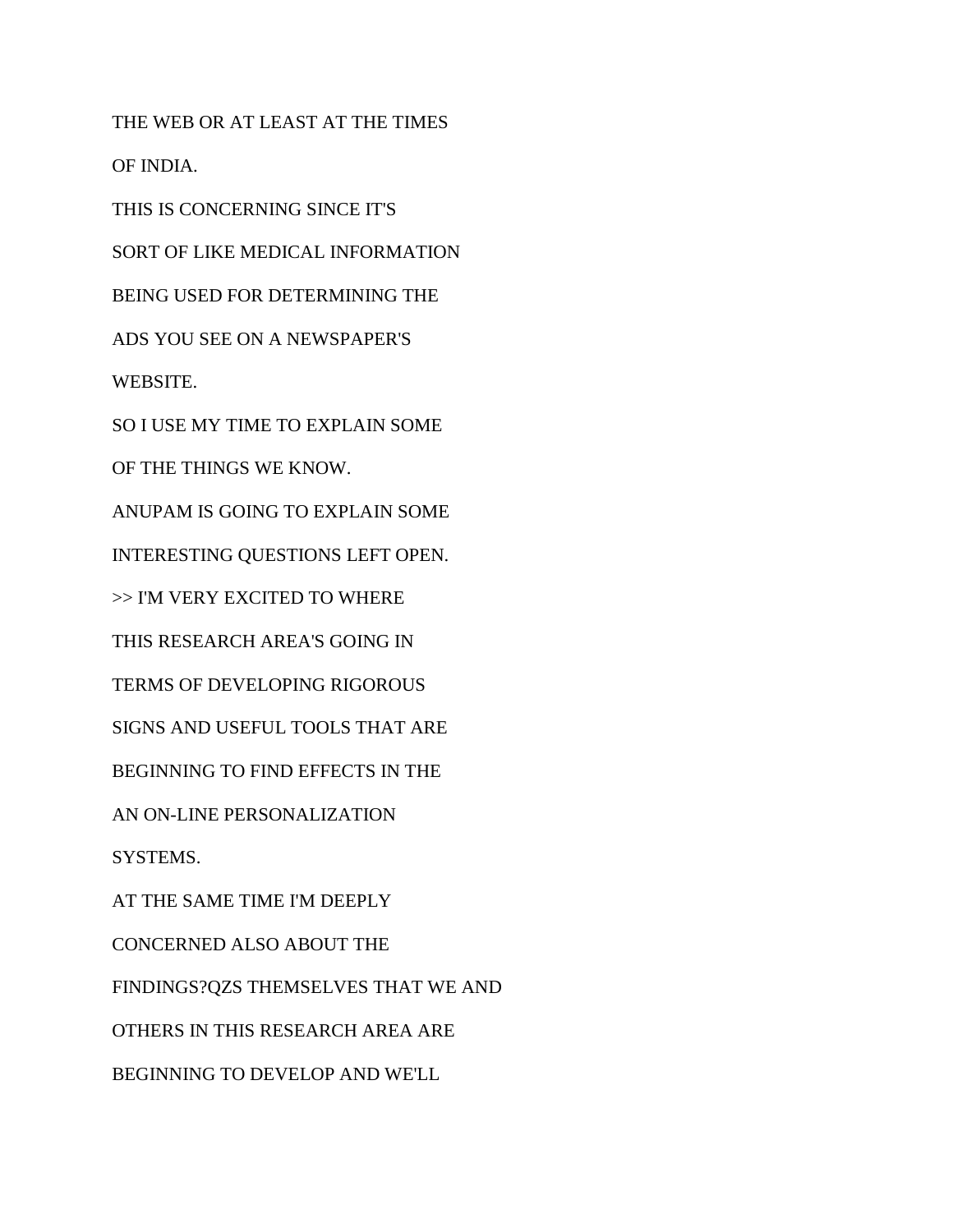THE WEB OR AT LEAST AT THE TIMES

OF INDIA.

THIS IS CONCERNING SINCE IT'S

SORT OF LIKE MEDICAL INFORMATION

BEING USED FOR DETERMINING THE

ADS YOU SEE ON A NEWSPAPER'S

WEBSITE.

SO I USE MY TIME TO EXPLAIN SOME

OF THE THINGS WE KNOW.

ANUPAM IS GOING TO EXPLAIN SOME

INTERESTING QUESTIONS LEFT OPEN.

>> I'M VERY EXCITED TO WHERE

THIS RESEARCH AREA'S GOING IN

TERMS OF DEVELOPING RIGOROUS

SIGNS AND USEFUL TOOLS THAT ARE

BEGINNING TO FIND EFFECTS IN THE

AN ON-LINE PERSONALIZATION

SYSTEMS.

AT THE SAME TIME I'M DEEPLY

CONCERNED ALSO ABOUT THE

FINDINGS?QZS THEMSELVES THAT WE AND

OTHERS IN THIS RESEARCH AREA ARE

BEGINNING TO DEVELOP AND WE'LL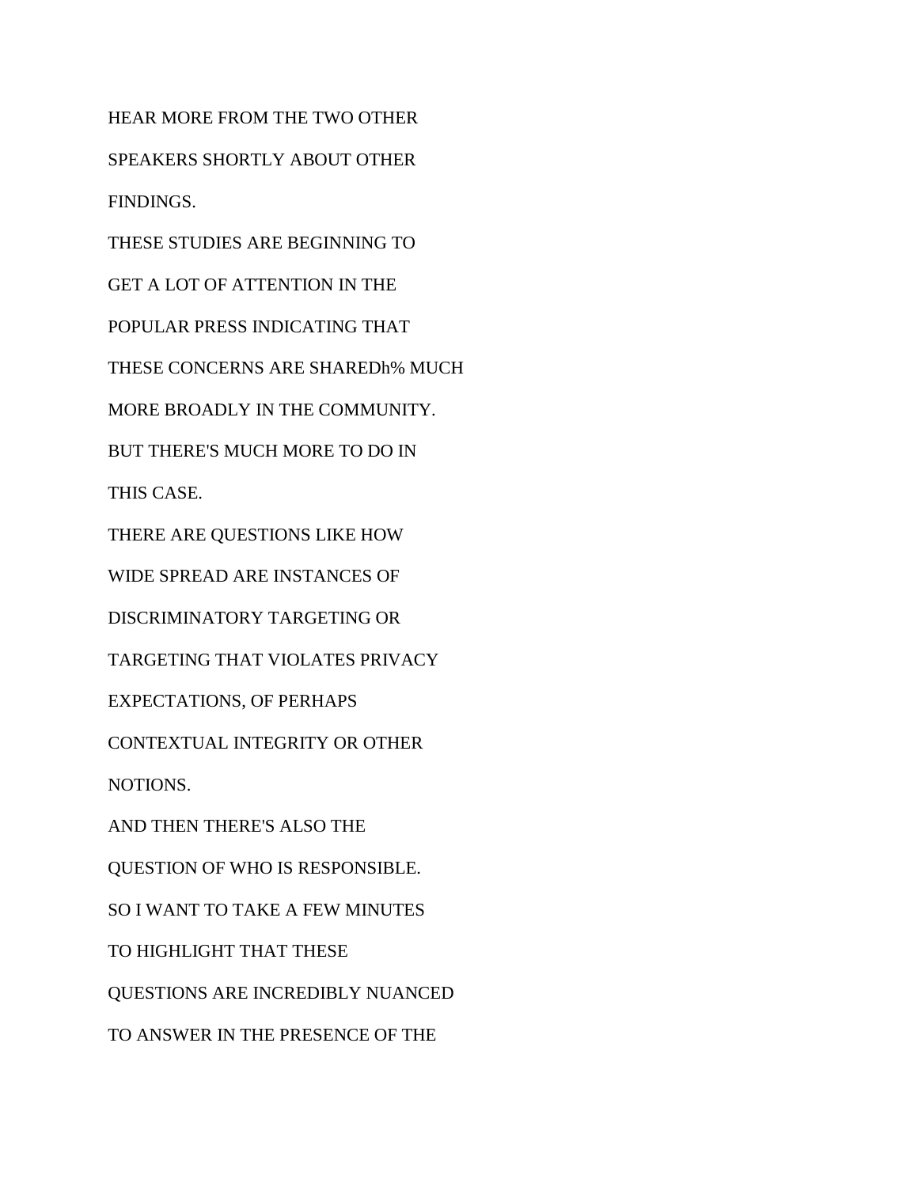HEAR MORE FROM THE TWO OTHER

SPEAKERS SHORTLY ABOUT OTHER

FINDINGS.

THESE STUDIES ARE BEGINNING TO

GET A LOT OF ATTENTION IN THE

POPULAR PRESS INDICATING THAT

THESE CONCERNS ARE SHAREDh% MUCH

MORE BROADLY IN THE COMMUNITY.

BUT THERE'S MUCH MORE TO DO IN

THIS CASE.

THERE ARE QUESTIONS LIKE HOW

WIDE SPREAD ARE INSTANCES OF

DISCRIMINATORY TARGETING OR

TARGETING THAT VIOLATES PRIVACY

EXPECTATIONS, OF PERHAPS

CONTEXTUAL INTEGRITY OR OTHER

NOTIONS.

AND THEN THERE'S ALSO THE

QUESTION OF WHO IS RESPONSIBLE.

SO I WANT TO TAKE A FEW MINUTES

TO HIGHLIGHT THAT THESE

QUESTIONS ARE INCREDIBLY NUANCED

TO ANSWER IN THE PRESENCE OF THE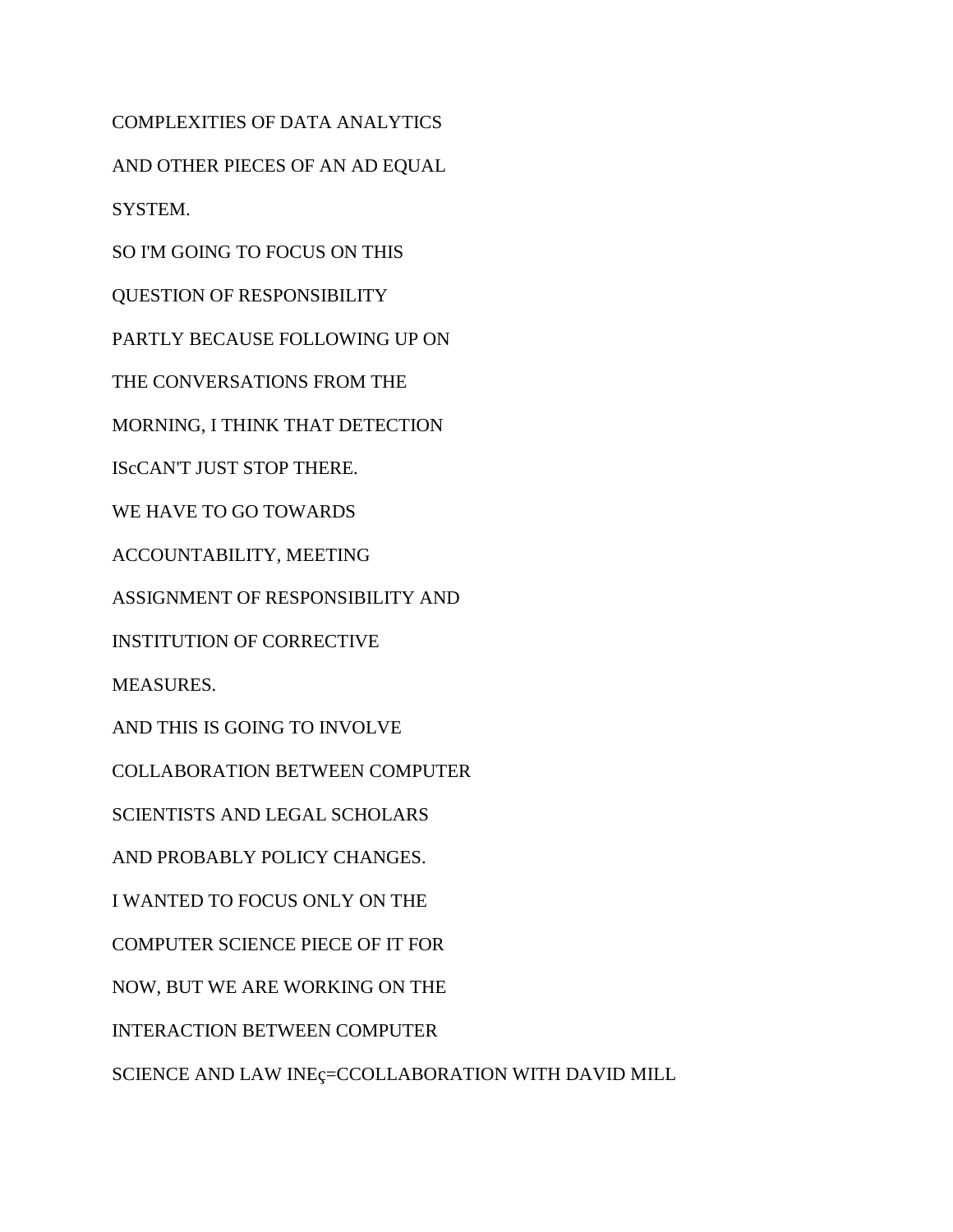COMPLEXITIES OF DATA ANALYTICS

AND OTHER PIECES OF AN AD EQUAL

SYSTEM.

SO I'M GOING TO FOCUS ON THIS

QUESTION OF RESPONSIBILITY

PARTLY BECAUSE FOLLOWING UP ON

THE CONVERSATIONS FROM THE

MORNING, I THINK THAT DETECTION

IScCAN'T JUST STOP THERE.

WE HAVE TO GO TOWARDS

ACCOUNTABILITY, MEETING

ASSIGNMENT OF RESPONSIBILITY AND

INSTITUTION OF CORRECTIVE

MEASURES.

AND THIS IS GOING TO INVOLVE

COLLABORATION BETWEEN COMPUTER

SCIENTISTS AND LEGAL SCHOLARS

AND PROBABLY POLICY CHANGES.

I WANTED TO FOCUS ONLY ON THE

COMPUTER SCIENCE PIECE OF IT FOR

NOW, BUT WE ARE WORKING ON THE

INTERACTION BETWEEN COMPUTER

SCIENCE AND LAW INEç=CCOLLABORATION WITH DAVID MILL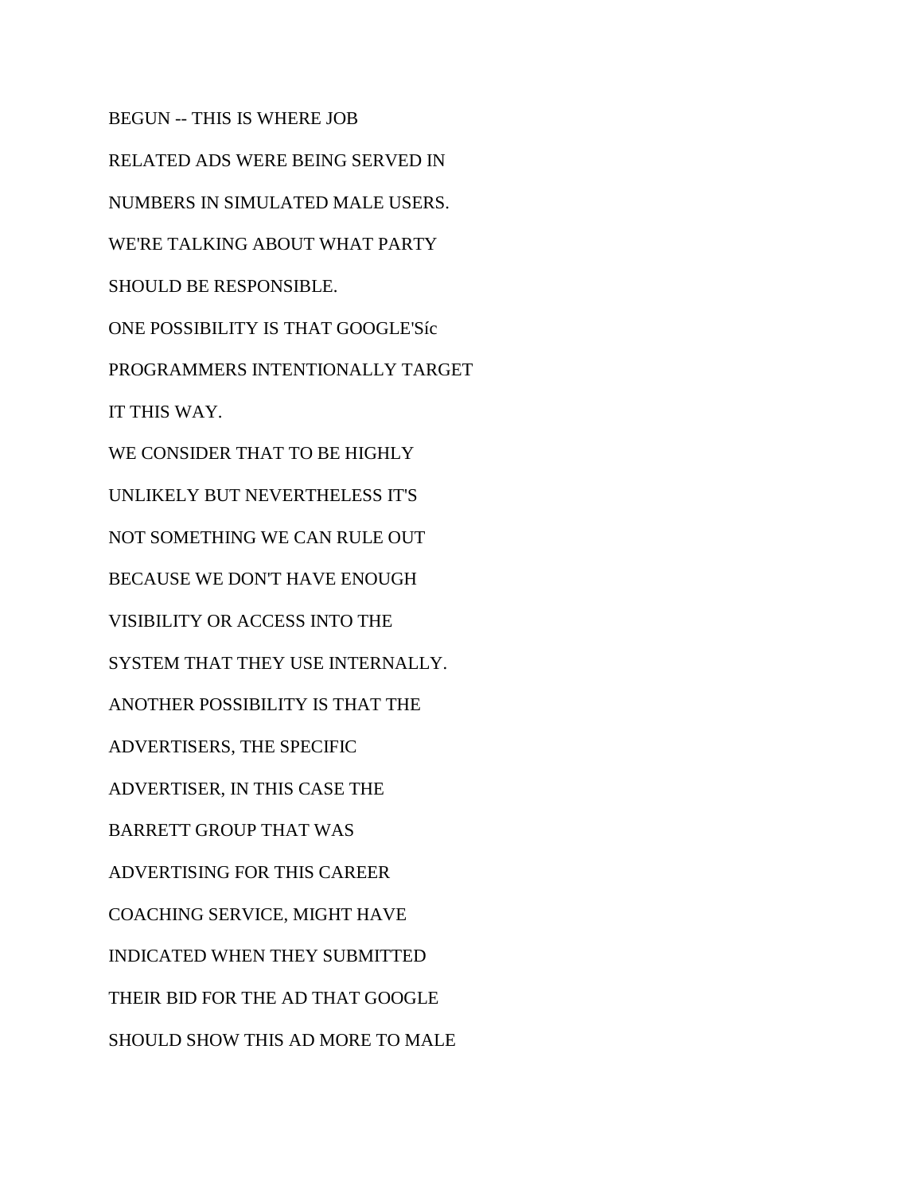BEGUN -- THIS IS WHERE JOB

RELATED ADS WERE BEING SERVED IN

NUMBERS IN SIMULATED MALE USERS.

WE'RE TALKING ABOUT WHAT PARTY

SHOULD BE RESPONSIBLE.

ONE POSSIBILITY IS THAT GOOGLE'Síc

PROGRAMMERS INTENTIONALLY TARGET

IT THIS WAY.

WE CONSIDER THAT TO BE HIGHLY

UNLIKELY BUT NEVERTHELESS IT'S

NOT SOMETHING WE CAN RULE OUT

BECAUSE WE DON'T HAVE ENOUGH

VISIBILITY OR ACCESS INTO THE

SYSTEM THAT THEY USE INTERNALLY.

ANOTHER POSSIBILITY IS THAT THE

ADVERTISERS, THE SPECIFIC

ADVERTISER, IN THIS CASE THE

BARRETT GROUP THAT WAS

ADVERTISING FOR THIS CAREER

COACHING SERVICE, MIGHT HAVE

INDICATED WHEN THEY SUBMITTED

THEIR BID FOR THE AD THAT GOOGLE

SHOULD SHOW THIS AD MORE TO MALE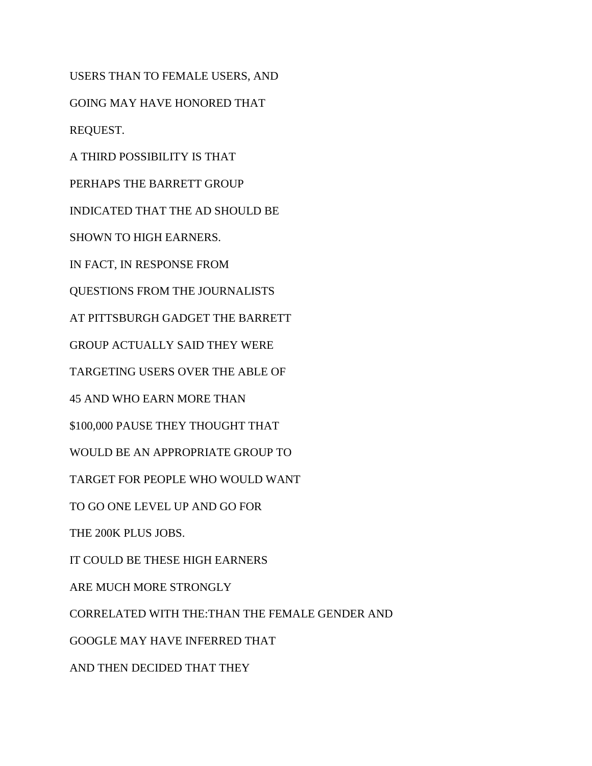USERS THAN TO FEMALE USERS, AND

GOING MAY HAVE HONORED THAT

REQUEST.

A THIRD POSSIBILITY IS THAT

PERHAPS THE BARRETT GROUP

INDICATED THAT THE AD SHOULD BE

SHOWN TO HIGH EARNERS.

IN FACT, IN RESPONSE FROM

QUESTIONS FROM THE JOURNALISTS

AT PITTSBURGH GADGET THE BARRETT

GROUP ACTUALLY SAID THEY WERE

TARGETING USERS OVER THE ABLE OF

45 AND WHO EARN MORE THAN

$100,000 PAUSE THEY THOUGHT THAT

WOULD BE AN APPROPRIATE GROUP TO

TARGET FOR PEOPLE WHO WOULD WANT

TO GO ONE LEVEL UP AND GO FOR

THE 200K PLUS JOBS.

IT COULD BE THESE HIGH EARNERS

ARE MUCH MORE STRONGLY

CORRELATED WITH THE:THAN THE FEMALE GENDER AND

GOOGLE MAY HAVE INFERRED THAT

AND THEN DECIDED THAT THEY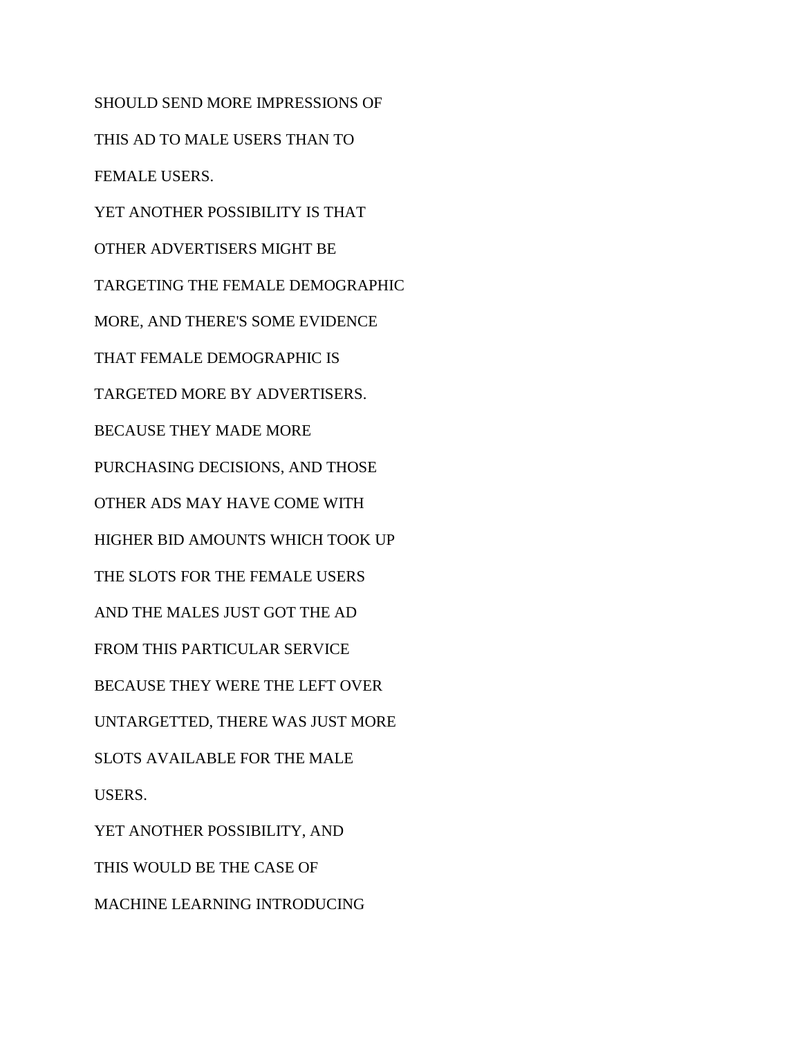SHOULD SEND MORE IMPRESSIONS OF

THIS AD TO MALE USERS THAN TO

FEMALE USERS.

YET ANOTHER POSSIBILITY IS THAT

OTHER ADVERTISERS MIGHT BE

TARGETING THE FEMALE DEMOGRAPHIC

MORE, AND THERE'S SOME EVIDENCE

THAT FEMALE DEMOGRAPHIC IS

TARGETED MORE BY ADVERTISERS.

BECAUSE THEY MADE MORE

PURCHASING DECISIONS, AND THOSE

OTHER ADS MAY HAVE COME WITH

HIGHER BID AMOUNTS WHICH TOOK UP

THE SLOTS FOR THE FEMALE USERS

AND THE MALES JUST GOT THE AD

FROM THIS PARTICULAR SERVICE

BECAUSE THEY WERE THE LEFT OVER

UNTARGETTED, THERE WAS JUST MORE

SLOTS AVAILABLE FOR THE MALE

USERS.

YET ANOTHER POSSIBILITY, AND

THIS WOULD BE THE CASE OF

MACHINE LEARNING INTRODUCING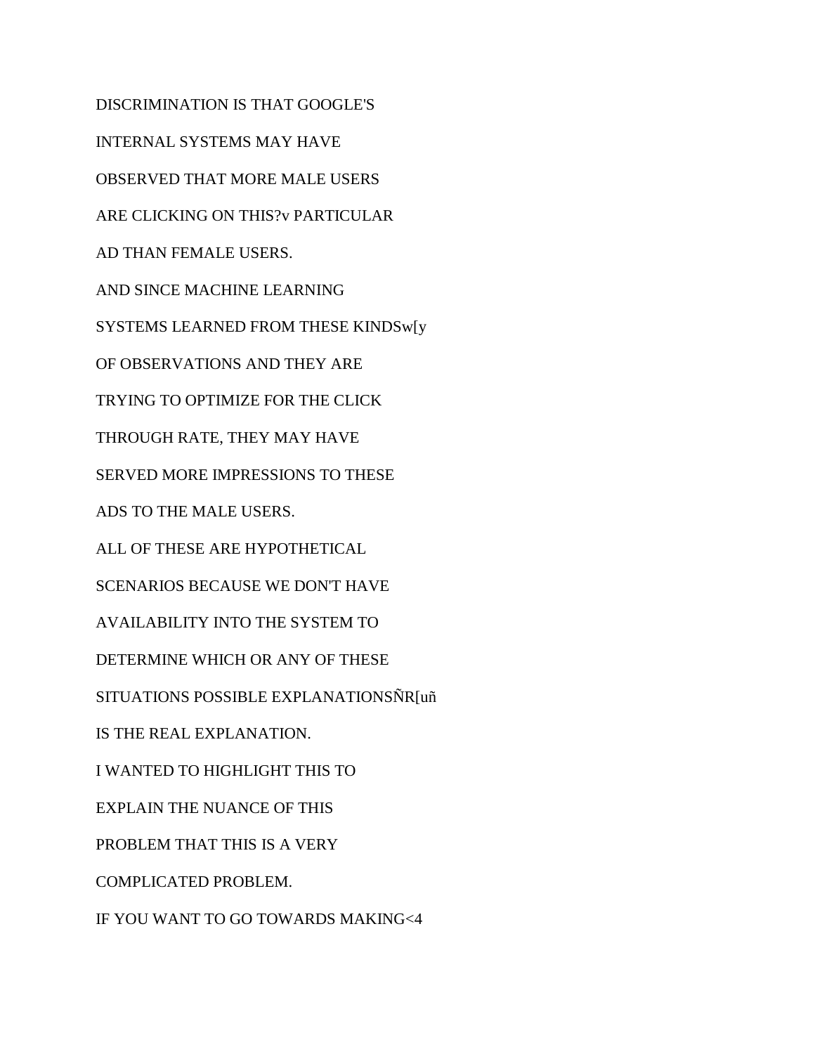DISCRIMINATION IS THAT GOOGLE'S

INTERNAL SYSTEMS MAY HAVE

OBSERVED THAT MORE MALE USERS

ARE CLICKING ON THIS?v PARTICULAR

AD THAN FEMALE USERS.

AND SINCE MACHINE LEARNING

SYSTEMS LEARNED FROM THESE KINDSw[y

OF OBSERVATIONS AND THEY ARE

TRYING TO OPTIMIZE FOR THE CLICK

THROUGH RATE, THEY MAY HAVE

SERVED MORE IMPRESSIONS TO THESE

ADS TO THE MALE USERS.

ALL OF THESE ARE HYPOTHETICAL

SCENARIOS BECAUSE WE DON'T HAVE

AVAILABILITY INTO THE SYSTEM TO

DETERMINE WHICH OR ANY OF THESE

SITUATIONS POSSIBLE EXPLANATIONSÑR[uñ

IS THE REAL EXPLANATION.

I WANTED TO HIGHLIGHT THIS TO

EXPLAIN THE NUANCE OF THIS

PROBLEM THAT THIS IS A VERY

COMPLICATED PROBLEM.

IF YOU WANT TO GO TOWARDS MAKING<4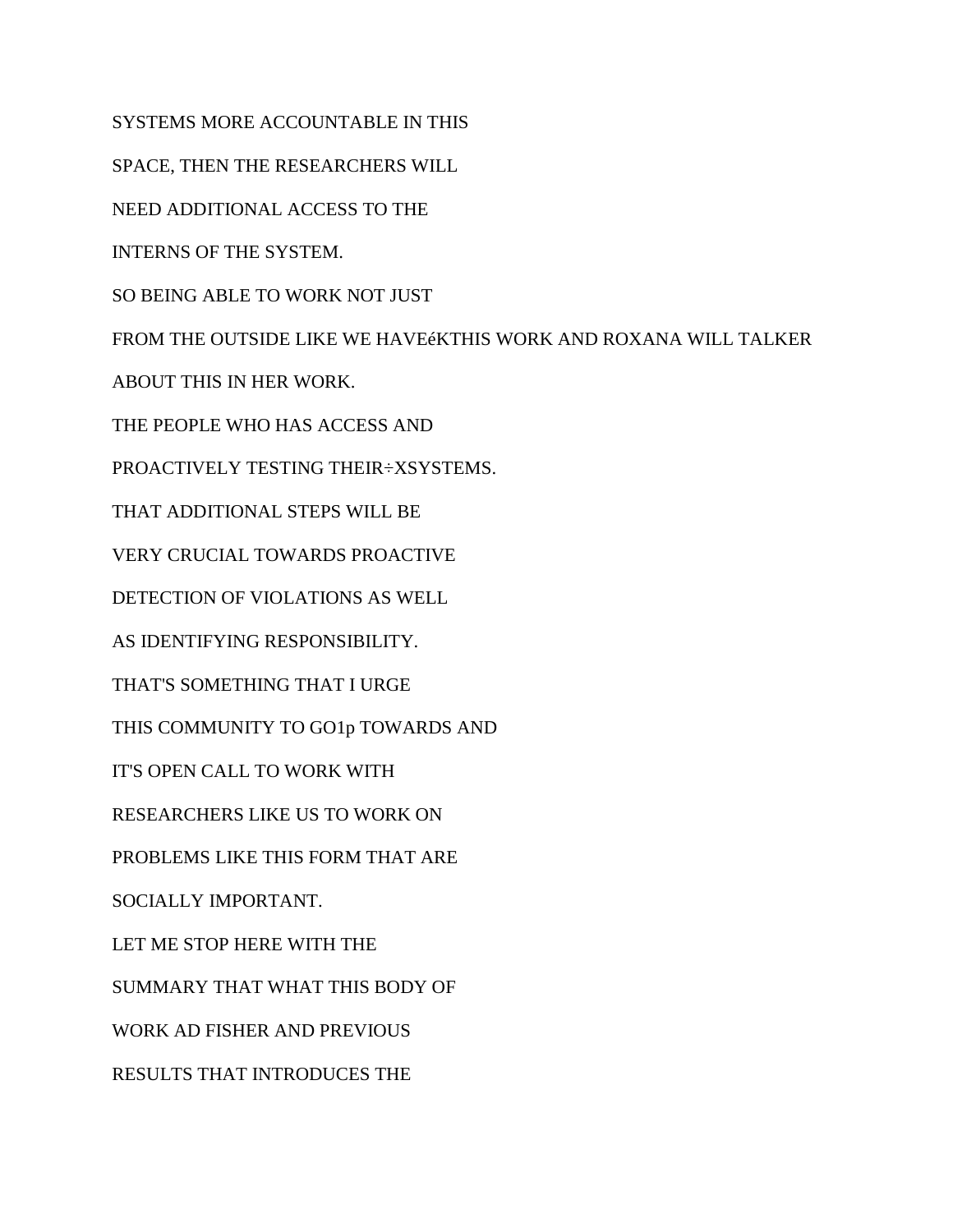SYSTEMS MORE ACCOUNTABLE IN THIS

SPACE, THEN THE RESEARCHERS WILL

NEED ADDITIONAL ACCESS TO THE

INTERNS OF THE SYSTEM.

SO BEING ABLE TO WORK NOT JUST

FROM THE OUTSIDE LIKE WE HAVEéKTHIS WORK AND ROXANA WILL TALKER

ABOUT THIS IN HER WORK.

THE PEOPLE WHO HAS ACCESS AND

PROACTIVELY TESTING THEIR÷XSYSTEMS.

THAT ADDITIONAL STEPS WILL BE

VERY CRUCIAL TOWARDS PROACTIVE

DETECTION OF VIOLATIONS AS WELL

AS IDENTIFYING RESPONSIBILITY.

THAT'S SOMETHING THAT I URGE

THIS COMMUNITY TO GO1p TOWARDS AND

IT'S OPEN CALL TO WORK WITH

RESEARCHERS LIKE US TO WORK ON

PROBLEMS LIKE THIS FORM THAT ARE

SOCIALLY IMPORTANT.

LET ME STOP HERE WITH THE

SUMMARY THAT WHAT THIS BODY OF

WORK AD FISHER AND PREVIOUS

RESULTS THAT INTRODUCES THE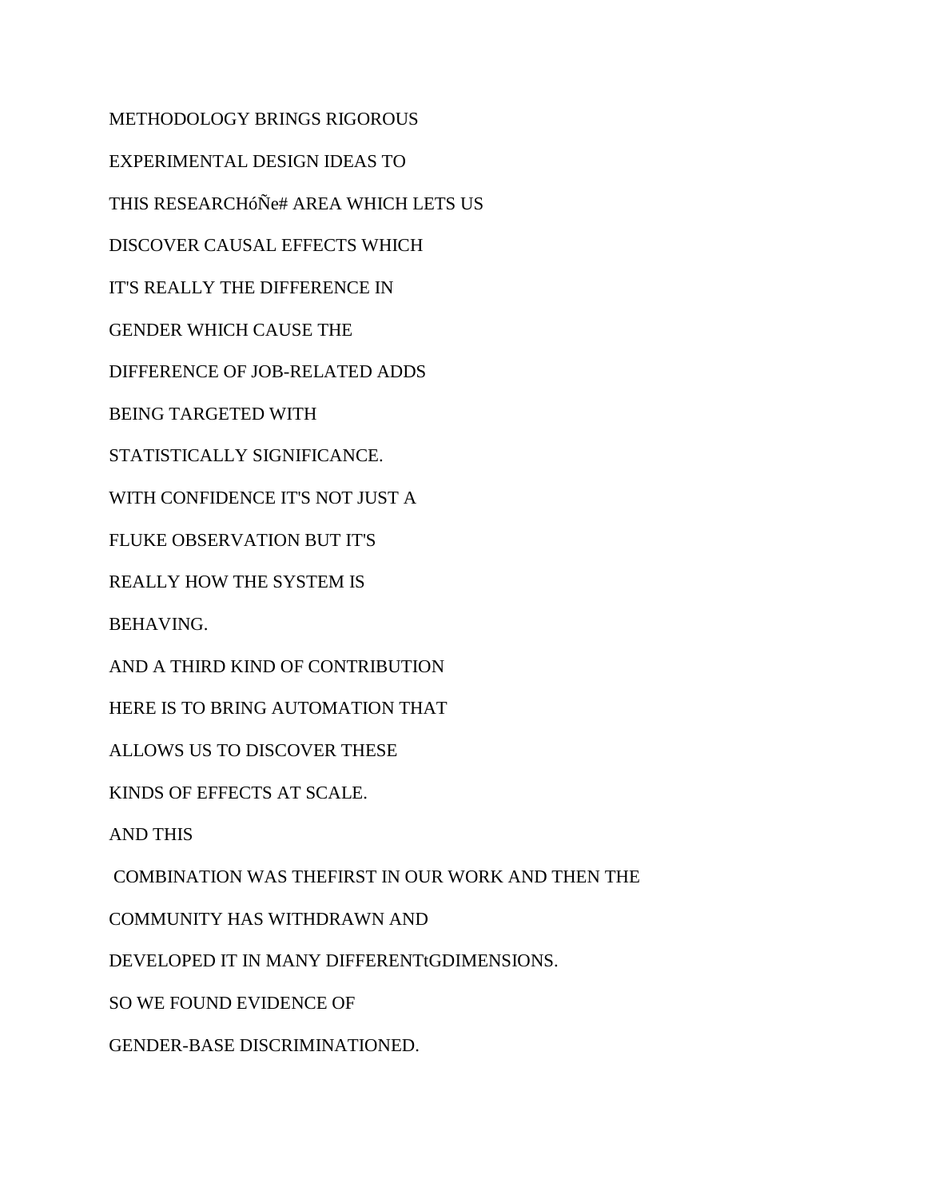METHODOLOGY BRINGS RIGOROUS

EXPERIMENTAL DESIGN IDEAS TO

THIS RESEARCHóÑe# AREA WHICH LETS US

DISCOVER CAUSAL EFFECTS WHICH

IT'S REALLY THE DIFFERENCE IN

GENDER WHICH CAUSE THE

DIFFERENCE OF JOB-RELATED ADDS

BEING TARGETED WITH

STATISTICALLY SIGNIFICANCE.

WITH CONFIDENCE IT'S NOT JUST A

FLUKE OBSERVATION BUT IT'S

REALLY HOW THE SYSTEM IS

BEHAVING.

AND A THIRD KIND OF CONTRIBUTION

HERE IS TO BRING AUTOMATION THAT

ALLOWS US TO DISCOVER THESE

KINDS OF EFFECTS AT SCALE.

AND THIS

COMBINATION WAS THEFIRST IN OUR WORK AND THEN THE

COMMUNITY HAS WITHDRAWN AND

DEVELOPED IT IN MANY DIFFERENTtGDIMENSIONS.

SO WE FOUND EVIDENCE OF

GENDER-BASE DISCRIMINATIONED.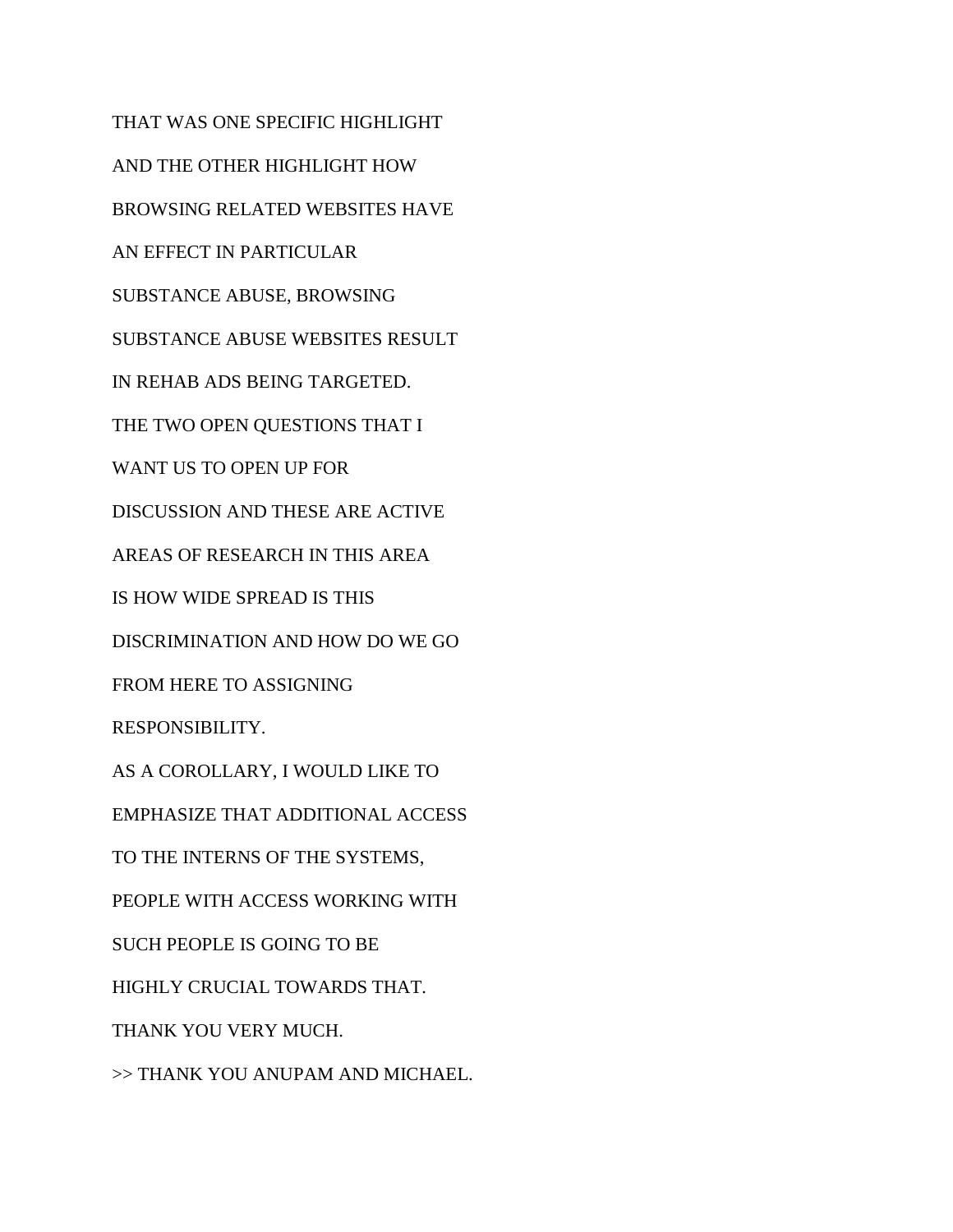THAT WAS ONE SPECIFIC HIGHLIGHT
AND THE OTHER HIGHLIGHT HOW
BROWSING RELATED WEBSITES HAVE
AN EFFECT IN PARTICULAR
SUBSTANCE ABUSE, BROWSING
SUBSTANCE ABUSE WEBSITES RESULT
IN REHAB ADS BEING TARGETED.
THE TWO OPEN QUESTIONS THAT I
WANT US TO OPEN UP FOR
DISCUSSION AND THESE ARE ACTIVE
AREAS OF RESEARCH IN THIS AREA
IS HOW WIDE SPREAD IS THIS
DISCRIMINATION AND HOW DO WE GO
FROM HERE TO ASSIGNING
RESPONSIBILITY.
AS A COROLLARY, I WOULD LIKE TO
EMPHASIZE THAT ADDITIONAL ACCESS
TO THE INTERNS OF THE SYSTEMS,
PEOPLE WITH ACCESS WORKING WITH
SUCH PEOPLE IS GOING TO BE
HIGHLY CRUCIAL TOWARDS THAT.
THANK YOU VERY MUCH.
>> THANK YOU ANUPAM AND MICHAEL.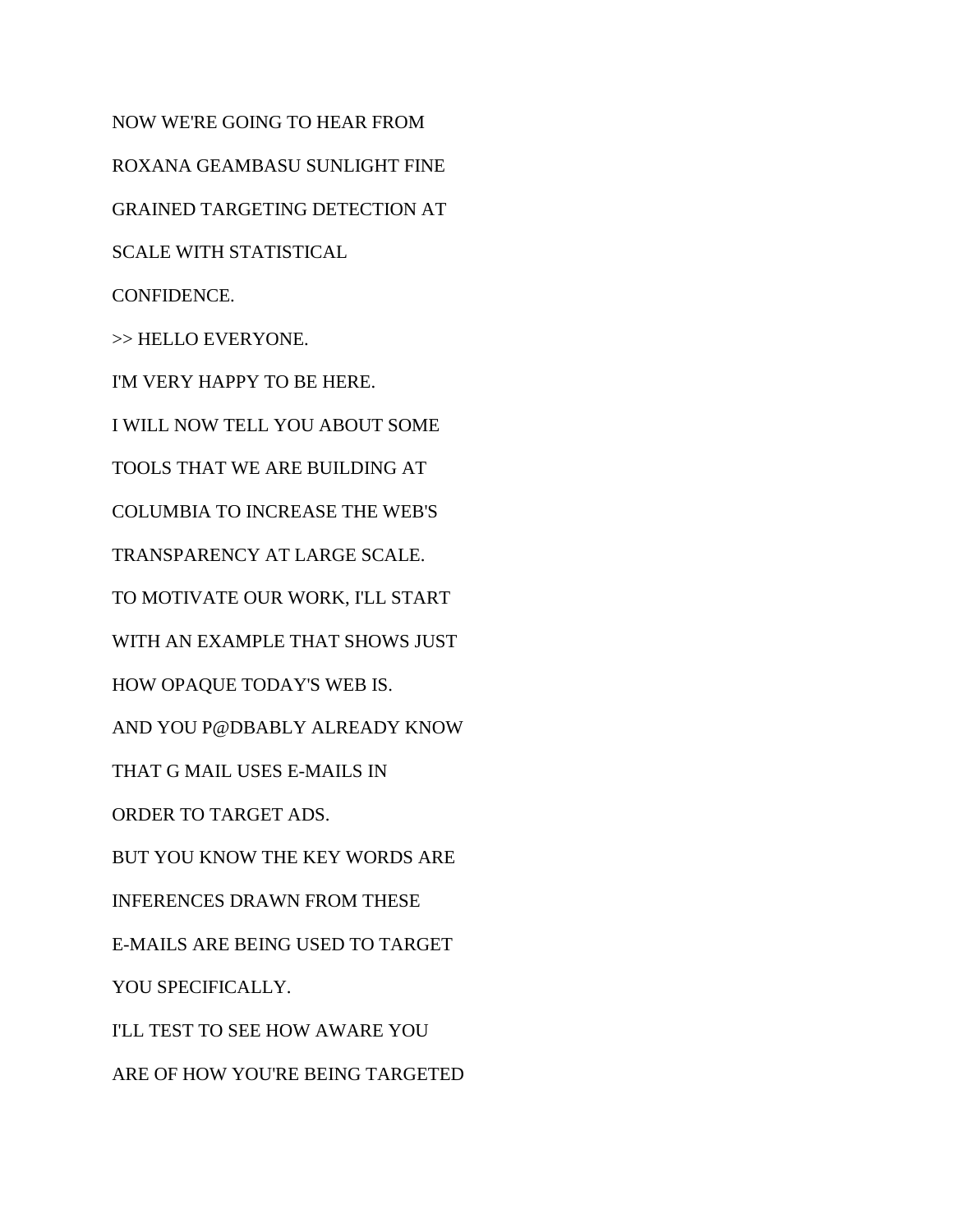NOW WE'RE GOING TO HEAR FROM

ROXANA GEAMBASU SUNLIGHT FINE

GRAINED TARGETING DETECTION AT

SCALE WITH STATISTICAL

CONFIDENCE.

>> HELLO EVERYONE.

I'M VERY HAPPY TO BE HERE.

I WILL NOW TELL YOU ABOUT SOME

TOOLS THAT WE ARE BUILDING AT

COLUMBIA TO INCREASE THE WEB'S

TRANSPARENCY AT LARGE SCALE.

TO MOTIVATE OUR WORK, I'LL START

WITH AN EXAMPLE THAT SHOWS JUST

HOW OPAQUE TODAY'S WEB IS.

AND YOU P@DBABLY ALREADY KNOW

THAT G MAIL USES E-MAILS IN

ORDER TO TARGET ADS.

BUT YOU KNOW THE KEY WORDS ARE

INFERENCES DRAWN FROM THESE

E-MAILS ARE BEING USED TO TARGET

YOU SPECIFICALLY.

I'LL TEST TO SEE HOW AWARE YOU

ARE OF HOW YOU'RE BEING TARGETED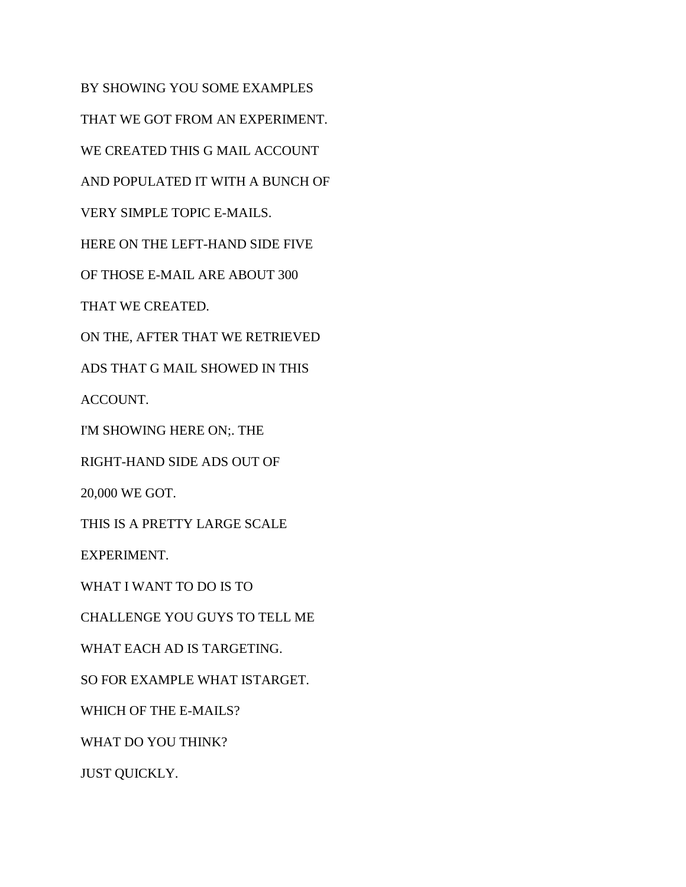BY SHOWING YOU SOME EXAMPLES

THAT WE GOT FROM AN EXPERIMENT.

WE CREATED THIS G MAIL ACCOUNT

AND POPULATED IT WITH A BUNCH OF

VERY SIMPLE TOPIC E-MAILS.

HERE ON THE LEFT-HAND SIDE FIVE

OF THOSE E-MAIL ARE ABOUT 300

THAT WE CREATED.

ON THE, AFTER THAT WE RETRIEVED

ADS THAT G MAIL SHOWED IN THIS

ACCOUNT.

I'M SHOWING HERE ON;. THE

RIGHT-HAND SIDE ADS OUT OF

20,000 WE GOT.

THIS IS A PRETTY LARGE SCALE

EXPERIMENT.

WHAT I WANT TO DO IS TO

CHALLENGE YOU GUYS TO TELL ME

WHAT EACH AD IS TARGETING.

SO FOR EXAMPLE WHAT ISTARGET.

WHICH OF THE E-MAILS?

WHAT DO YOU THINK?

JUST QUICKLY.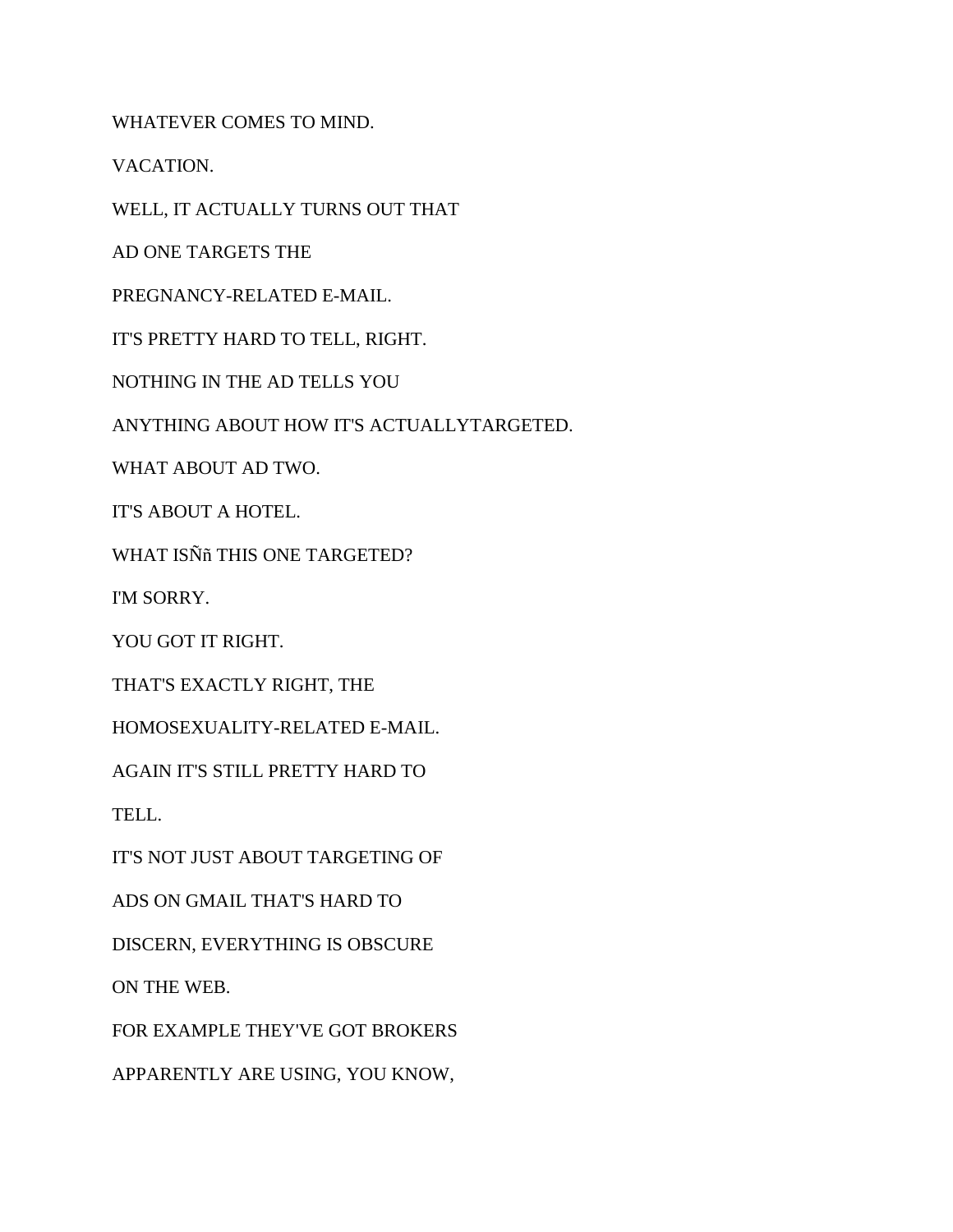WHATEVER COMES TO MIND.

VACATION.

WELL, IT ACTUALLY TURNS OUT THAT

AD ONE TARGETS THE

PREGNANCY-RELATED E-MAIL.

IT'S PRETTY HARD TO TELL, RIGHT.

NOTHING IN THE AD TELLS YOU

ANYTHING ABOUT HOW IT'S ACTUALLYTARGETED.

WHAT ABOUT AD TWO.

IT'S ABOUT A HOTEL.

WHAT ISÑñ THIS ONE TARGETED?

I'M SORRY.

YOU GOT IT RIGHT.

THAT'S EXACTLY RIGHT, THE

HOMOSEXUALITY-RELATED E-MAIL.

AGAIN IT'S STILL PRETTY HARD TO

TELL.

IT'S NOT JUST ABOUT TARGETING OF

ADS ON GMAIL THAT'S HARD TO

DISCERN, EVERYTHING IS OBSCURE

ON THE WEB.

FOR EXAMPLE THEY'VE GOT BROKERS

APPARENTLY ARE USING, YOU KNOW,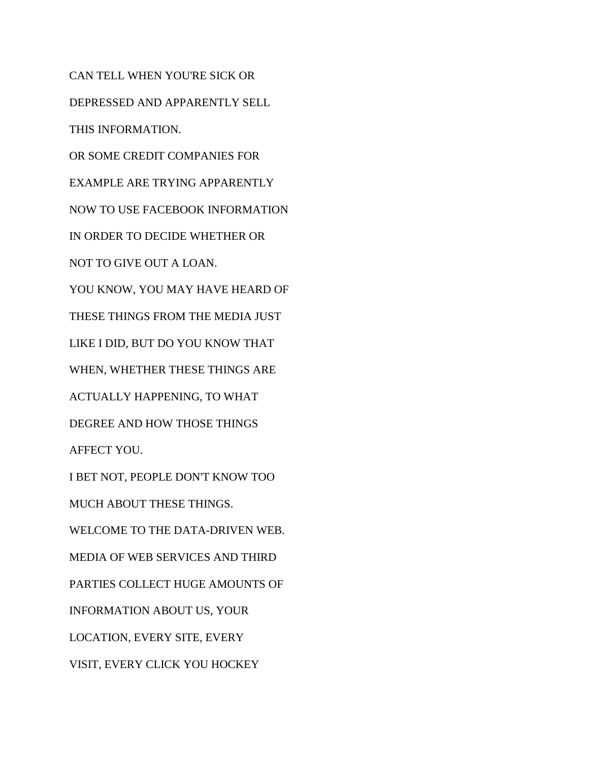CAN TELL WHEN YOU'RE SICK OR

DEPRESSED AND APPARENTLY SELL

THIS INFORMATION.

OR SOME CREDIT COMPANIES FOR

EXAMPLE ARE TRYING APPARENTLY

NOW TO USE FACEBOOK INFORMATION

IN ORDER TO DECIDE WHETHER OR

NOT TO GIVE OUT A LOAN.

YOU KNOW, YOU MAY HAVE HEARD OF

THESE THINGS FROM THE MEDIA JUST

LIKE I DID, BUT DO YOU KNOW THAT

WHEN, WHETHER THESE THINGS ARE

ACTUALLY HAPPENING, TO WHAT

DEGREE AND HOW THOSE THINGS

AFFECT YOU.

I BET NOT, PEOPLE DON'T KNOW TOO

MUCH ABOUT THESE THINGS.

WELCOME TO THE DATA-DRIVEN WEB.

MEDIA OF WEB SERVICES AND THIRD

PARTIES COLLECT HUGE AMOUNTS OF

INFORMATION ABOUT US, YOUR

LOCATION, EVERY SITE, EVERY

VISIT, EVERY CLICK YOU HOCKEY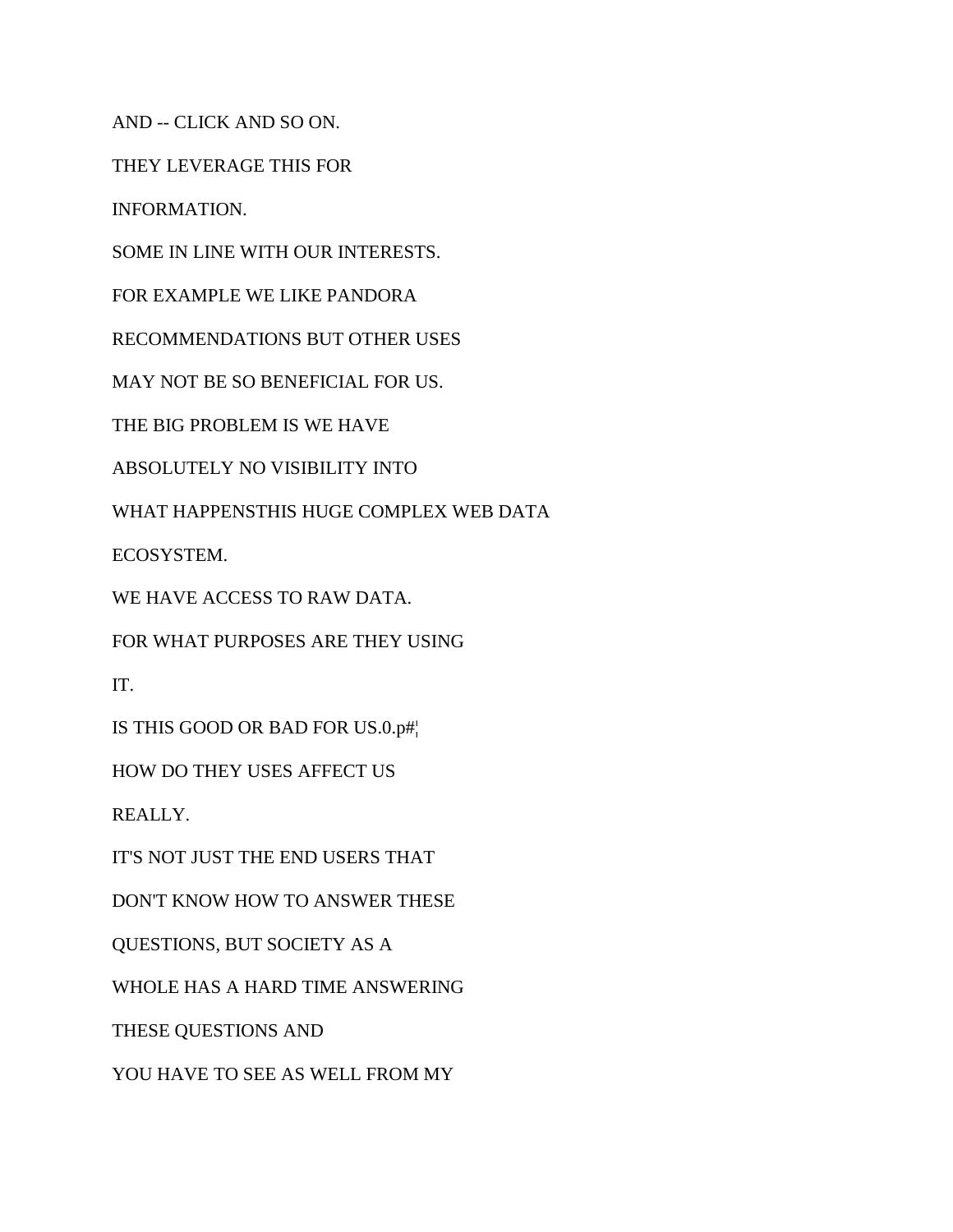AND -- CLICK AND SO ON.

THEY LEVERAGE THIS FOR

INFORMATION.

SOME IN LINE WITH OUR INTERESTS.

FOR EXAMPLE WE LIKE PANDORA

RECOMMENDATIONS BUT OTHER USES

MAY NOT BE SO BENEFICIAL FOR US.

THE BIG PROBLEM IS WE HAVE

ABSOLUTELY NO VISIBILITY INTO

WHAT HAPPENSTHIS HUGE COMPLEX WEB DATA

ECOSYSTEM.

WE HAVE ACCESS TO RAW DATA.

FOR WHAT PURPOSES ARE THEY USING

IT.

IS THIS GOOD OR BAD FOR US.0.p#¦

HOW DO THEY USES AFFECT US

REALLY.

IT'S NOT JUST THE END USERS THAT

DON'T KNOW HOW TO ANSWER THESE

QUESTIONS, BUT SOCIETY AS A

WHOLE HAS A HARD TIME ANSWERING

THESE QUESTIONS AND

YOU HAVE TO SEE AS WELL FROM MY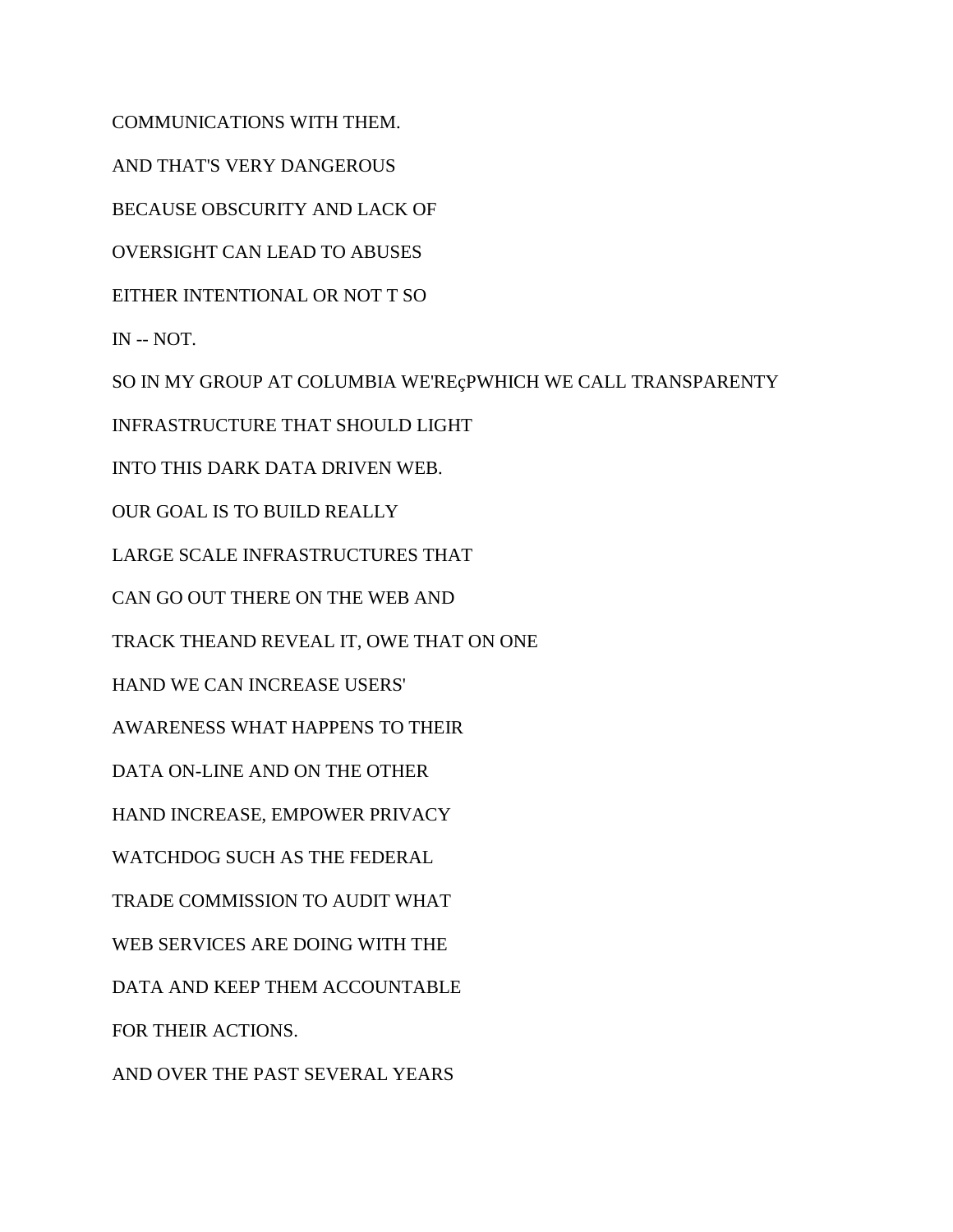COMMUNICATIONS WITH THEM.

AND THAT'S VERY DANGEROUS

BECAUSE OBSCURITY AND LACK OF

OVERSIGHT CAN LEAD TO ABUSES

EITHER INTENTIONAL OR NOT T SO

IN -- NOT.

SO IN MY GROUP AT COLUMBIA WE'REçPWHICH WE CALL TRANSPARENTY

INFRASTRUCTURE THAT SHOULD LIGHT

INTO THIS DARK DATA DRIVEN WEB.

OUR GOAL IS TO BUILD REALLY

LARGE SCALE INFRASTRUCTURES THAT

CAN GO OUT THERE ON THE WEB AND

TRACK THEAND REVEAL IT, OWE THAT ON ONE

HAND WE CAN INCREASE USERS'

AWARENESS WHAT HAPPENS TO THEIR

DATA ON-LINE AND ON THE OTHER

HAND INCREASE, EMPOWER PRIVACY

WATCHDOG SUCH AS THE FEDERAL

TRADE COMMISSION TO AUDIT WHAT

WEB SERVICES ARE DOING WITH THE

DATA AND KEEP THEM ACCOUNTABLE

FOR THEIR ACTIONS.

AND OVER THE PAST SEVERAL YEARS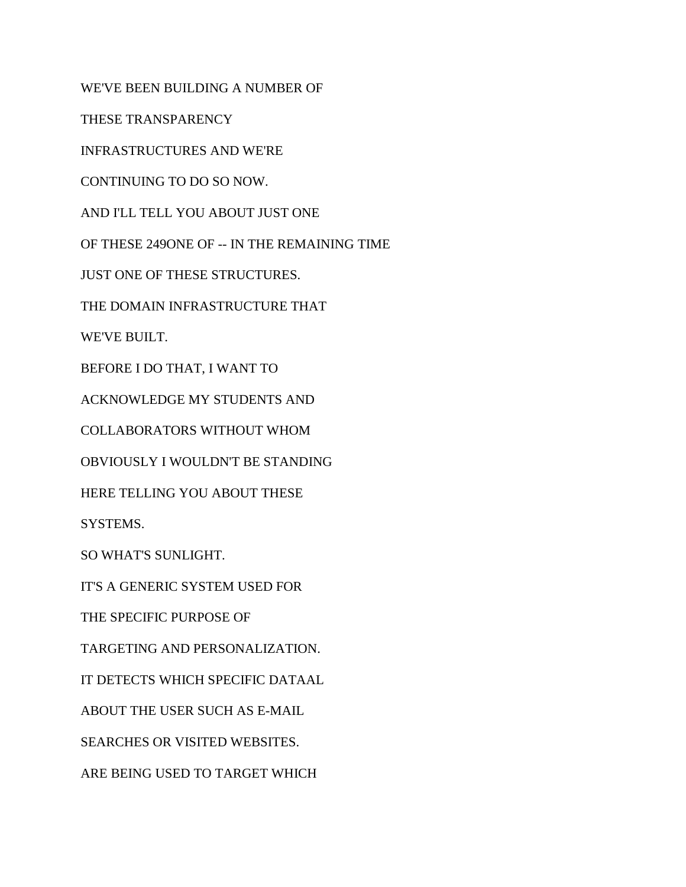WE'VE BEEN BUILDING A NUMBER OF

THESE TRANSPARENCY

INFRASTRUCTURES AND WE'RE

CONTINUING TO DO SO NOW.

AND I'LL TELL YOU ABOUT JUST ONE

OF THESE 249ONE OF -- IN THE REMAINING TIME

JUST ONE OF THESE STRUCTURES.

THE DOMAIN INFRASTRUCTURE THAT

WE'VE BUILT.

BEFORE I DO THAT, I WANT TO

ACKNOWLEDGE MY STUDENTS AND

COLLABORATORS WITHOUT WHOM

OBVIOUSLY I WOULDN'T BE STANDING

HERE TELLING YOU ABOUT THESE

SYSTEMS.

SO WHAT'S SUNLIGHT.

IT'S A GENERIC SYSTEM USED FOR

THE SPECIFIC PURPOSE OF

TARGETING AND PERSONALIZATION.

IT DETECTS WHICH SPECIFIC DATAAL

ABOUT THE USER SUCH AS E-MAIL

SEARCHES OR VISITED WEBSITES.

ARE BEING USED TO TARGET WHICH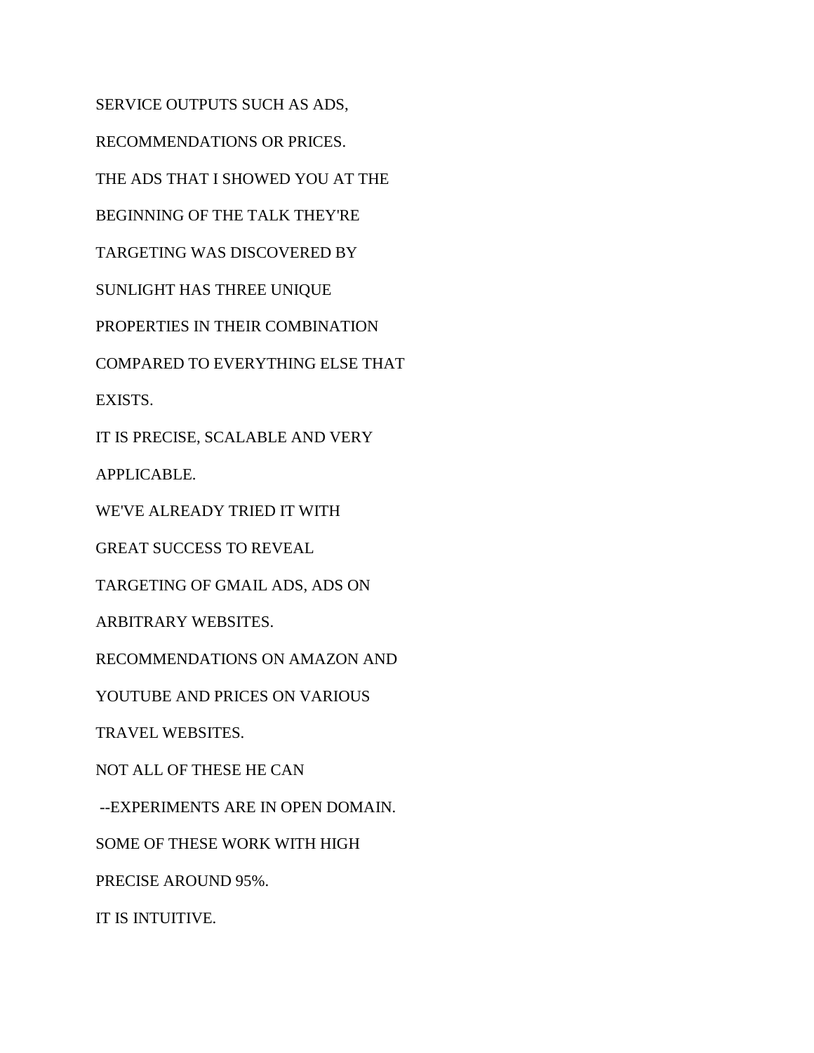SERVICE OUTPUTS SUCH AS ADS,

RECOMMENDATIONS OR PRICES.

THE ADS THAT I SHOWED YOU AT THE

BEGINNING OF THE TALK THEY'RE

TARGETING WAS DISCOVERED BY

SUNLIGHT HAS THREE UNIQUE

PROPERTIES IN THEIR COMBINATION

COMPARED TO EVERYTHING ELSE THAT

EXISTS.

IT IS PRECISE, SCALABLE AND VERY

APPLICABLE.

WE'VE ALREADY TRIED IT WITH

GREAT SUCCESS TO REVEAL

TARGETING OF GMAIL ADS, ADS ON

ARBITRARY WEBSITES.

RECOMMENDATIONS ON AMAZON AND

YOUTUBE AND PRICES ON VARIOUS

TRAVEL WEBSITES.

NOT ALL OF THESE HE CAN

--EXPERIMENTS ARE IN OPEN DOMAIN.

SOME OF THESE WORK WITH HIGH

PRECISE AROUND 95%.

IT IS INTUITIVE.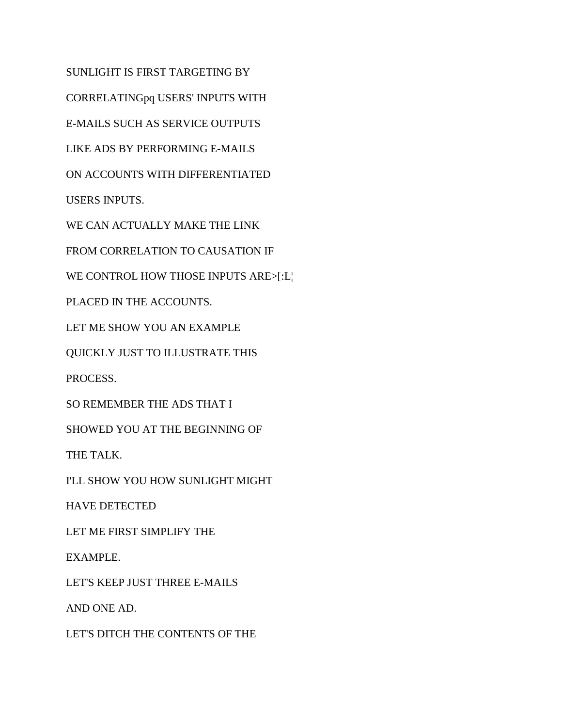SUNLIGHT IS FIRST TARGETING BY

CORRELATINGpq USERS' INPUTS WITH

E-MAILS SUCH AS SERVICE OUTPUTS

LIKE ADS BY PERFORMING E-MAILS

ON ACCOUNTS WITH DIFFERENTIATED

USERS INPUTS.

WE CAN ACTUALLY MAKE THE LINK

FROM CORRELATION TO CAUSATION IF

WE CONTROL HOW THOSE INPUTS ARE>[:L¦

PLACED IN THE ACCOUNTS.

LET ME SHOW YOU AN EXAMPLE

QUICKLY JUST TO ILLUSTRATE THIS

PROCESS.

SO REMEMBER THE ADS THAT I

SHOWED YOU AT THE BEGINNING OF

THE TALK.

I'LL SHOW YOU HOW SUNLIGHT MIGHT

HAVE DETECTED

LET ME FIRST SIMPLIFY THE

EXAMPLE.

LET'S KEEP JUST THREE E-MAILS

AND ONE AD.

LET'S DITCH THE CONTENTS OF THE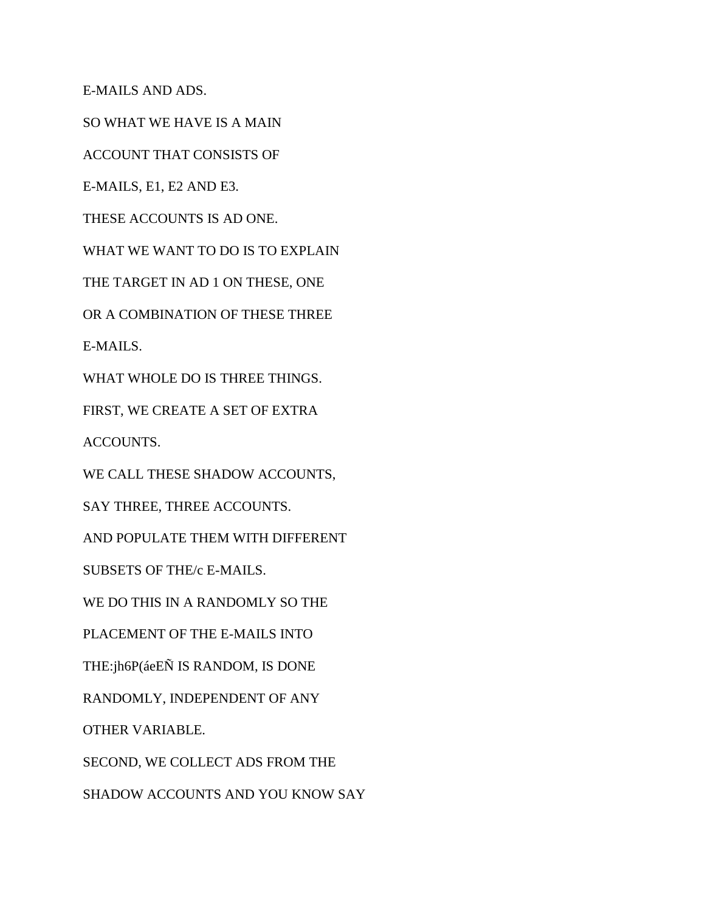E-MAILS AND ADS.

SO WHAT WE HAVE IS A MAIN

ACCOUNT THAT CONSISTS OF

E-MAILS, E1, E2 AND E3.

THESE ACCOUNTS IS AD ONE.

WHAT WE WANT TO DO IS TO EXPLAIN

THE TARGET IN AD 1 ON THESE, ONE

OR A COMBINATION OF THESE THREE

E-MAILS.

WHAT WHOLE DO IS THREE THINGS.

FIRST, WE CREATE A SET OF EXTRA

ACCOUNTS.

WE CALL THESE SHADOW ACCOUNTS,

SAY THREE, THREE ACCOUNTS.

AND POPULATE THEM WITH DIFFERENT

SUBSETS OF THE/c E-MAILS.

WE DO THIS IN A RANDOMLY SO THE

PLACEMENT OF THE E-MAILS INTO

THE:jh6P(áeEÑ IS RANDOM, IS DONE

RANDOMLY, INDEPENDENT OF ANY

OTHER VARIABLE.

SECOND, WE COLLECT ADS FROM THE

SHADOW ACCOUNTS AND YOU KNOW SAY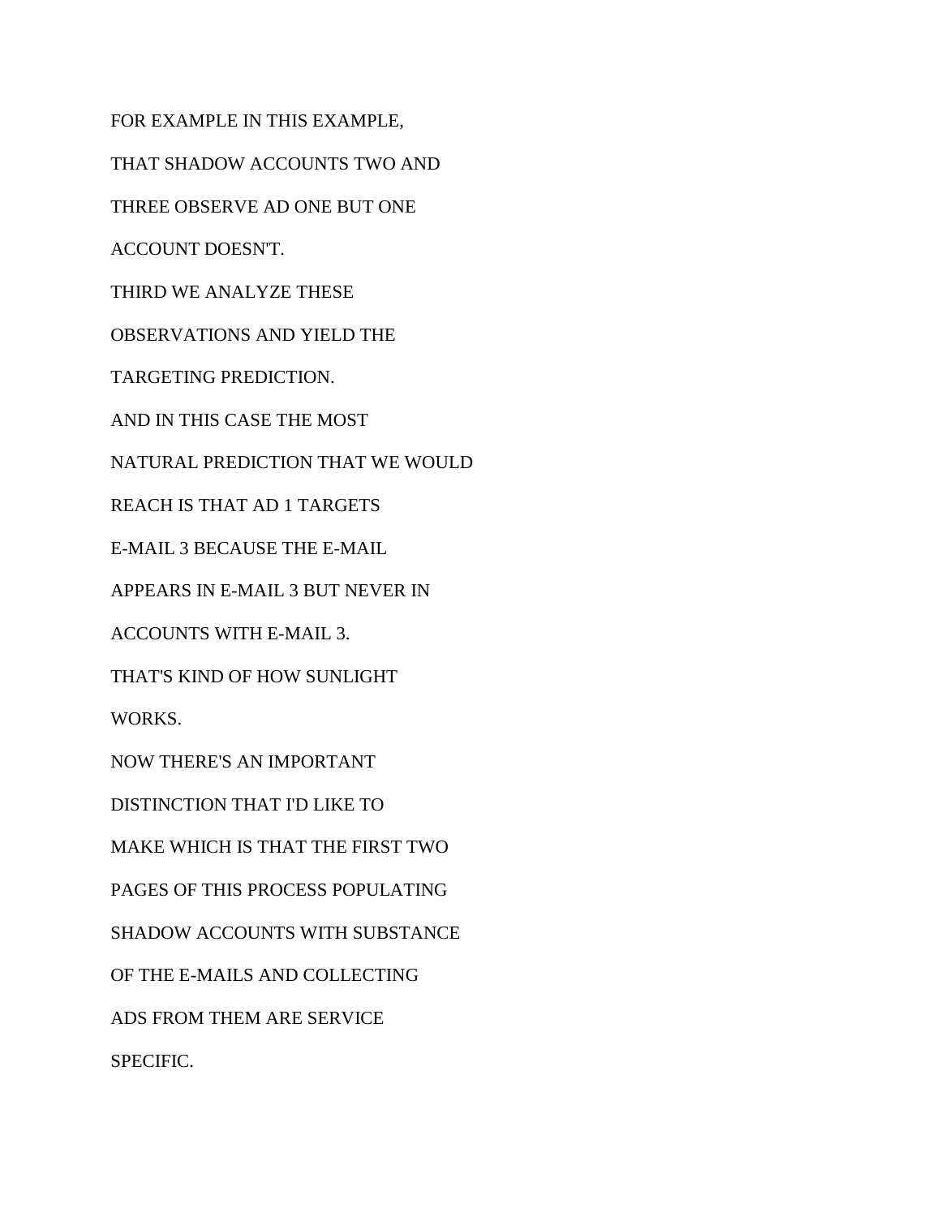FOR EXAMPLE IN THIS EXAMPLE,

THAT SHADOW ACCOUNTS TWO AND

THREE OBSERVE AD ONE BUT ONE

ACCOUNT DOESN'T.

THIRD WE ANALYZE THESE

OBSERVATIONS AND YIELD THE

TARGETING PREDICTION.

AND IN THIS CASE THE MOST

NATURAL PREDICTION THAT WE WOULD

REACH IS THAT AD 1 TARGETS

E-MAIL 3 BECAUSE THE E-MAIL

APPEARS IN E-MAIL 3 BUT NEVER IN

ACCOUNTS WITH E-MAIL 3.

THAT'S KIND OF HOW SUNLIGHT

WORKS.

NOW THERE'S AN IMPORTANT

DISTINCTION THAT I'D LIKE TO

MAKE WHICH IS THAT THE FIRST TWO

PAGES OF THIS PROCESS POPULATING

SHADOW ACCOUNTS WITH SUBSTANCE

OF THE E-MAILS AND COLLECTING

ADS FROM THEM ARE SERVICE

SPECIFIC.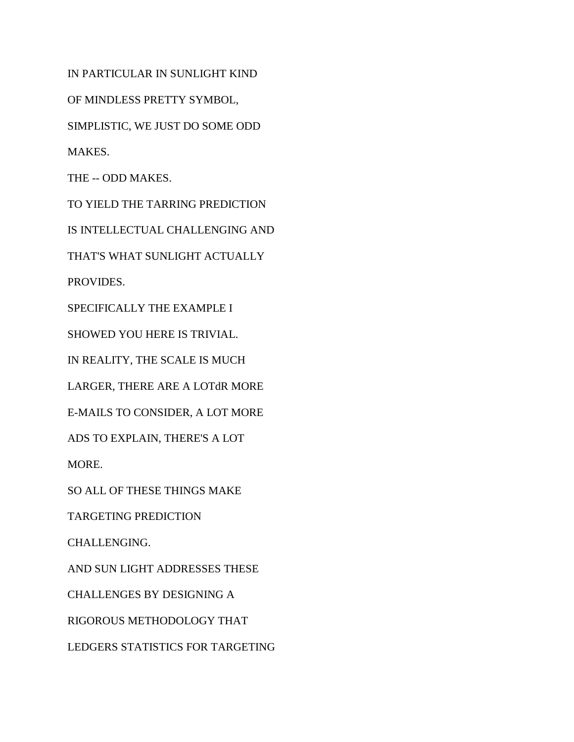IN PARTICULAR IN SUNLIGHT KIND

OF MINDLESS PRETTY SYMBOL,

SIMPLISTIC, WE JUST DO SOME ODD

MAKES.

THE -- ODD MAKES.

TO YIELD THE TARRING PREDICTION

IS INTELLECTUAL CHALLENGING AND

THAT'S WHAT SUNLIGHT ACTUALLY

PROVIDES.

SPECIFICALLY THE EXAMPLE I

SHOWED YOU HERE IS TRIVIAL.

IN REALITY, THE SCALE IS MUCH

LARGER, THERE ARE A LOTdR MORE

E-MAILS TO CONSIDER, A LOT MORE

ADS TO EXPLAIN, THERE'S A LOT

MORE.

SO ALL OF THESE THINGS MAKE

TARGETING PREDICTION

CHALLENGING.

AND SUN LIGHT ADDRESSES THESE

CHALLENGES BY DESIGNING A

RIGOROUS METHODOLOGY THAT

LEDGERS STATISTICS FOR TARGETING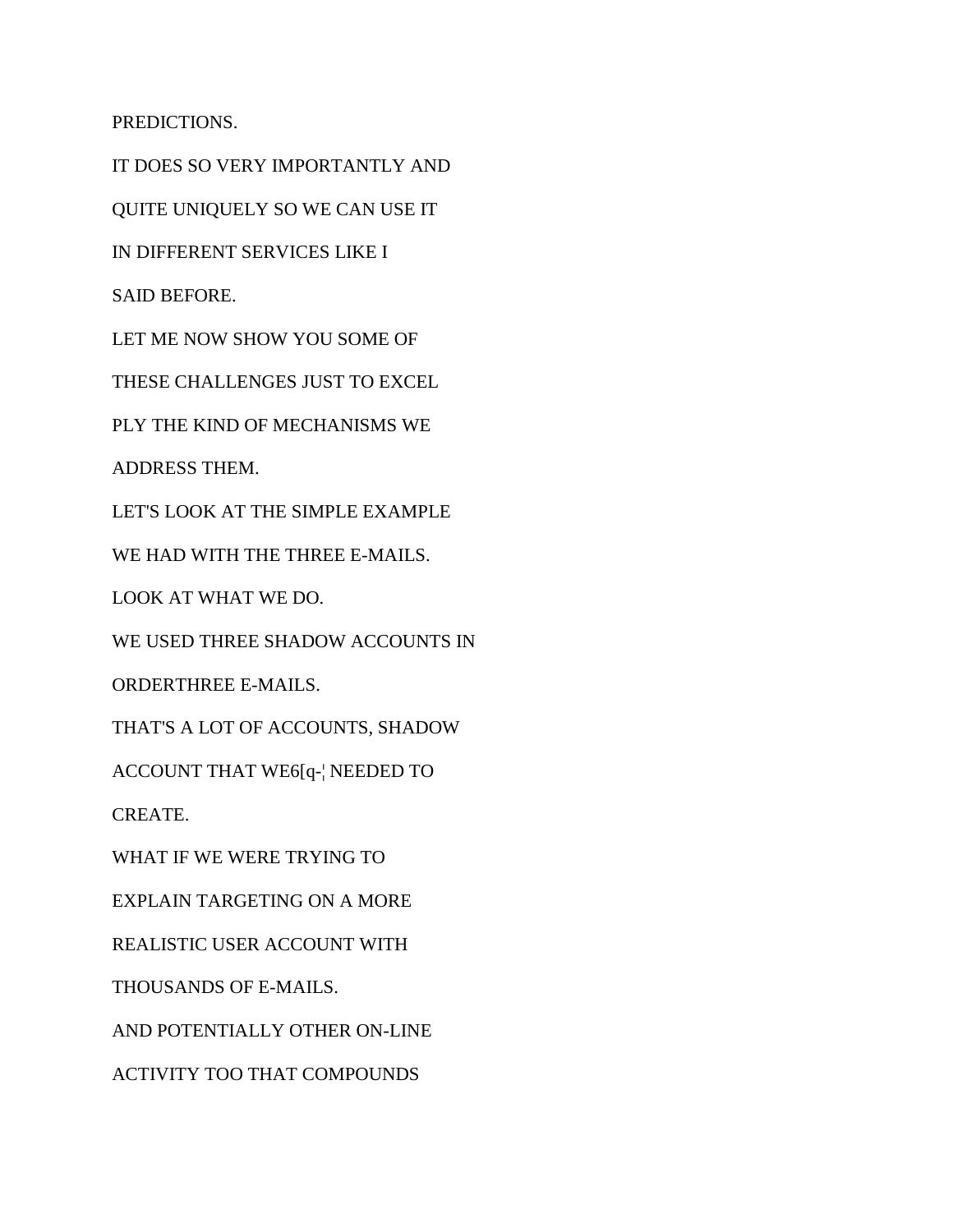PREDICTIONS.

IT DOES SO VERY IMPORTANTLY AND

QUITE UNIQUELY SO WE CAN USE IT

IN DIFFERENT SERVICES LIKE I

SAID BEFORE.

LET ME NOW SHOW YOU SOME OF

THESE CHALLENGES JUST TO EXCEL

PLY THE KIND OF MECHANISMS WE

ADDRESS THEM.

LET'S LOOK AT THE SIMPLE EXAMPLE

WE HAD WITH THE THREE E-MAILS.

LOOK AT WHAT WE DO.

WE USED THREE SHADOW ACCOUNTS IN

ORDERTHREE E-MAILS.

THAT'S A LOT OF ACCOUNTS, SHADOW

ACCOUNT THAT WE6[q-¦ NEEDED TO

CREATE.

WHAT IF WE WERE TRYING TO

EXPLAIN TARGETING ON A MORE

REALISTIC USER ACCOUNT WITH

THOUSANDS OF E-MAILS.

AND POTENTIALLY OTHER ON-LINE

ACTIVITY TOO THAT COMPOUNDS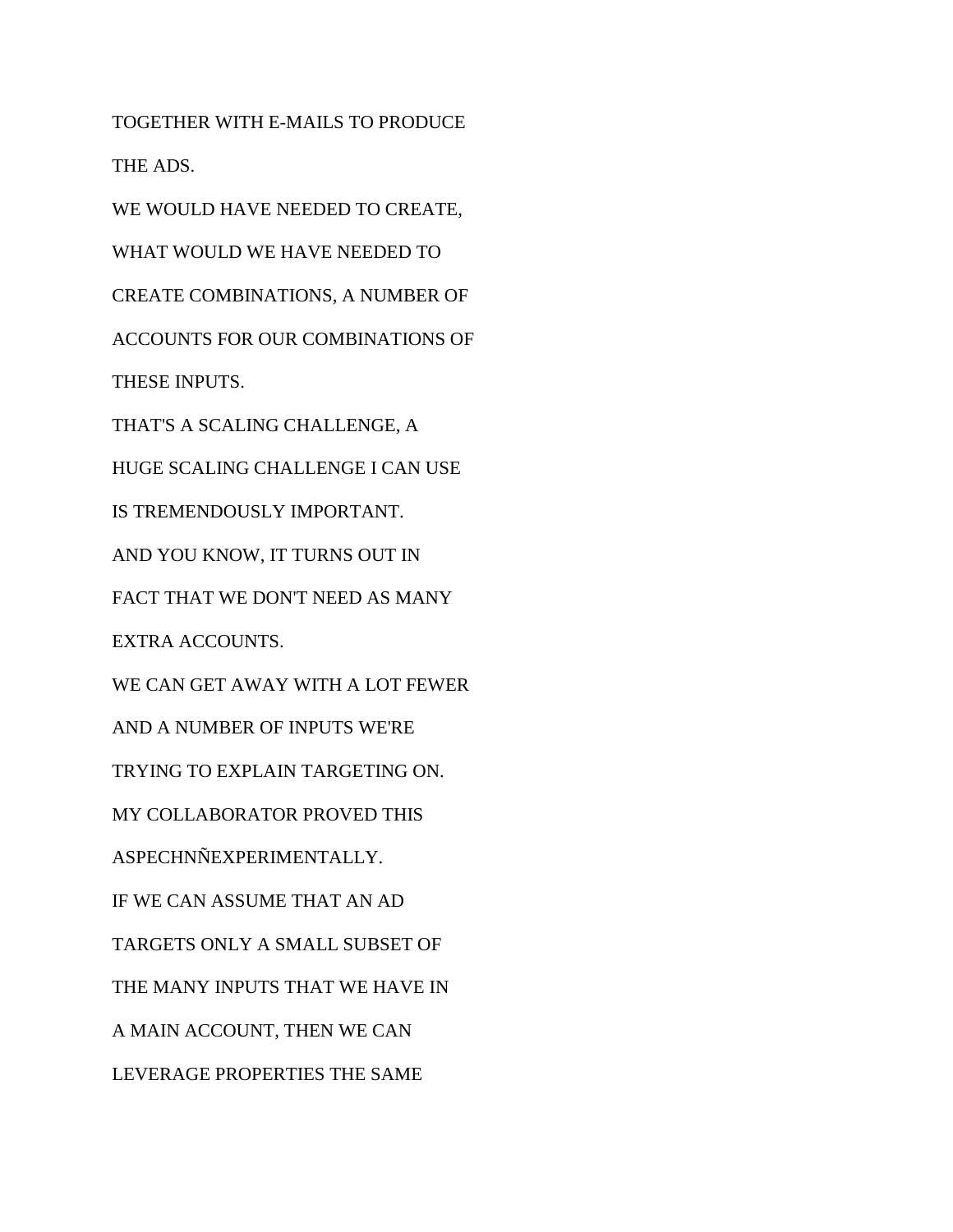TOGETHER WITH E-MAILS TO PRODUCE

THE ADS.

WE WOULD HAVE NEEDED TO CREATE,

WHAT WOULD WE HAVE NEEDED TO

CREATE COMBINATIONS, A NUMBER OF

ACCOUNTS FOR OUR COMBINATIONS OF

THESE INPUTS.

THAT'S A SCALING CHALLENGE, A

HUGE SCALING CHALLENGE I CAN USE

IS TREMENDOUSLY IMPORTANT.

AND YOU KNOW, IT TURNS OUT IN

FACT THAT WE DON'T NEED AS MANY

EXTRA ACCOUNTS.

WE CAN GET AWAY WITH A LOT FEWER

AND A NUMBER OF INPUTS WE'RE

TRYING TO EXPLAIN TARGETING ON.

MY COLLABORATOR PROVED THIS

ASPECHNÑEXPERIMENTALLY.

IF WE CAN ASSUME THAT AN AD

TARGETS ONLY A SMALL SUBSET OF

THE MANY INPUTS THAT WE HAVE IN

A MAIN ACCOUNT, THEN WE CAN

LEVERAGE PROPERTIES THE SAME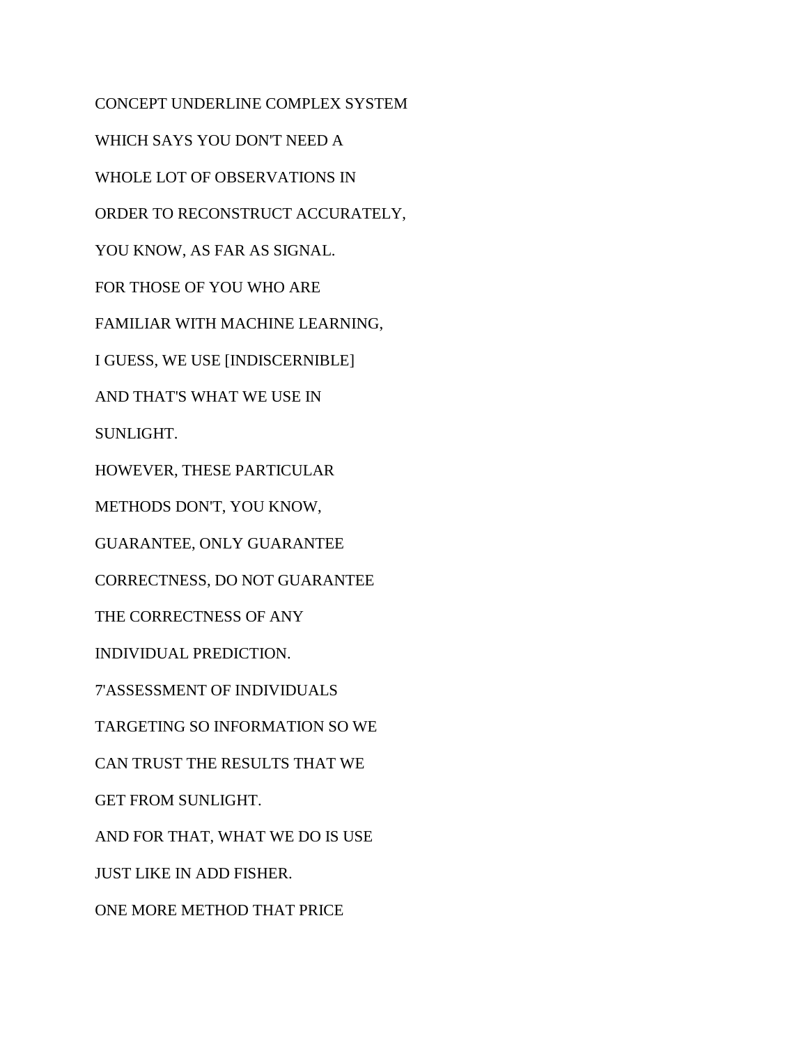CONCEPT UNDERLINE COMPLEX SYSTEM

WHICH SAYS YOU DON'T NEED A

WHOLE LOT OF OBSERVATIONS IN

ORDER TO RECONSTRUCT ACCURATELY,

YOU KNOW, AS FAR AS SIGNAL.

FOR THOSE OF YOU WHO ARE

FAMILIAR WITH MACHINE LEARNING,

I GUESS, WE USE [INDISCERNIBLE]

AND THAT'S WHAT WE USE IN

SUNLIGHT.

HOWEVER, THESE PARTICULAR

METHODS DON'T, YOU KNOW,

GUARANTEE, ONLY GUARANTEE

CORRECTNESS, DO NOT GUARANTEE

THE CORRECTNESS OF ANY

INDIVIDUAL PREDICTION.

7'ASSESSMENT OF INDIVIDUALS

TARGETING SO INFORMATION SO WE

CAN TRUST THE RESULTS THAT WE

GET FROM SUNLIGHT.

AND FOR THAT, WHAT WE DO IS USE

JUST LIKE IN ADD FISHER.

ONE MORE METHOD THAT PRICE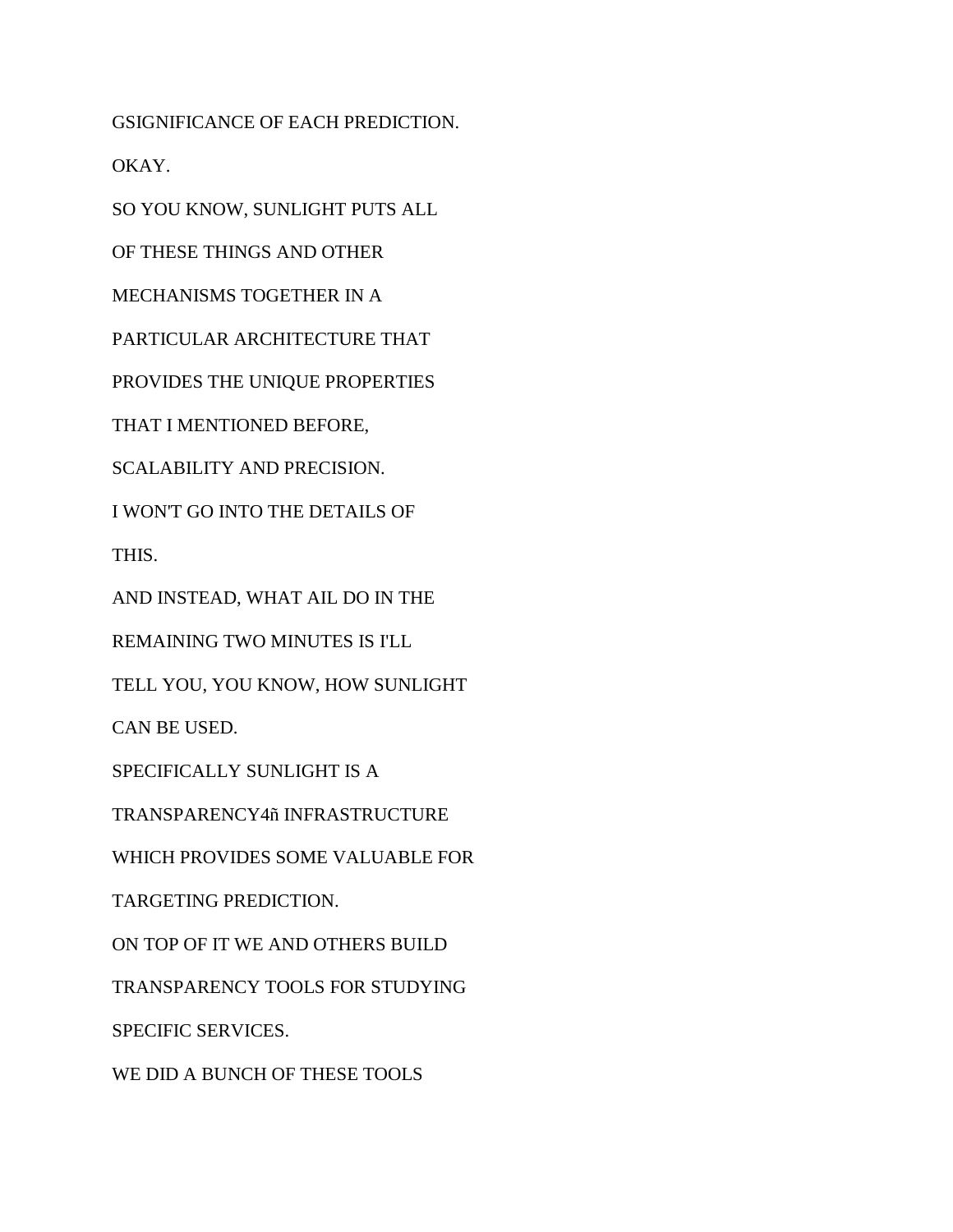GSIGNIFICANCE OF EACH PREDICTION.

OKAY.

SO YOU KNOW, SUNLIGHT PUTS ALL

OF THESE THINGS AND OTHER

MECHANISMS TOGETHER IN A

PARTICULAR ARCHITECTURE THAT

PROVIDES THE UNIQUE PROPERTIES

THAT I MENTIONED BEFORE,

SCALABILITY AND PRECISION.

I WON'T GO INTO THE DETAILS OF

THIS.

AND INSTEAD, WHAT AIL DO IN THE

REMAINING TWO MINUTES IS I'LL

TELL YOU, YOU KNOW, HOW SUNLIGHT

CAN BE USED.

SPECIFICALLY SUNLIGHT IS A

TRANSPARENCY4ñ INFRASTRUCTURE

WHICH PROVIDES SOME VALUABLE FOR

TARGETING PREDICTION.

ON TOP OF IT WE AND OTHERS BUILD

TRANSPARENCY TOOLS FOR STUDYING

SPECIFIC SERVICES.

WE DID A BUNCH OF THESE TOOLS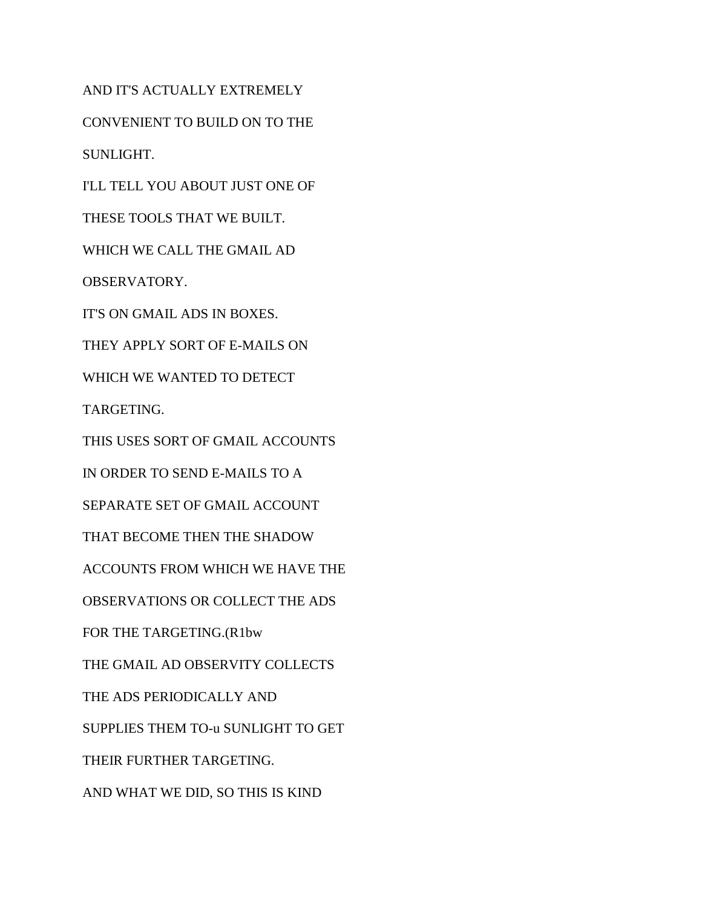AND IT'S ACTUALLY EXTREMELY

CONVENIENT TO BUILD ON TO THE

SUNLIGHT.

I'LL TELL YOU ABOUT JUST ONE OF

THESE TOOLS THAT WE BUILT.

WHICH WE CALL THE GMAIL AD

OBSERVATORY.

IT'S ON GMAIL ADS IN BOXES.

THEY APPLY SORT OF E-MAILS ON

WHICH WE WANTED TO DETECT

TARGETING.

THIS USES SORT OF GMAIL ACCOUNTS

IN ORDER TO SEND E-MAILS TO A

SEPARATE SET OF GMAIL ACCOUNT

THAT BECOME THEN THE SHADOW

ACCOUNTS FROM WHICH WE HAVE THE

OBSERVATIONS OR COLLECT THE ADS

FOR THE TARGETING.(R1bw

THE GMAIL AD OBSERVITY COLLECTS

THE ADS PERIODICALLY AND

SUPPLIES THEM TO-u SUNLIGHT TO GET

THEIR FURTHER TARGETING.

AND WHAT WE DID, SO THIS IS KIND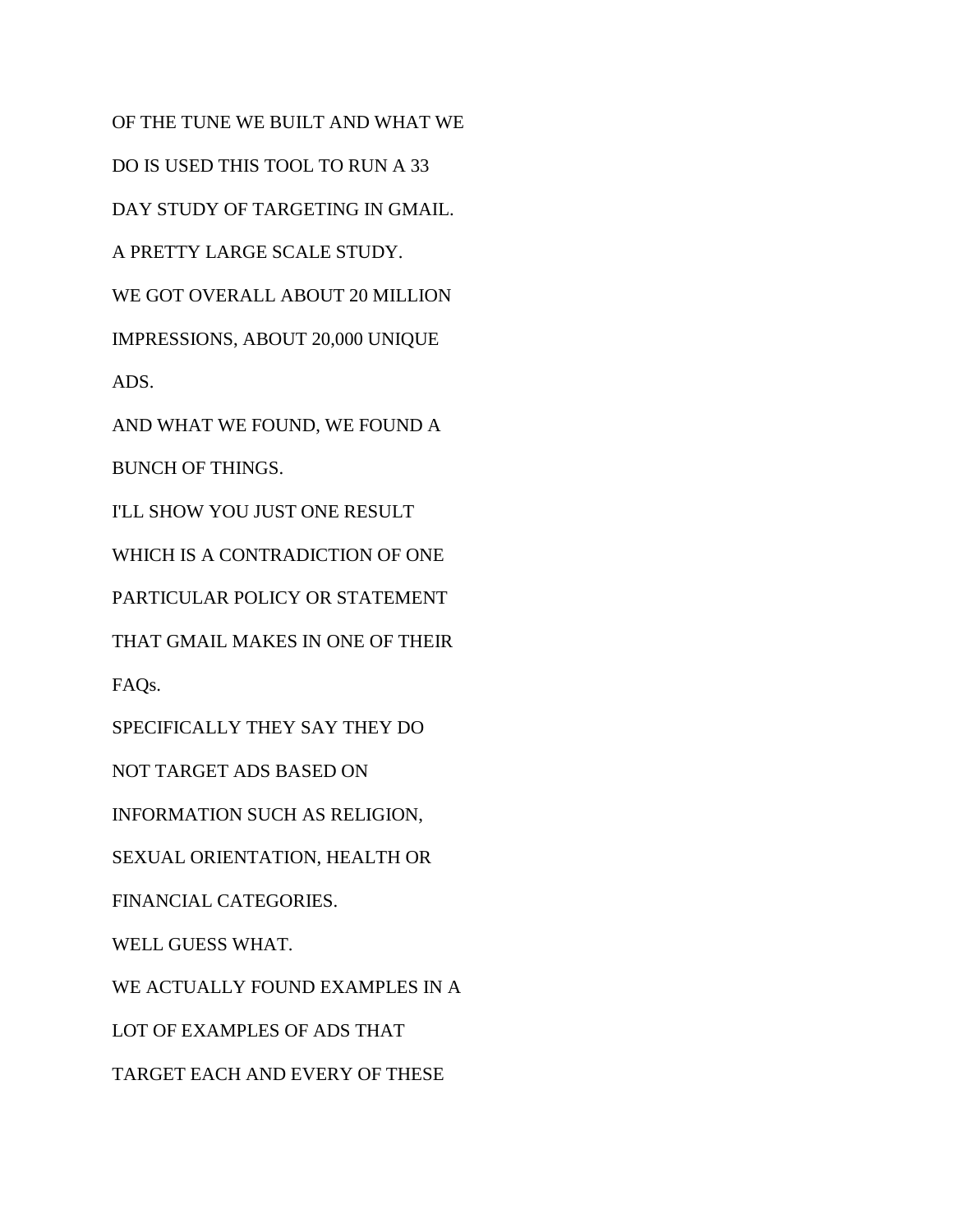OF THE TUNE WE BUILT AND WHAT WE

DO IS USED THIS TOOL TO RUN A 33

DAY STUDY OF TARGETING IN GMAIL.

A PRETTY LARGE SCALE STUDY.

WE GOT OVERALL ABOUT 20 MILLION

IMPRESSIONS, ABOUT 20,000 UNIQUE

ADS.

AND WHAT WE FOUND, WE FOUND A

BUNCH OF THINGS.

I'LL SHOW YOU JUST ONE RESULT

WHICH IS A CONTRADICTION OF ONE

PARTICULAR POLICY OR STATEMENT

THAT GMAIL MAKES IN ONE OF THEIR

FAQs.

SPECIFICALLY THEY SAY THEY DO

NOT TARGET ADS BASED ON

INFORMATION SUCH AS RELIGION,

SEXUAL ORIENTATION, HEALTH OR

FINANCIAL CATEGORIES.

WELL GUESS WHAT.

WE ACTUALLY FOUND EXAMPLES IN A

LOT OF EXAMPLES OF ADS THAT

TARGET EACH AND EVERY OF THESE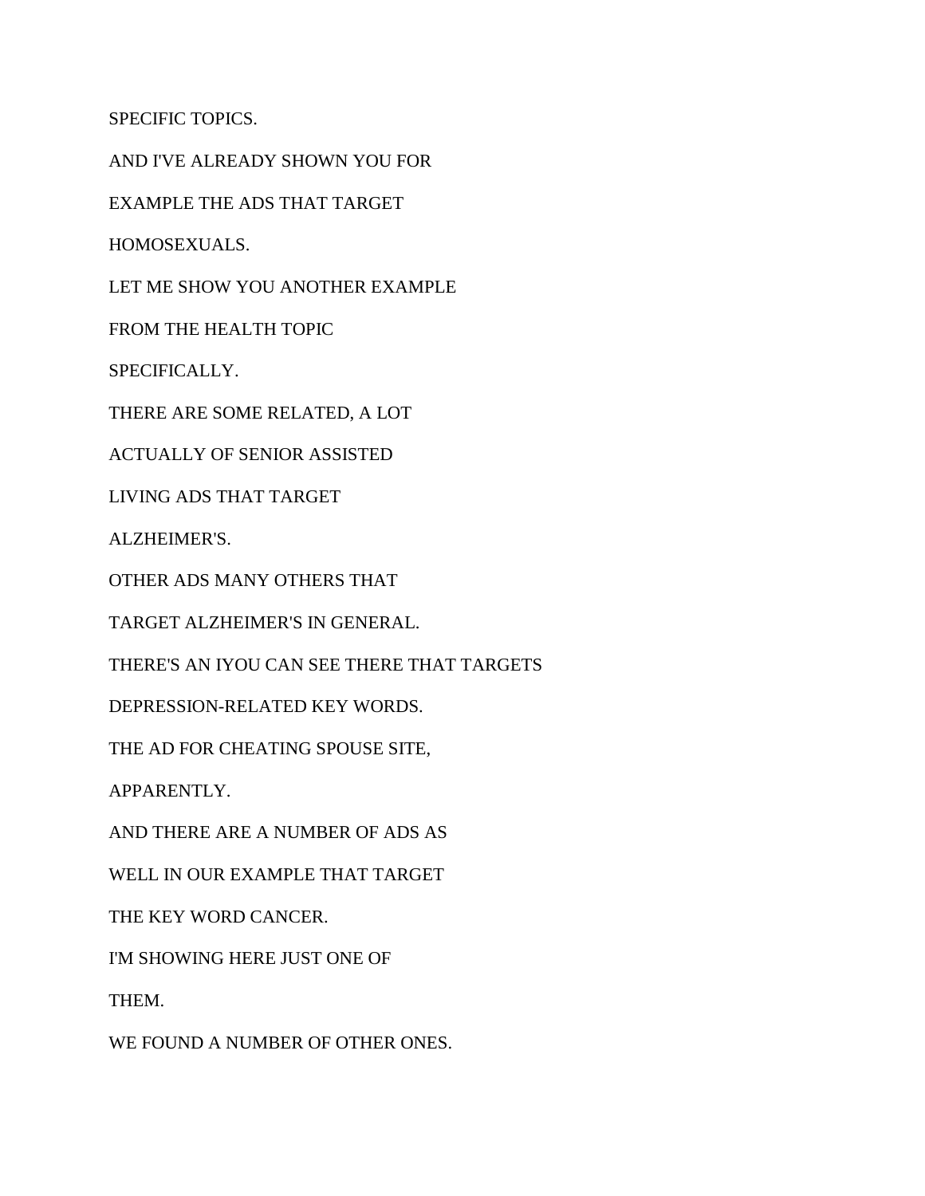SPECIFIC TOPICS.

AND I'VE ALREADY SHOWN YOU FOR

EXAMPLE THE ADS THAT TARGET

HOMOSEXUALS.

LET ME SHOW YOU ANOTHER EXAMPLE

FROM THE HEALTH TOPIC

SPECIFICALLY.

THERE ARE SOME RELATED, A LOT

ACTUALLY OF SENIOR ASSISTED

LIVING ADS THAT TARGET

ALZHEIMER'S.

OTHER ADS MANY OTHERS THAT

TARGET ALZHEIMER'S IN GENERAL.

THERE'S AN IYOU CAN SEE THERE THAT TARGETS

DEPRESSION-RELATED KEY WORDS.

THE AD FOR CHEATING SPOUSE SITE,

APPARENTLY.

AND THERE ARE A NUMBER OF ADS AS

WELL IN OUR EXAMPLE THAT TARGET

THE KEY WORD CANCER.

I'M SHOWING HERE JUST ONE OF

THEM.

WE FOUND A NUMBER OF OTHER ONES.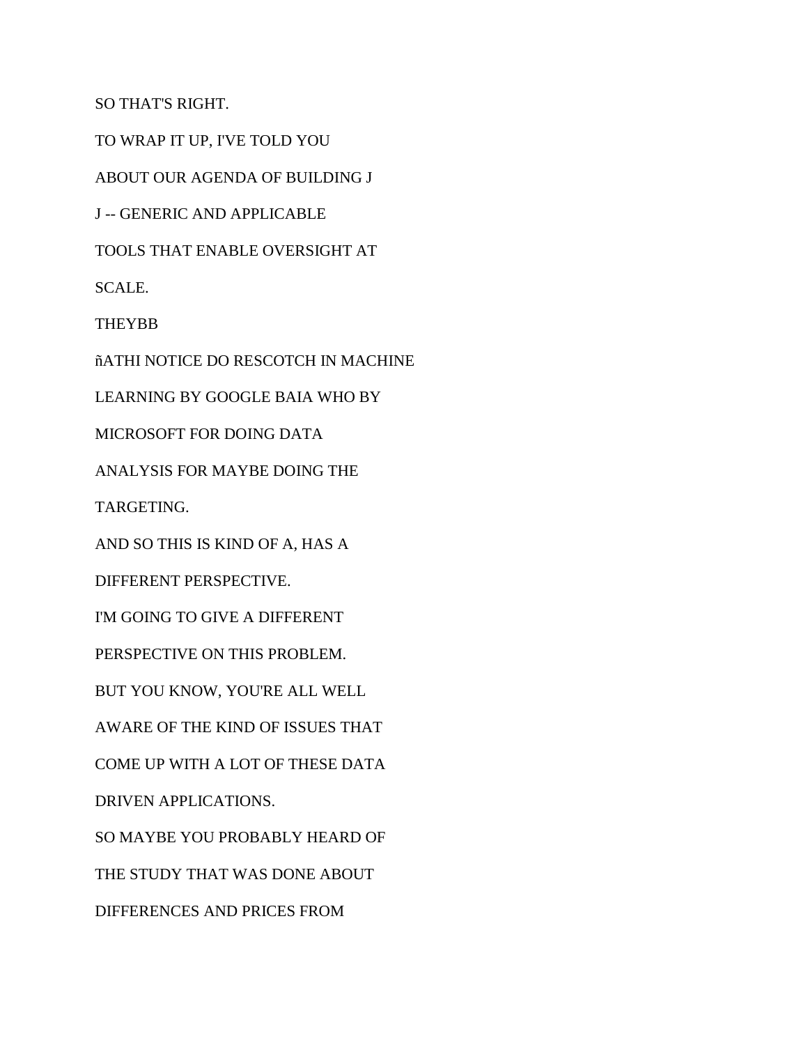SO THAT'S RIGHT.

TO WRAP IT UP, I'VE TOLD YOU

ABOUT OUR AGENDA OF BUILDING J

J -- GENERIC AND APPLICABLE

TOOLS THAT ENABLE OVERSIGHT AT

SCALE.

THEYBB

ñATHI NOTICE DO RESCOTCH IN MACHINE

LEARNING BY GOOGLE BAIA WHO BY

MICROSOFT FOR DOING DATA

ANALYSIS FOR MAYBE DOING THE

TARGETING.

AND SO THIS IS KIND OF A, HAS A

DIFFERENT PERSPECTIVE.

I'M GOING TO GIVE A DIFFERENT

PERSPECTIVE ON THIS PROBLEM.

BUT YOU KNOW, YOU'RE ALL WELL

AWARE OF THE KIND OF ISSUES THAT

COME UP WITH A LOT OF THESE DATA

DRIVEN APPLICATIONS.

SO MAYBE YOU PROBABLY HEARD OF

THE STUDY THAT WAS DONE ABOUT

DIFFERENCES AND PRICES FROM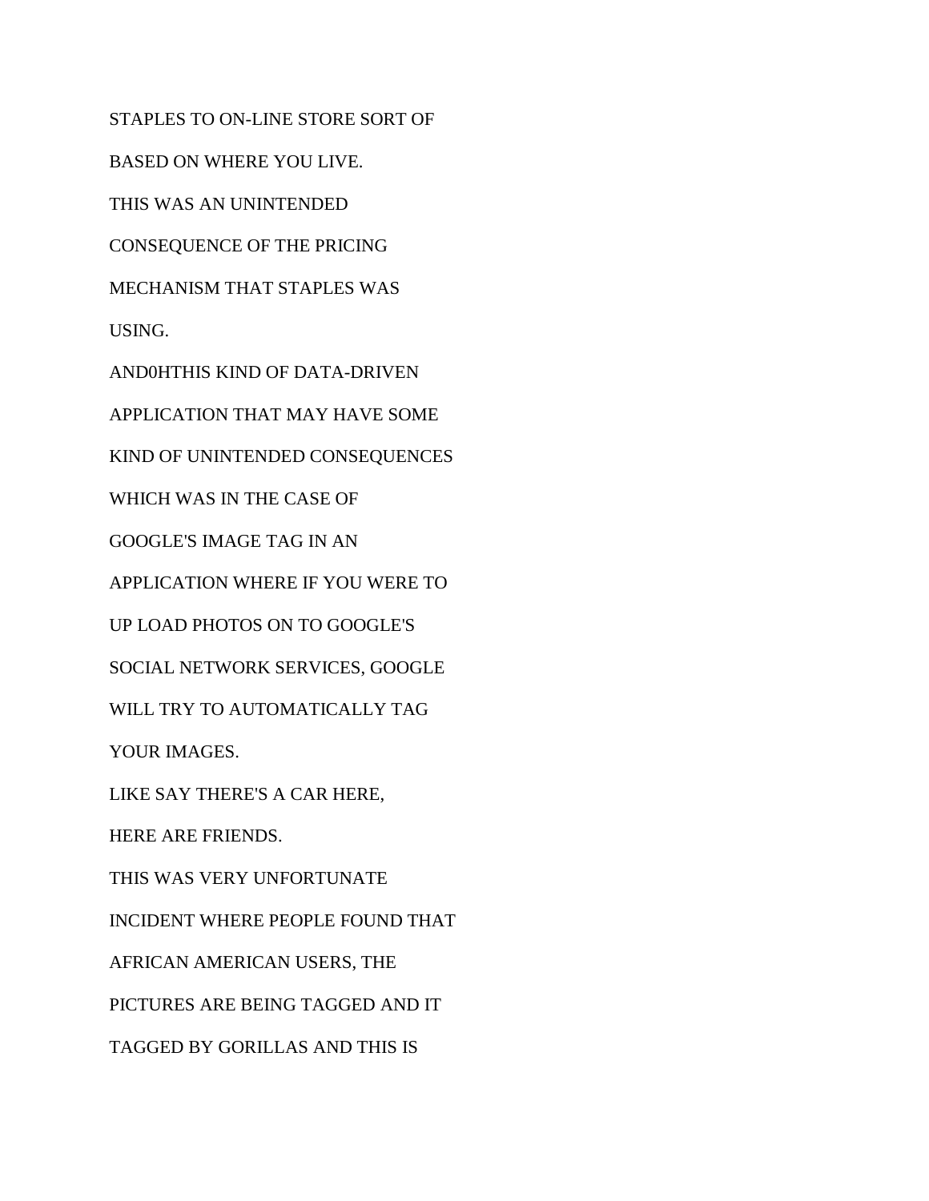STAPLES TO ON-LINE STORE SORT OF

BASED ON WHERE YOU LIVE.

THIS WAS AN UNINTENDED

CONSEQUENCE OF THE PRICING

MECHANISM THAT STAPLES WAS

USING.

AND0HTHIS KIND OF DATA-DRIVEN

APPLICATION THAT MAY HAVE SOME

KIND OF UNINTENDED CONSEQUENCES

WHICH WAS IN THE CASE OF

GOOGLE'S IMAGE TAG IN AN

APPLICATION WHERE IF YOU WERE TO

UP LOAD PHOTOS ON TO GOOGLE'S

SOCIAL NETWORK SERVICES, GOOGLE

WILL TRY TO AUTOMATICALLY TAG

YOUR IMAGES.

LIKE SAY THERE'S A CAR HERE,

HERE ARE FRIENDS.

THIS WAS VERY UNFORTUNATE

INCIDENT WHERE PEOPLE FOUND THAT

AFRICAN AMERICAN USERS, THE

PICTURES ARE BEING TAGGED AND IT

TAGGED BY GORILLAS AND THIS IS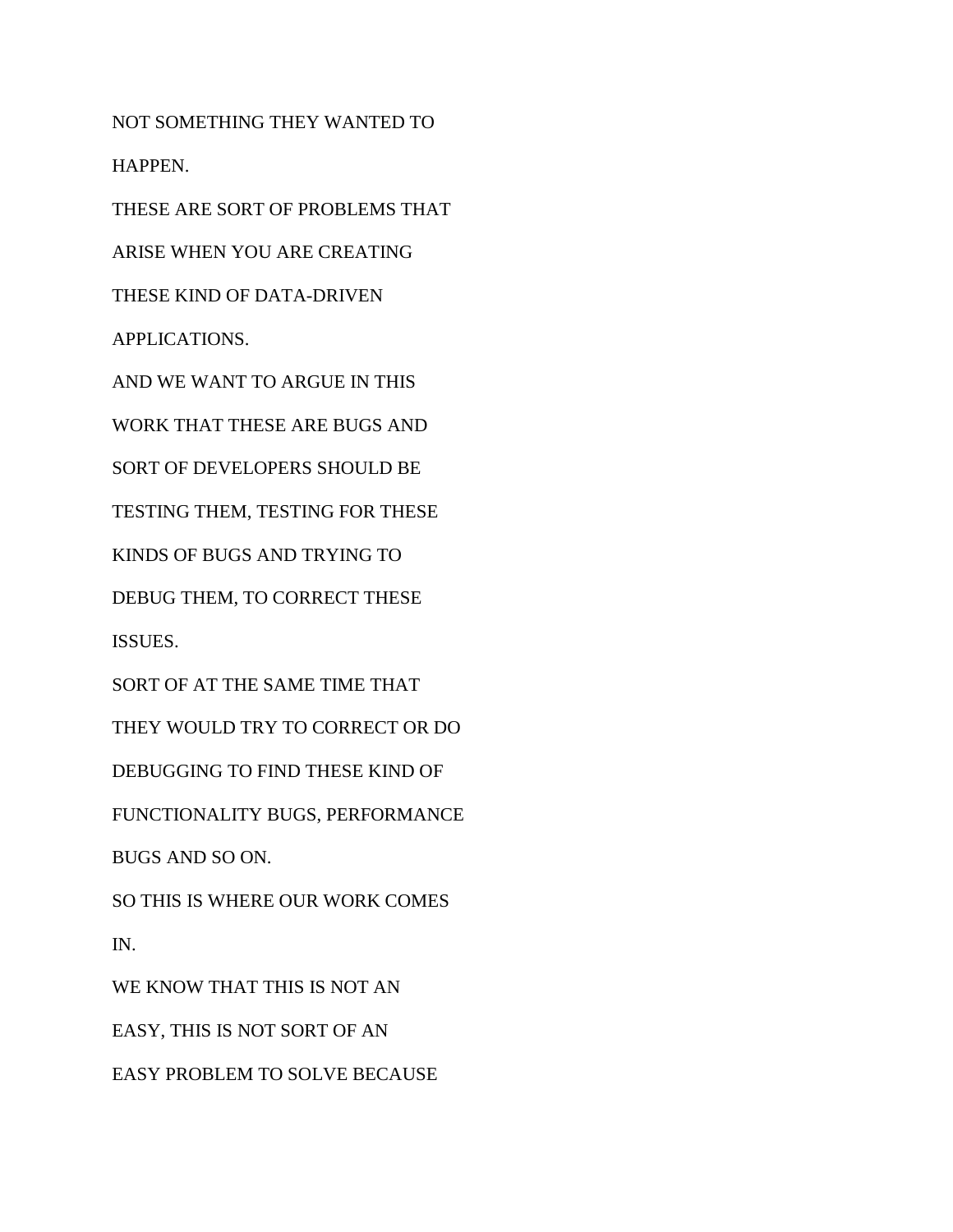NOT SOMETHING THEY WANTED TO

HAPPEN.

THESE ARE SORT OF PROBLEMS THAT

ARISE WHEN YOU ARE CREATING

THESE KIND OF DATA-DRIVEN

APPLICATIONS.

AND WE WANT TO ARGUE IN THIS

WORK THAT THESE ARE BUGS AND

SORT OF DEVELOPERS SHOULD BE

TESTING THEM, TESTING FOR THESE

KINDS OF BUGS AND TRYING TO

DEBUG THEM, TO CORRECT THESE

ISSUES.

SORT OF AT THE SAME TIME THAT

THEY WOULD TRY TO CORRECT OR DO

DEBUGGING TO FIND THESE KIND OF

FUNCTIONALITY BUGS, PERFORMANCE

BUGS AND SO ON.

SO THIS IS WHERE OUR WORK COMES

IN.

WE KNOW THAT THIS IS NOT AN

EASY, THIS IS NOT SORT OF AN

EASY PROBLEM TO SOLVE BECAUSE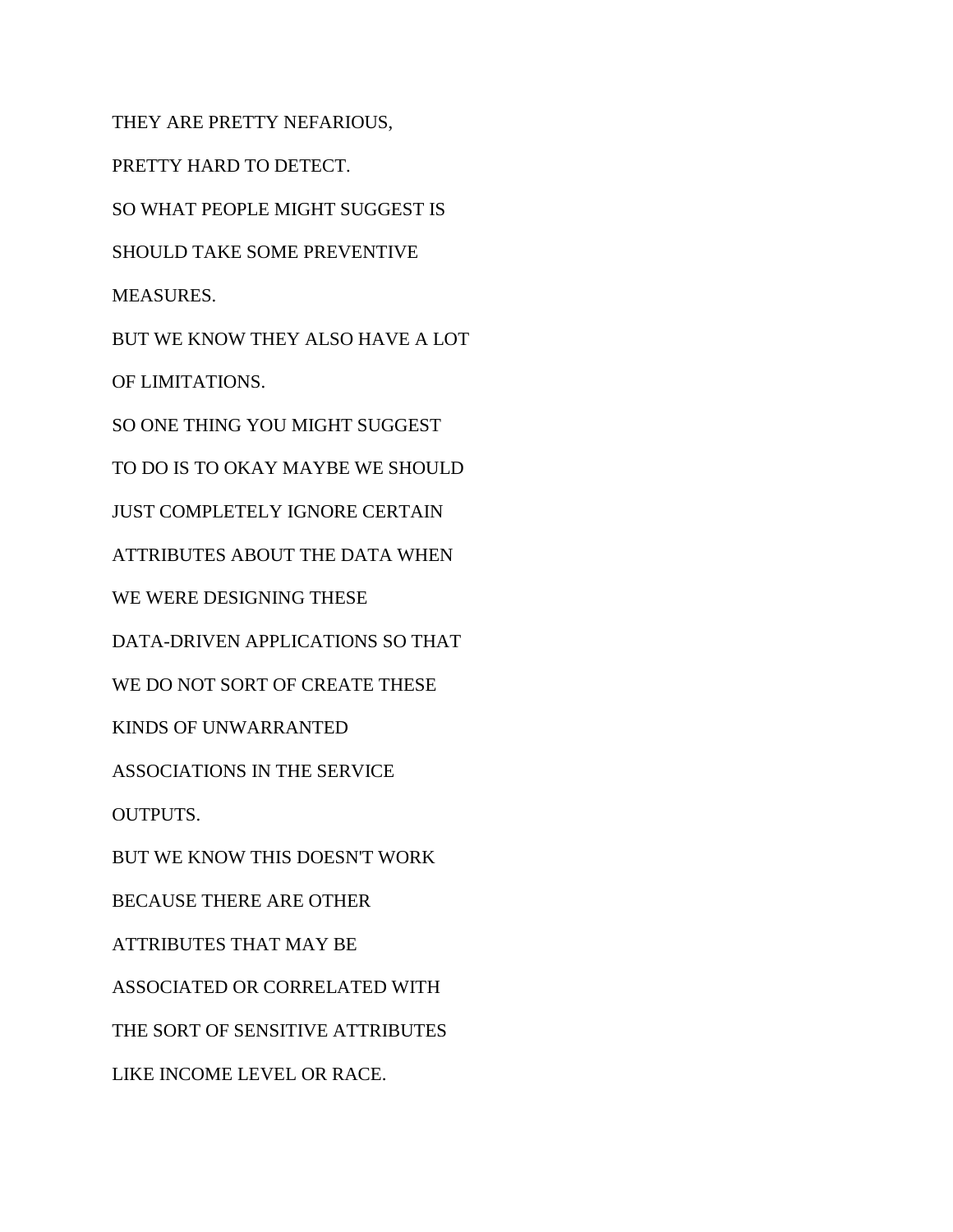THEY ARE PRETTY NEFARIOUS,

PRETTY HARD TO DETECT.

SO WHAT PEOPLE MIGHT SUGGEST IS

SHOULD TAKE SOME PREVENTIVE

MEASURES.

BUT WE KNOW THEY ALSO HAVE A LOT

OF LIMITATIONS.

SO ONE THING YOU MIGHT SUGGEST

TO DO IS TO OKAY MAYBE WE SHOULD

JUST COMPLETELY IGNORE CERTAIN

ATTRIBUTES ABOUT THE DATA WHEN

WE WERE DESIGNING THESE

DATA-DRIVEN APPLICATIONS SO THAT

WE DO NOT SORT OF CREATE THESE

KINDS OF UNWARRANTED

ASSOCIATIONS IN THE SERVICE

OUTPUTS.

BUT WE KNOW THIS DOESN'T WORK

BECAUSE THERE ARE OTHER

ATTRIBUTES THAT MAY BE

ASSOCIATED OR CORRELATED WITH

THE SORT OF SENSITIVE ATTRIBUTES

LIKE INCOME LEVEL OR RACE.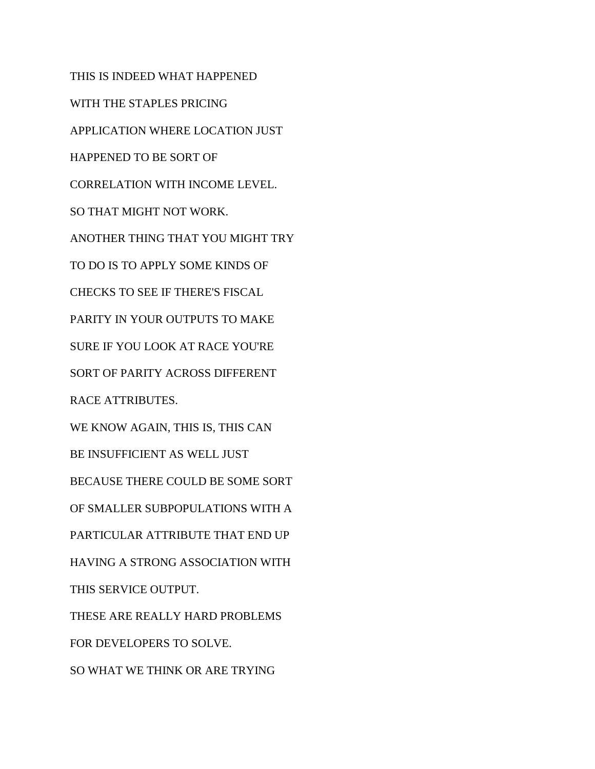THIS IS INDEED WHAT HAPPENED

WITH THE STAPLES PRICING

APPLICATION WHERE LOCATION JUST

HAPPENED TO BE SORT OF

CORRELATION WITH INCOME LEVEL.

SO THAT MIGHT NOT WORK.

ANOTHER THING THAT YOU MIGHT TRY

TO DO IS TO APPLY SOME KINDS OF

CHECKS TO SEE IF THERE'S FISCAL

PARITY IN YOUR OUTPUTS TO MAKE

SURE IF YOU LOOK AT RACE YOU'RE

SORT OF PARITY ACROSS DIFFERENT

RACE ATTRIBUTES.

WE KNOW AGAIN, THIS IS, THIS CAN

BE INSUFFICIENT AS WELL JUST

BECAUSE THERE COULD BE SOME SORT

OF SMALLER SUBPOPULATIONS WITH A

PARTICULAR ATTRIBUTE THAT END UP

HAVING A STRONG ASSOCIATION WITH

THIS SERVICE OUTPUT.

THESE ARE REALLY HARD PROBLEMS

FOR DEVELOPERS TO SOLVE.

SO WHAT WE THINK OR ARE TRYING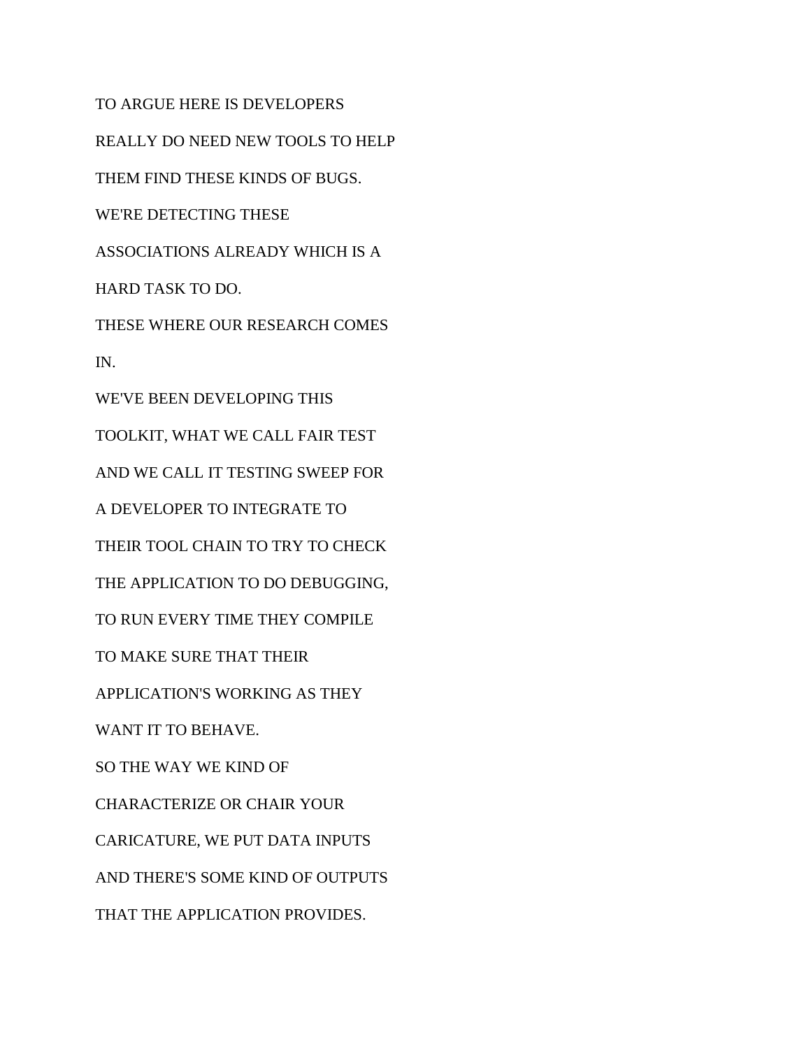TO ARGUE HERE IS DEVELOPERS

REALLY DO NEED NEW TOOLS TO HELP

THEM FIND THESE KINDS OF BUGS.

WE'RE DETECTING THESE

ASSOCIATIONS ALREADY WHICH IS A

HARD TASK TO DO.

THESE WHERE OUR RESEARCH COMES

IN.

WE'VE BEEN DEVELOPING THIS

TOOLKIT, WHAT WE CALL FAIR TEST

AND WE CALL IT TESTING SWEEP FOR

A DEVELOPER TO INTEGRATE TO

THEIR TOOL CHAIN TO TRY TO CHECK

THE APPLICATION TO DO DEBUGGING,

TO RUN EVERY TIME THEY COMPILE

TO MAKE SURE THAT THEIR

APPLICATION'S WORKING AS THEY

WANT IT TO BEHAVE.

SO THE WAY WE KIND OF

CHARACTERIZE OR CHAIR YOUR

CARICATURE, WE PUT DATA INPUTS

AND THERE'S SOME KIND OF OUTPUTS

THAT THE APPLICATION PROVIDES.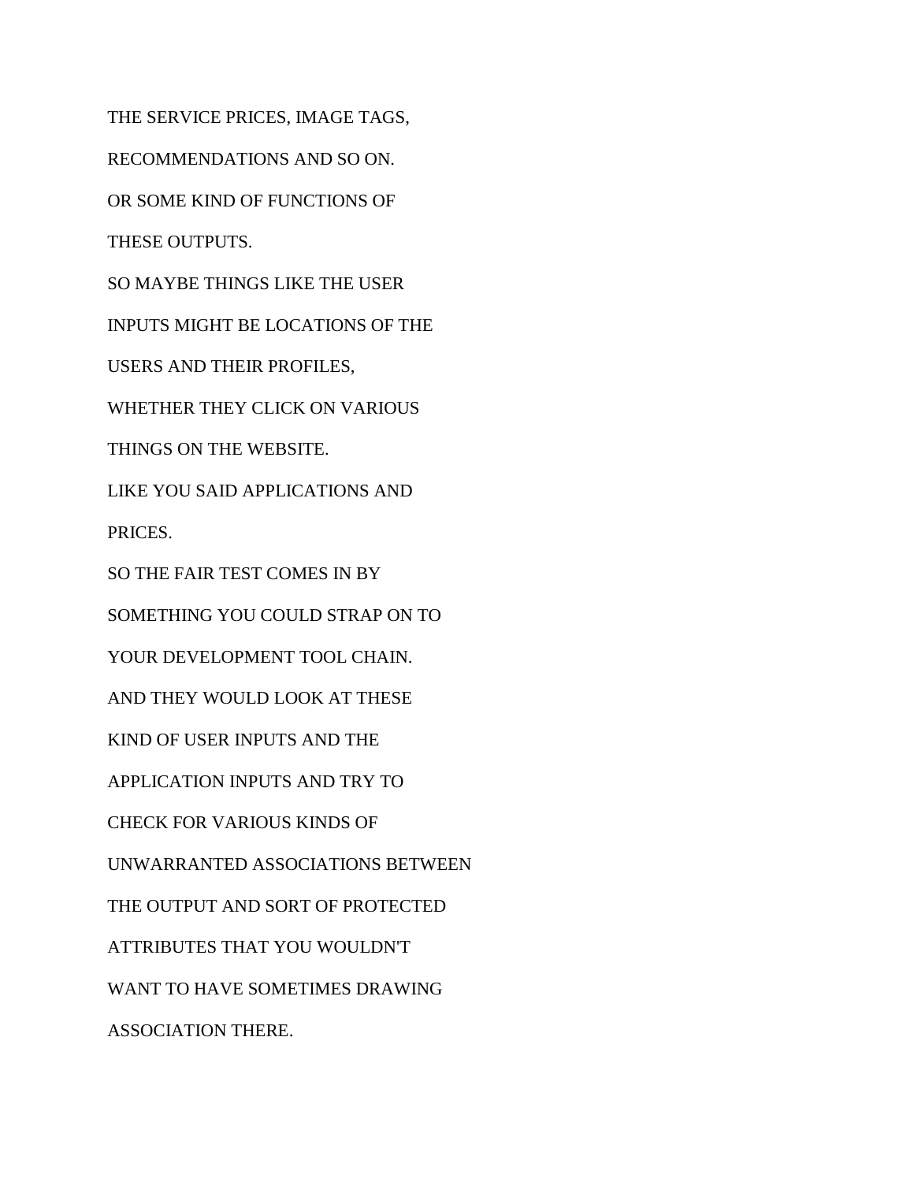THE SERVICE PRICES, IMAGE TAGS,

RECOMMENDATIONS AND SO ON.

OR SOME KIND OF FUNCTIONS OF

THESE OUTPUTS.

SO MAYBE THINGS LIKE THE USER

INPUTS MIGHT BE LOCATIONS OF THE

USERS AND THEIR PROFILES,

WHETHER THEY CLICK ON VARIOUS

THINGS ON THE WEBSITE.

LIKE YOU SAID APPLICATIONS AND

PRICES.

SO THE FAIR TEST COMES IN BY

SOMETHING YOU COULD STRAP ON TO

YOUR DEVELOPMENT TOOL CHAIN.

AND THEY WOULD LOOK AT THESE

KIND OF USER INPUTS AND THE

APPLICATION INPUTS AND TRY TO

CHECK FOR VARIOUS KINDS OF

UNWARRANTED ASSOCIATIONS BETWEEN

THE OUTPUT AND SORT OF PROTECTED

ATTRIBUTES THAT YOU WOULDN'T

WANT TO HAVE SOMETIMES DRAWING

ASSOCIATION THERE.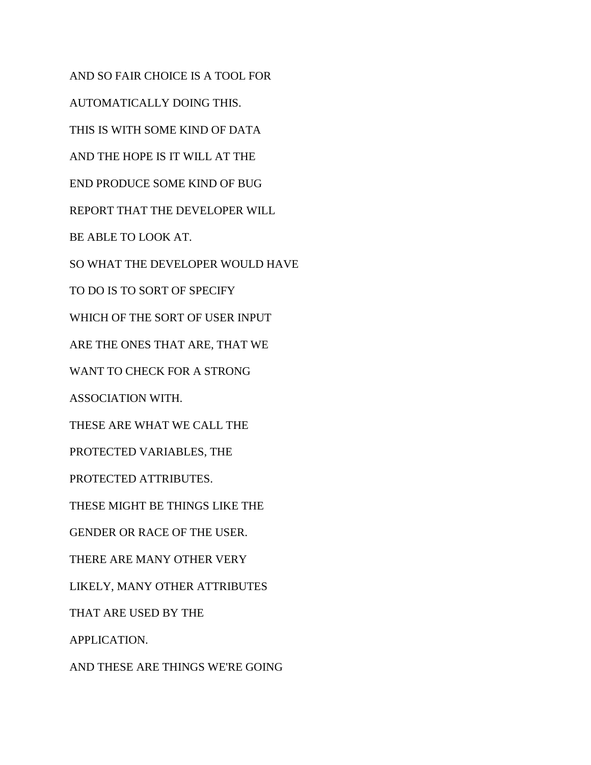AND SO FAIR CHOICE IS A TOOL FOR

AUTOMATICALLY DOING THIS.

THIS IS WITH SOME KIND OF DATA

AND THE HOPE IS IT WILL AT THE

END PRODUCE SOME KIND OF BUG

REPORT THAT THE DEVELOPER WILL

BE ABLE TO LOOK AT.

SO WHAT THE DEVELOPER WOULD HAVE

TO DO IS TO SORT OF SPECIFY

WHICH OF THE SORT OF USER INPUT

ARE THE ONES THAT ARE, THAT WE

WANT TO CHECK FOR A STRONG

ASSOCIATION WITH.

THESE ARE WHAT WE CALL THE

PROTECTED VARIABLES, THE

PROTECTED ATTRIBUTES.

THESE MIGHT BE THINGS LIKE THE

GENDER OR RACE OF THE USER.

THERE ARE MANY OTHER VERY

LIKELY, MANY OTHER ATTRIBUTES

THAT ARE USED BY THE

APPLICATION.

AND THESE ARE THINGS WE'RE GOING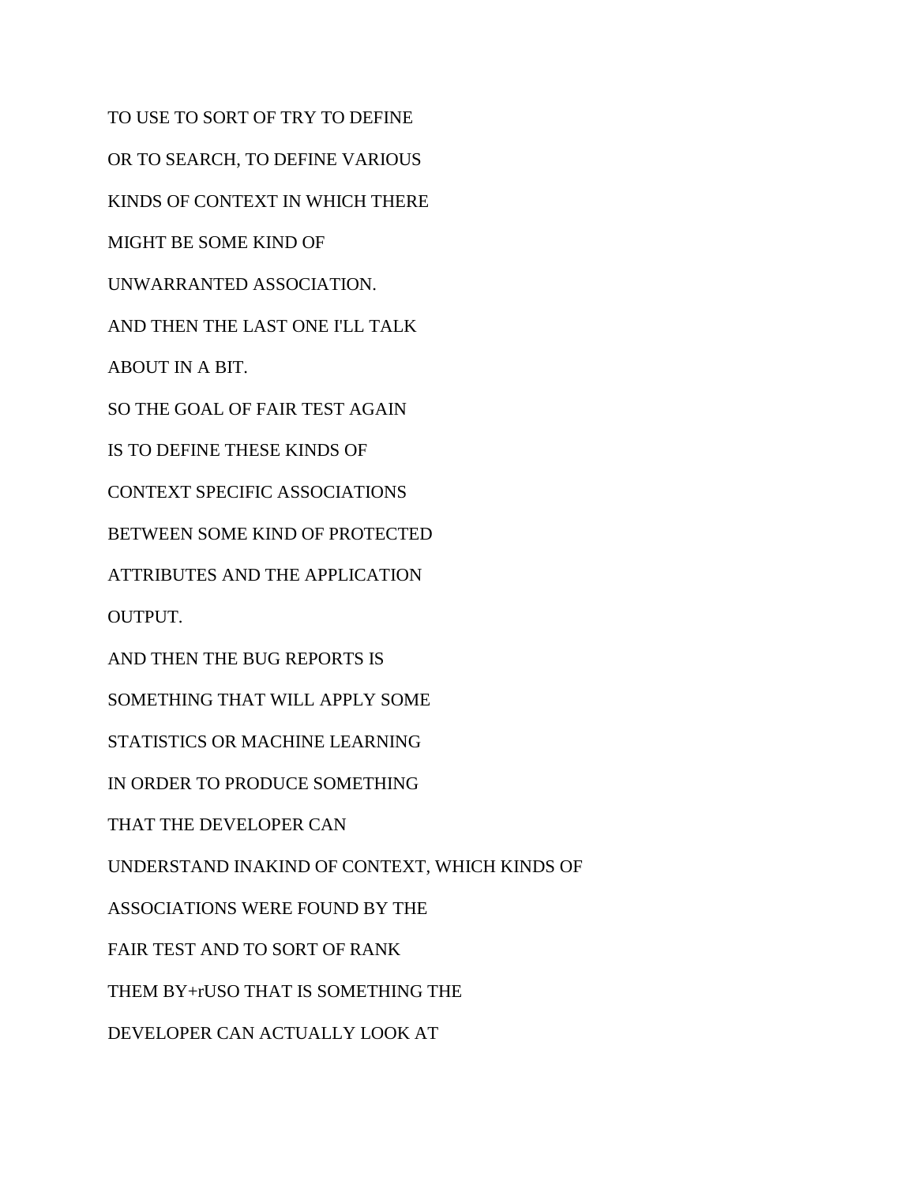TO USE TO SORT OF TRY TO DEFINE

OR TO SEARCH, TO DEFINE VARIOUS

KINDS OF CONTEXT IN WHICH THERE

MIGHT BE SOME KIND OF

UNWARRANTED ASSOCIATION.

AND THEN THE LAST ONE I'LL TALK

ABOUT IN A BIT.

SO THE GOAL OF FAIR TEST AGAIN

IS TO DEFINE THESE KINDS OF

CONTEXT SPECIFIC ASSOCIATIONS

BETWEEN SOME KIND OF PROTECTED

ATTRIBUTES AND THE APPLICATION

OUTPUT.

AND THEN THE BUG REPORTS IS

SOMETHING THAT WILL APPLY SOME

STATISTICS OR MACHINE LEARNING

IN ORDER TO PRODUCE SOMETHING

THAT THE DEVELOPER CAN

UNDERSTAND INAKIND OF CONTEXT, WHICH KINDS OF

ASSOCIATIONS WERE FOUND BY THE

FAIR TEST AND TO SORT OF RANK

THEM BY+rUSO THAT IS SOMETHING THE

DEVELOPER CAN ACTUALLY LOOK AT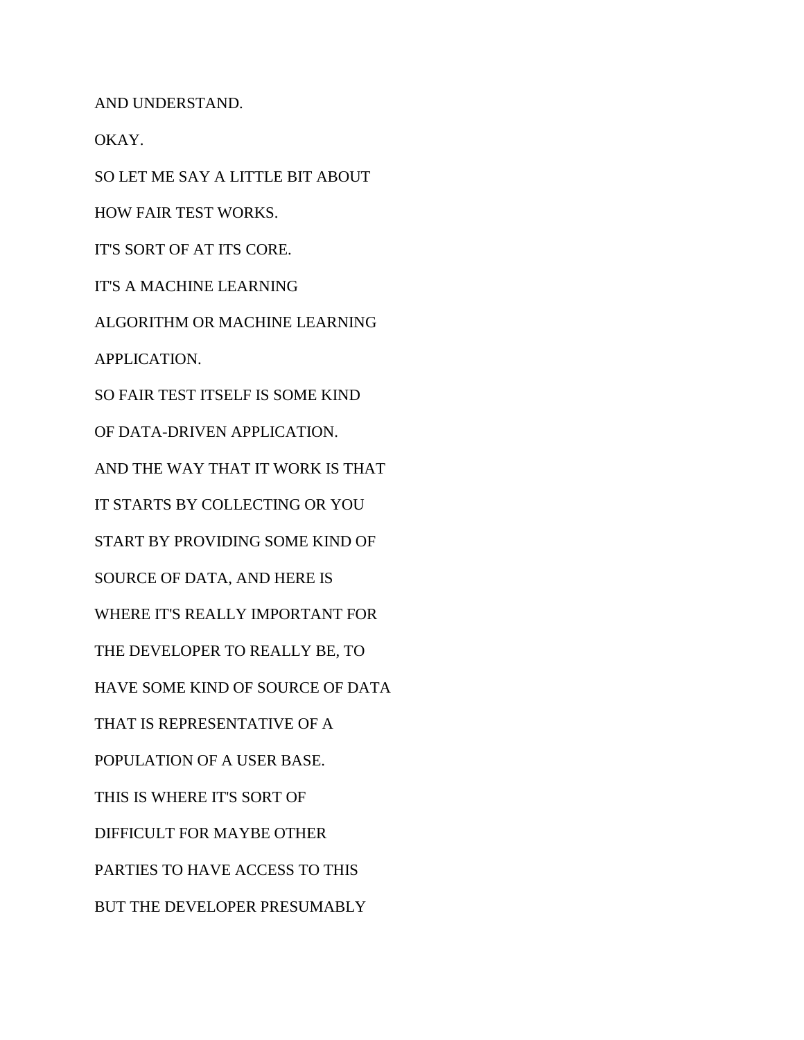AND UNDERSTAND.

OKAY.

SO LET ME SAY A LITTLE BIT ABOUT

HOW FAIR TEST WORKS.

IT'S SORT OF AT ITS CORE.

IT'S A MACHINE LEARNING

ALGORITHM OR MACHINE LEARNING

APPLICATION.

SO FAIR TEST ITSELF IS SOME KIND

OF DATA-DRIVEN APPLICATION.

AND THE WAY THAT IT WORK IS THAT

IT STARTS BY COLLECTING OR YOU

START BY PROVIDING SOME KIND OF

SOURCE OF DATA, AND HERE IS

WHERE IT'S REALLY IMPORTANT FOR

THE DEVELOPER TO REALLY BE, TO

HAVE SOME KIND OF SOURCE OF DATA

THAT IS REPRESENTATIVE OF A

POPULATION OF A USER BASE.

THIS IS WHERE IT'S SORT OF

DIFFICULT FOR MAYBE OTHER

PARTIES TO HAVE ACCESS TO THIS

BUT THE DEVELOPER PRESUMABLY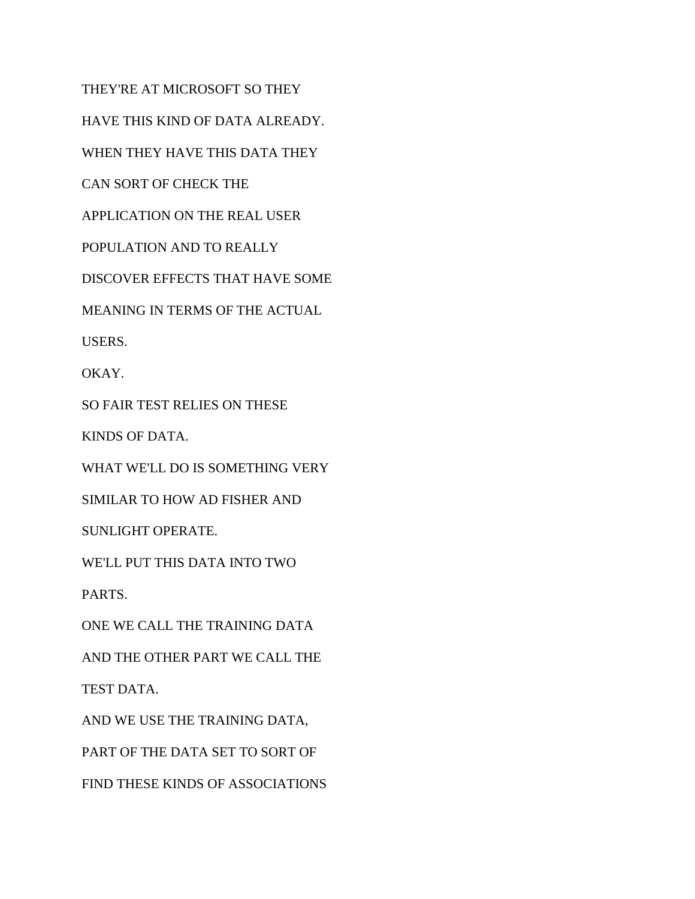THEY'RE AT MICROSOFT SO THEY

HAVE THIS KIND OF DATA ALREADY.

WHEN THEY HAVE THIS DATA THEY

CAN SORT OF CHECK THE

APPLICATION ON THE REAL USER

POPULATION AND TO REALLY

DISCOVER EFFECTS THAT HAVE SOME

MEANING IN TERMS OF THE ACTUAL

USERS.

OKAY.

SO FAIR TEST RELIES ON THESE

KINDS OF DATA.

WHAT WE'LL DO IS SOMETHING VERY

SIMILAR TO HOW AD FISHER AND

SUNLIGHT OPERATE.

WE'LL PUT THIS DATA INTO TWO

PARTS.

ONE WE CALL THE TRAINING DATA

AND THE OTHER PART WE CALL THE

TEST DATA.

AND WE USE THE TRAINING DATA,

PART OF THE DATA SET TO SORT OF

FIND THESE KINDS OF ASSOCIATIONS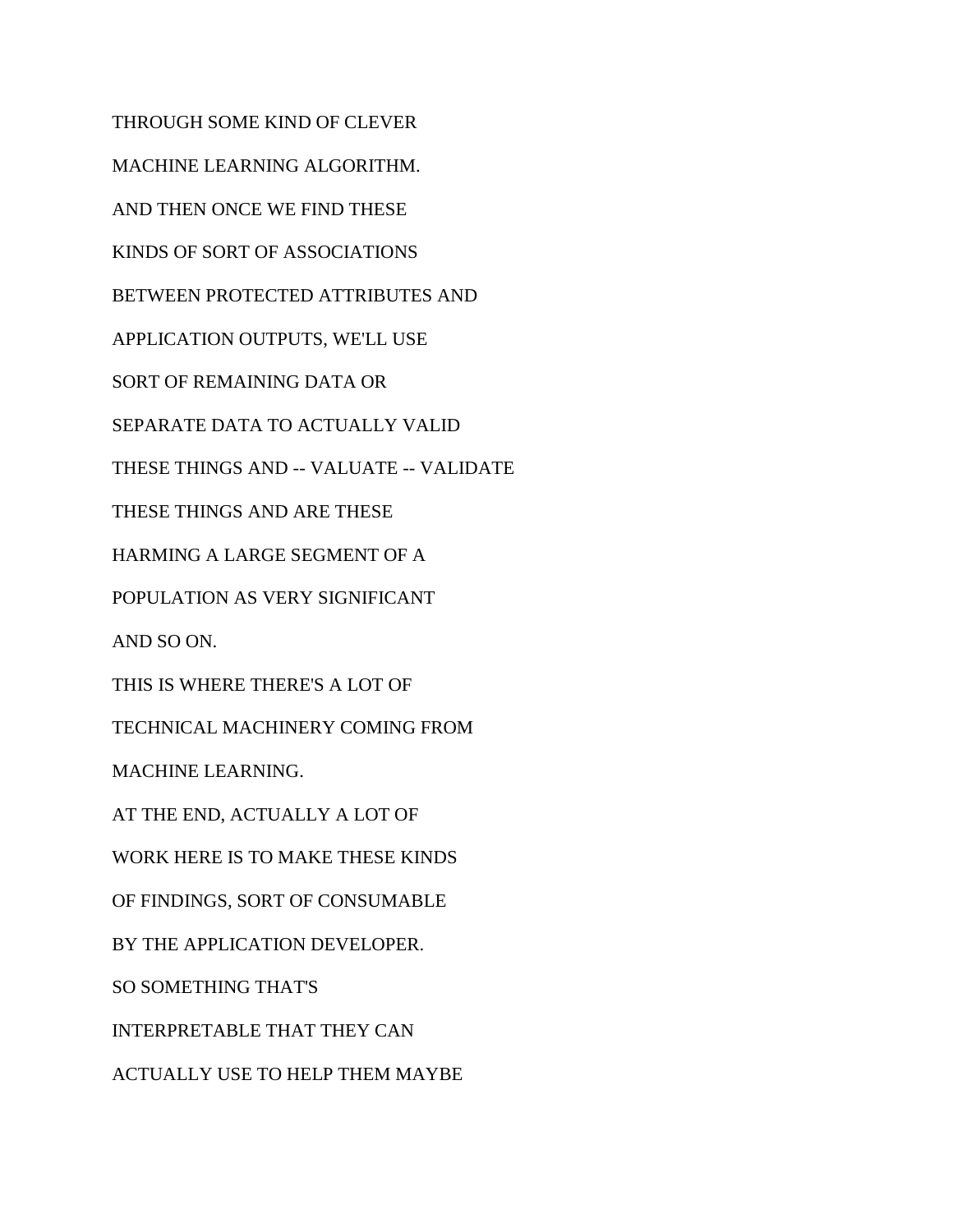THROUGH SOME KIND OF CLEVER

MACHINE LEARNING ALGORITHM.

AND THEN ONCE WE FIND THESE

KINDS OF SORT OF ASSOCIATIONS

BETWEEN PROTECTED ATTRIBUTES AND

APPLICATION OUTPUTS, WE'LL USE

SORT OF REMAINING DATA OR

SEPARATE DATA TO ACTUALLY VALID

THESE THINGS AND -- VALUATE -- VALIDATE

THESE THINGS AND ARE THESE

HARMING A LARGE SEGMENT OF A

POPULATION AS VERY SIGNIFICANT

AND SO ON.

THIS IS WHERE THERE'S A LOT OF

TECHNICAL MACHINERY COMING FROM

MACHINE LEARNING.

AT THE END, ACTUALLY A LOT OF

WORK HERE IS TO MAKE THESE KINDS

OF FINDINGS, SORT OF CONSUMABLE

BY THE APPLICATION DEVELOPER.

SO SOMETHING THAT'S

INTERPRETABLE THAT THEY CAN

ACTUALLY USE TO HELP THEM MAYBE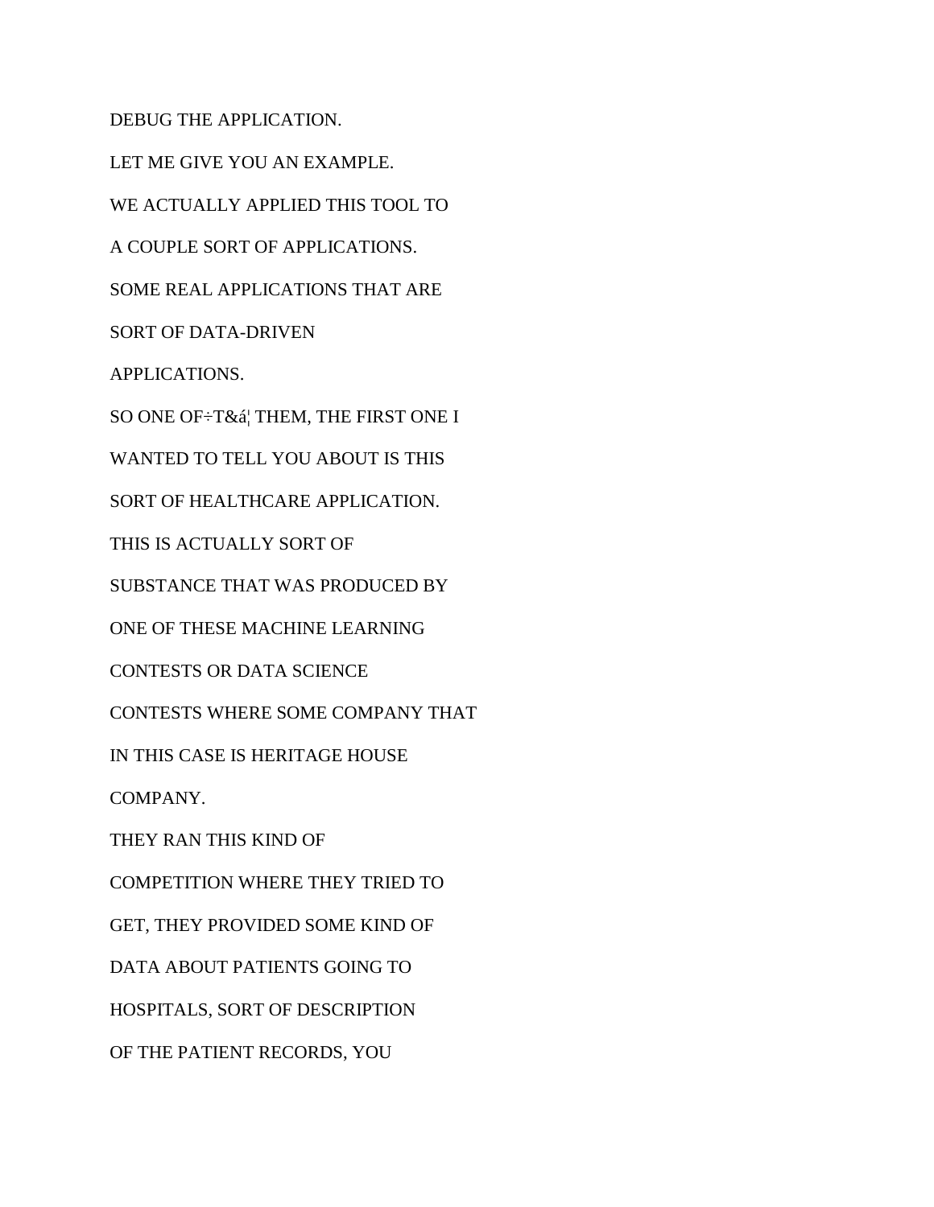DEBUG THE APPLICATION.

LET ME GIVE YOU AN EXAMPLE.

WE ACTUALLY APPLIED THIS TOOL TO

A COUPLE SORT OF APPLICATIONS.

SOME REAL APPLICATIONS THAT ARE

SORT OF DATA-DRIVEN

APPLICATIONS.

SO ONE OF÷T&á¦ THEM, THE FIRST ONE I

WANTED TO TELL YOU ABOUT IS THIS

SORT OF HEALTHCARE APPLICATION.

THIS IS ACTUALLY SORT OF

SUBSTANCE THAT WAS PRODUCED BY

ONE OF THESE MACHINE LEARNING

CONTESTS OR DATA SCIENCE

CONTESTS WHERE SOME COMPANY THAT

IN THIS CASE IS HERITAGE HOUSE

COMPANY.

THEY RAN THIS KIND OF

COMPETITION WHERE THEY TRIED TO

GET, THEY PROVIDED SOME KIND OF

DATA ABOUT PATIENTS GOING TO

HOSPITALS, SORT OF DESCRIPTION

OF THE PATIENT RECORDS, YOU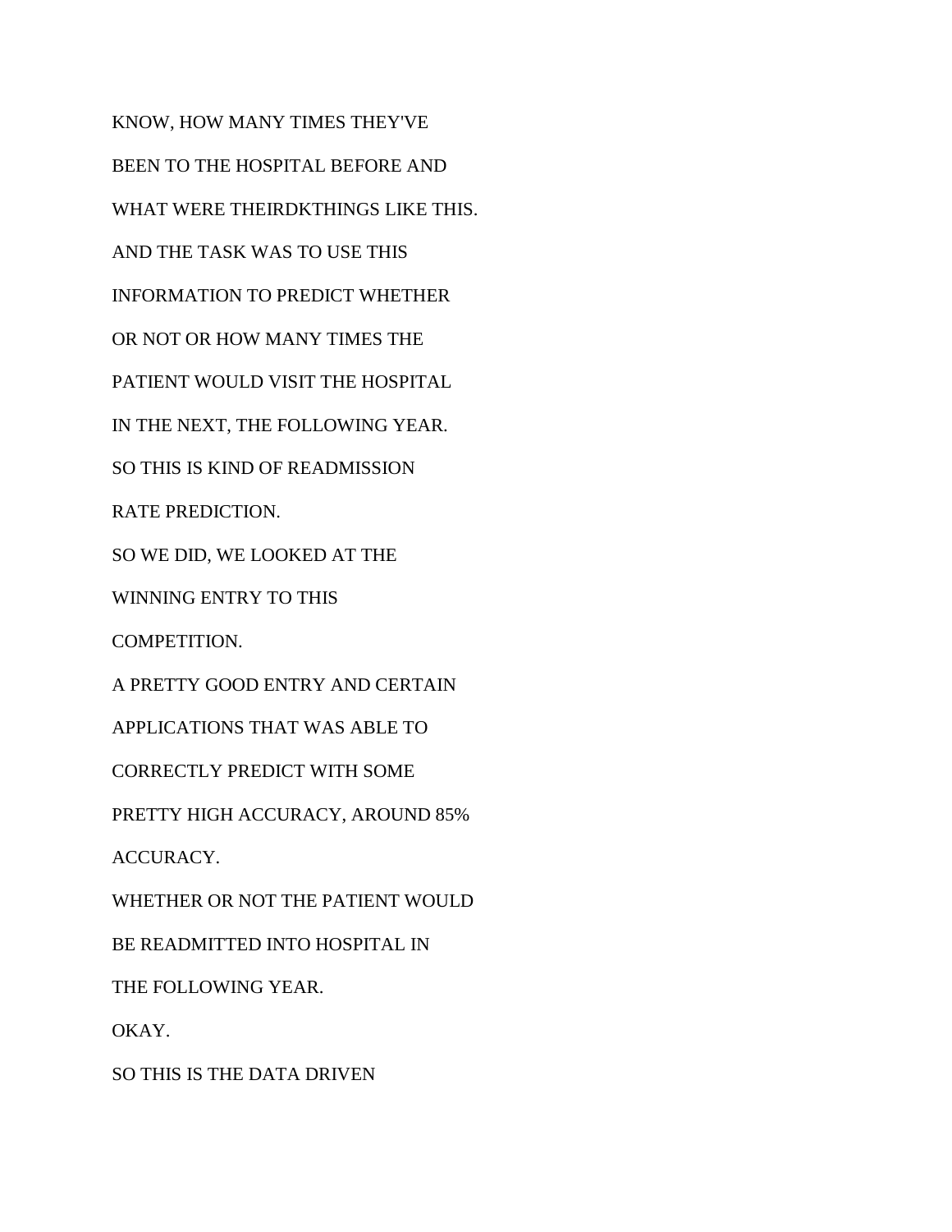KNOW, HOW MANY TIMES THEY'VE

BEEN TO THE HOSPITAL BEFORE AND

WHAT WERE THEIRDKTHINGS LIKE THIS.

AND THE TASK WAS TO USE THIS

INFORMATION TO PREDICT WHETHER

OR NOT OR HOW MANY TIMES THE

PATIENT WOULD VISIT THE HOSPITAL

IN THE NEXT, THE FOLLOWING YEAR.

SO THIS IS KIND OF READMISSION

RATE PREDICTION.

SO WE DID, WE LOOKED AT THE

WINNING ENTRY TO THIS

COMPETITION.

A PRETTY GOOD ENTRY AND CERTAIN

APPLICATIONS THAT WAS ABLE TO

CORRECTLY PREDICT WITH SOME

PRETTY HIGH ACCURACY, AROUND 85%

ACCURACY.

WHETHER OR NOT THE PATIENT WOULD

BE READMITTED INTO HOSPITAL IN

THE FOLLOWING YEAR.

OKAY.

SO THIS IS THE DATA DRIVEN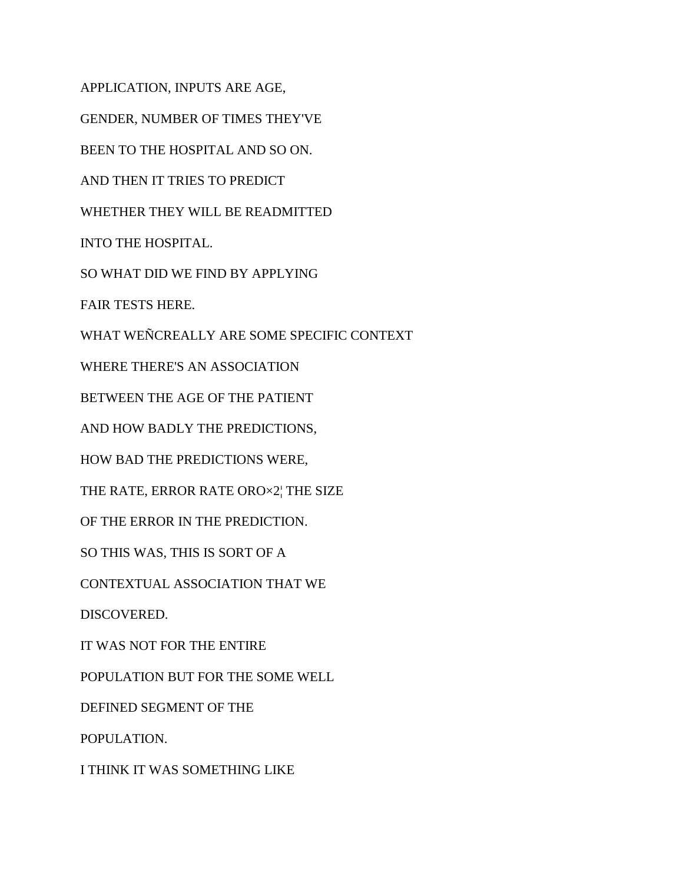APPLICATION, INPUTS ARE AGE,

GENDER, NUMBER OF TIMES THEY'VE

BEEN TO THE HOSPITAL AND SO ON.

AND THEN IT TRIES TO PREDICT

WHETHER THEY WILL BE READMITTED

INTO THE HOSPITAL.

SO WHAT DID WE FIND BY APPLYING

FAIR TESTS HERE.

WHAT WEÑCREALLY ARE SOME SPECIFIC CONTEXT

WHERE THERE'S AN ASSOCIATION

BETWEEN THE AGE OF THE PATIENT

AND HOW BADLY THE PREDICTIONS,

HOW BAD THE PREDICTIONS WERE,

THE RATE, ERROR RATE ORO×2¦ THE SIZE

OF THE ERROR IN THE PREDICTION.

SO THIS WAS, THIS IS SORT OF A

CONTEXTUAL ASSOCIATION THAT WE

DISCOVERED.

IT WAS NOT FOR THE ENTIRE

POPULATION BUT FOR THE SOME WELL

DEFINED SEGMENT OF THE

POPULATION.

I THINK IT WAS SOMETHING LIKE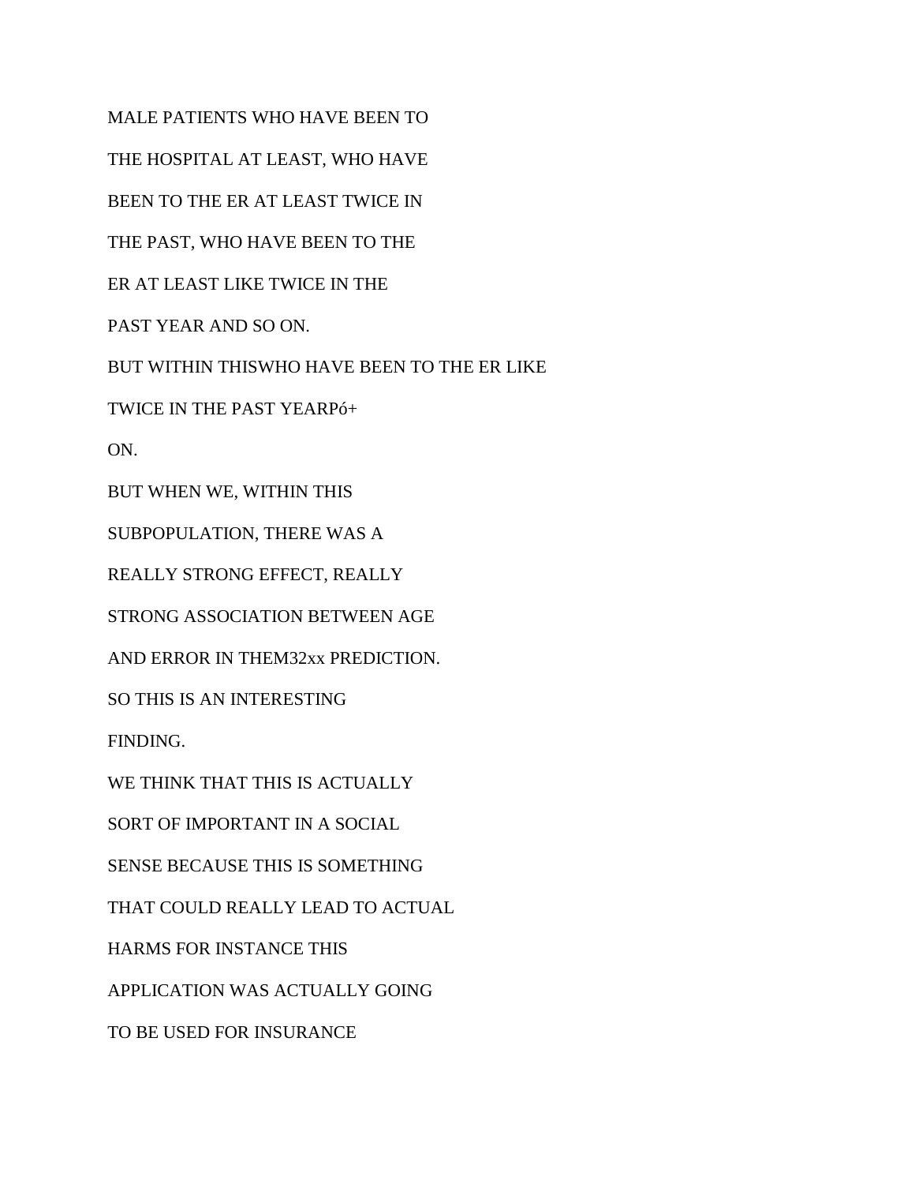MALE PATIENTS WHO HAVE BEEN TO

THE HOSPITAL AT LEAST, WHO HAVE

BEEN TO THE ER AT LEAST TWICE IN

THE PAST, WHO HAVE BEEN TO THE

ER AT LEAST LIKE TWICE IN THE

PAST YEAR AND SO ON.

BUT WITHIN THISWHO HAVE BEEN TO THE ER LIKE

TWICE IN THE PAST YEARPó+

ON.

BUT WHEN WE, WITHIN THIS

SUBPOPULATION, THERE WAS A

REALLY STRONG EFFECT, REALLY

STRONG ASSOCIATION BETWEEN AGE

AND ERROR IN THEM32xx PREDICTION.

SO THIS IS AN INTERESTING

FINDING.

WE THINK THAT THIS IS ACTUALLY

SORT OF IMPORTANT IN A SOCIAL

SENSE BECAUSE THIS IS SOMETHING

THAT COULD REALLY LEAD TO ACTUAL

HARMS FOR INSTANCE THIS

APPLICATION WAS ACTUALLY GOING

TO BE USED FOR INSURANCE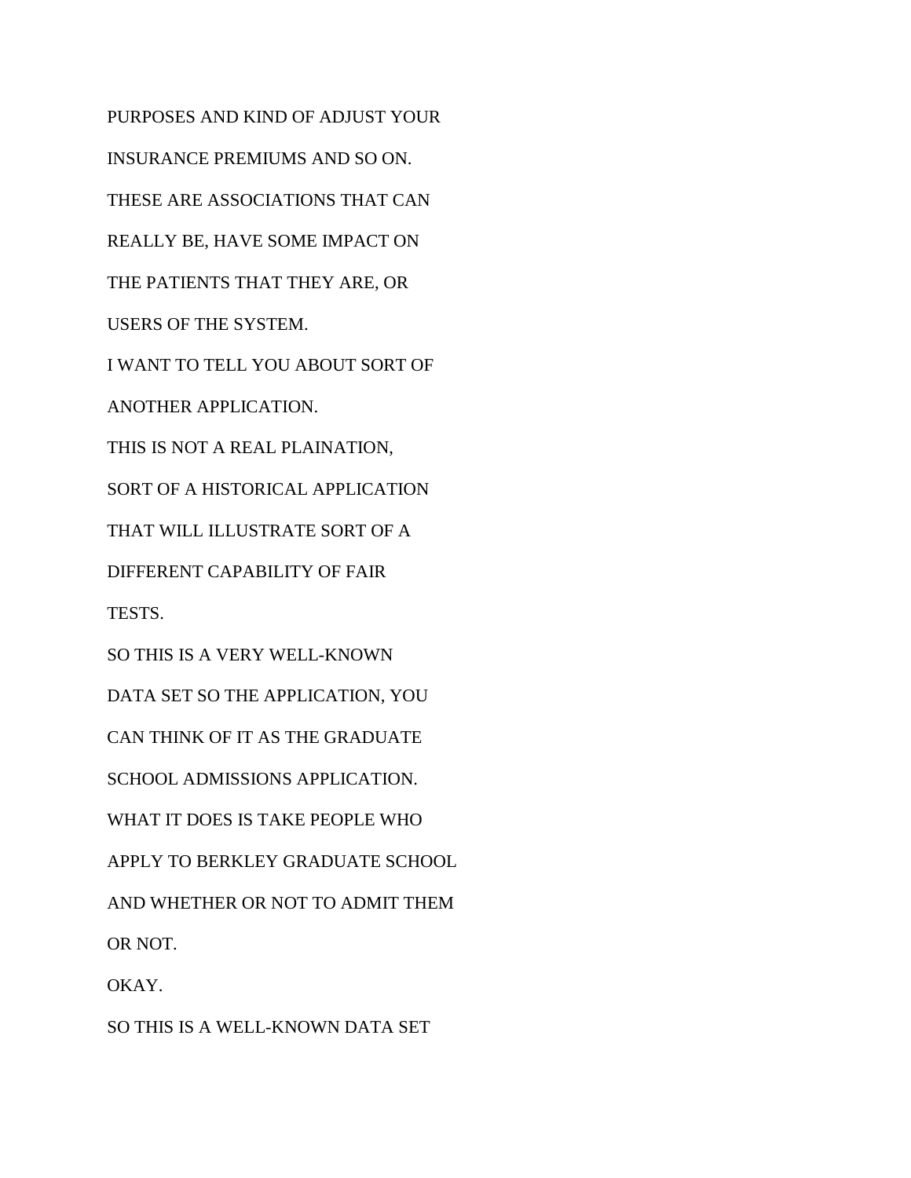PURPOSES AND KIND OF ADJUST YOUR

INSURANCE PREMIUMS AND SO ON.

THESE ARE ASSOCIATIONS THAT CAN

REALLY BE, HAVE SOME IMPACT ON

THE PATIENTS THAT THEY ARE, OR

USERS OF THE SYSTEM.

I WANT TO TELL YOU ABOUT SORT OF

ANOTHER APPLICATION.

THIS IS NOT A REAL PLAINATION,

SORT OF A HISTORICAL APPLICATION

THAT WILL ILLUSTRATE SORT OF A

DIFFERENT CAPABILITY OF FAIR

TESTS.

SO THIS IS A VERY WELL-KNOWN

DATA SET SO THE APPLICATION, YOU

CAN THINK OF IT AS THE GRADUATE

SCHOOL ADMISSIONS APPLICATION.

WHAT IT DOES IS TAKE PEOPLE WHO

APPLY TO BERKLEY GRADUATE SCHOOL

AND WHETHER OR NOT TO ADMIT THEM

OR NOT.

OKAY.

SO THIS IS A WELL-KNOWN DATA SET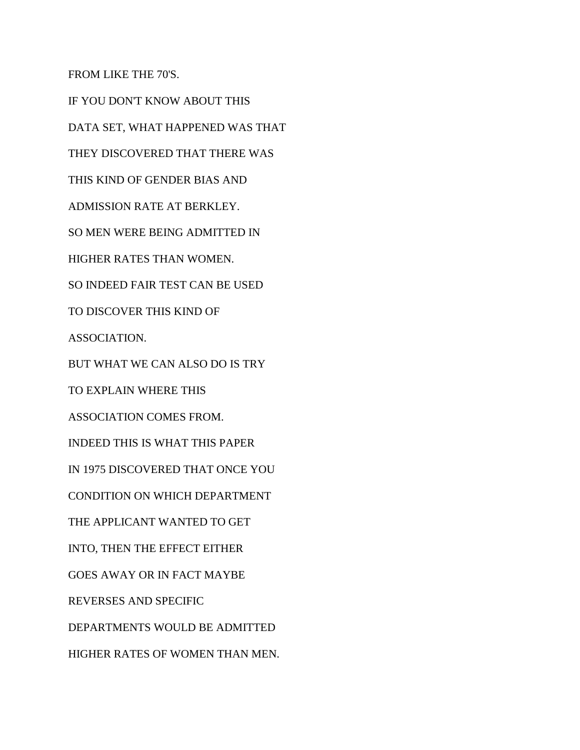FROM LIKE THE 70'S.

IF YOU DON'T KNOW ABOUT THIS

DATA SET, WHAT HAPPENED WAS THAT

THEY DISCOVERED THAT THERE WAS

THIS KIND OF GENDER BIAS AND

ADMISSION RATE AT BERKLEY.

SO MEN WERE BEING ADMITTED IN

HIGHER RATES THAN WOMEN.

SO INDEED FAIR TEST CAN BE USED

TO DISCOVER THIS KIND OF

ASSOCIATION.

BUT WHAT WE CAN ALSO DO IS TRY

TO EXPLAIN WHERE THIS

ASSOCIATION COMES FROM.

INDEED THIS IS WHAT THIS PAPER

IN 1975 DISCOVERED THAT ONCE YOU

CONDITION ON WHICH DEPARTMENT

THE APPLICANT WANTED TO GET

INTO, THEN THE EFFECT EITHER

GOES AWAY OR IN FACT MAYBE

REVERSES AND SPECIFIC

DEPARTMENTS WOULD BE ADMITTED

HIGHER RATES OF WOMEN THAN MEN.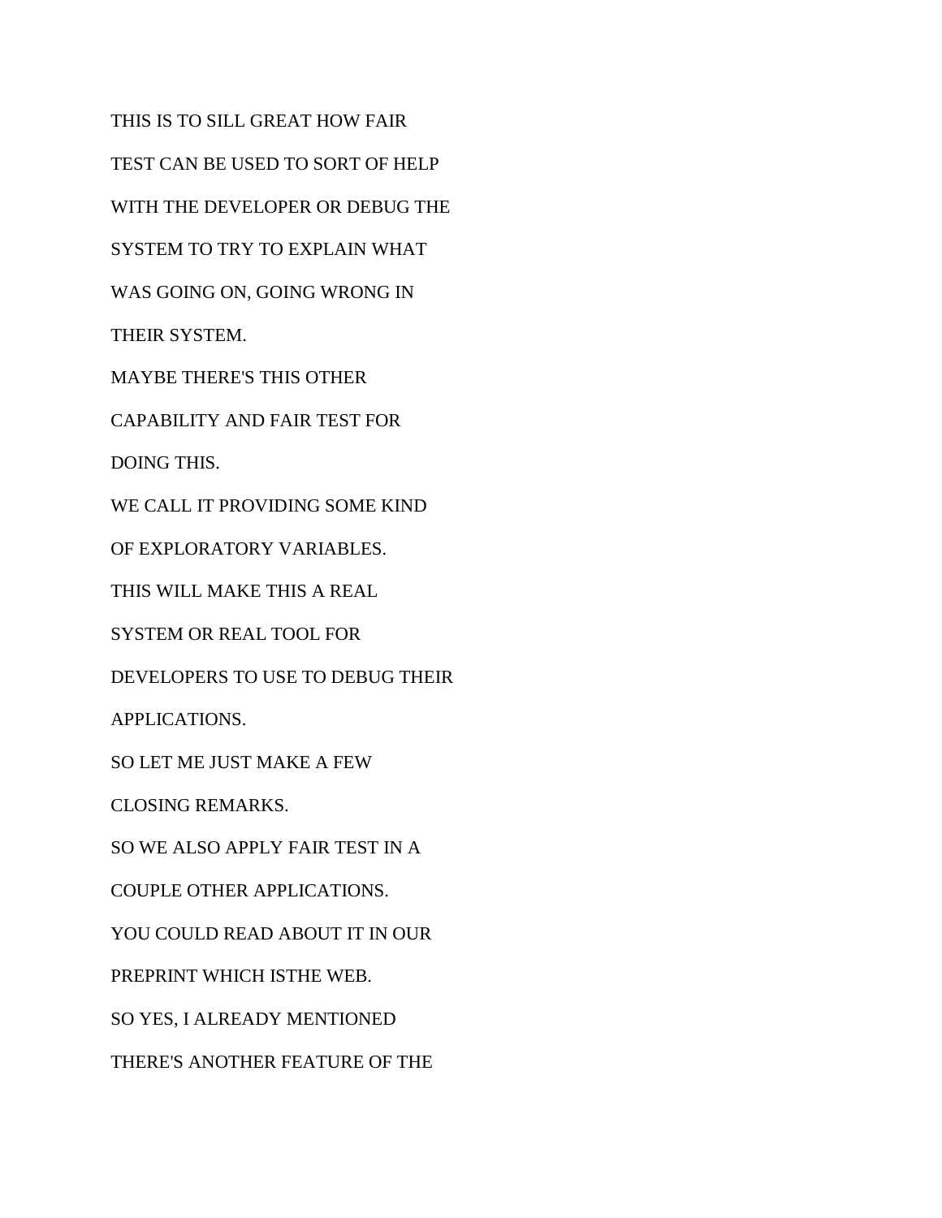THIS IS TO SILL GREAT HOW FAIR

TEST CAN BE USED TO SORT OF HELP

WITH THE DEVELOPER OR DEBUG THE

SYSTEM TO TRY TO EXPLAIN WHAT

WAS GOING ON, GOING WRONG IN

THEIR SYSTEM.

MAYBE THERE'S THIS OTHER

CAPABILITY AND FAIR TEST FOR

DOING THIS.

WE CALL IT PROVIDING SOME KIND

OF EXPLORATORY VARIABLES.

THIS WILL MAKE THIS A REAL

SYSTEM OR REAL TOOL FOR

DEVELOPERS TO USE TO DEBUG THEIR

APPLICATIONS.

SO LET ME JUST MAKE A FEW

CLOSING REMARKS.

SO WE ALSO APPLY FAIR TEST IN A

COUPLE OTHER APPLICATIONS.

YOU COULD READ ABOUT IT IN OUR

PREPRINT WHICH ISTHE WEB.

SO YES, I ALREADY MENTIONED

THERE'S ANOTHER FEATURE OF THE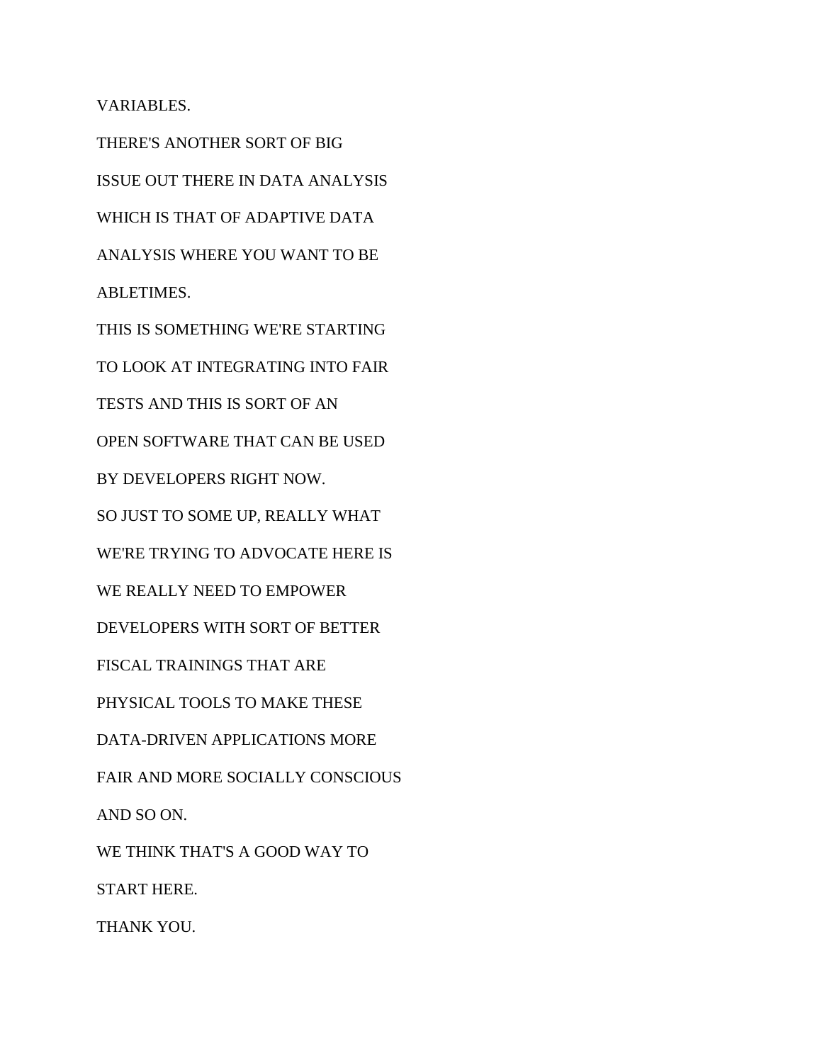VARIABLES.

THERE'S ANOTHER SORT OF BIG

ISSUE OUT THERE IN DATA ANALYSIS

WHICH IS THAT OF ADAPTIVE DATA

ANALYSIS WHERE YOU WANT TO BE

ABLETIMES.

THIS IS SOMETHING WE'RE STARTING

TO LOOK AT INTEGRATING INTO FAIR

TESTS AND THIS IS SORT OF AN

OPEN SOFTWARE THAT CAN BE USED

BY DEVELOPERS RIGHT NOW.

SO JUST TO SOME UP, REALLY WHAT

WE'RE TRYING TO ADVOCATE HERE IS

WE REALLY NEED TO EMPOWER

DEVELOPERS WITH SORT OF BETTER

FISCAL TRAININGS THAT ARE

PHYSICAL TOOLS TO MAKE THESE

DATA-DRIVEN APPLICATIONS MORE

FAIR AND MORE SOCIALLY CONSCIOUS

AND SO ON.

WE THINK THAT'S A GOOD WAY TO

START HERE.

THANK YOU.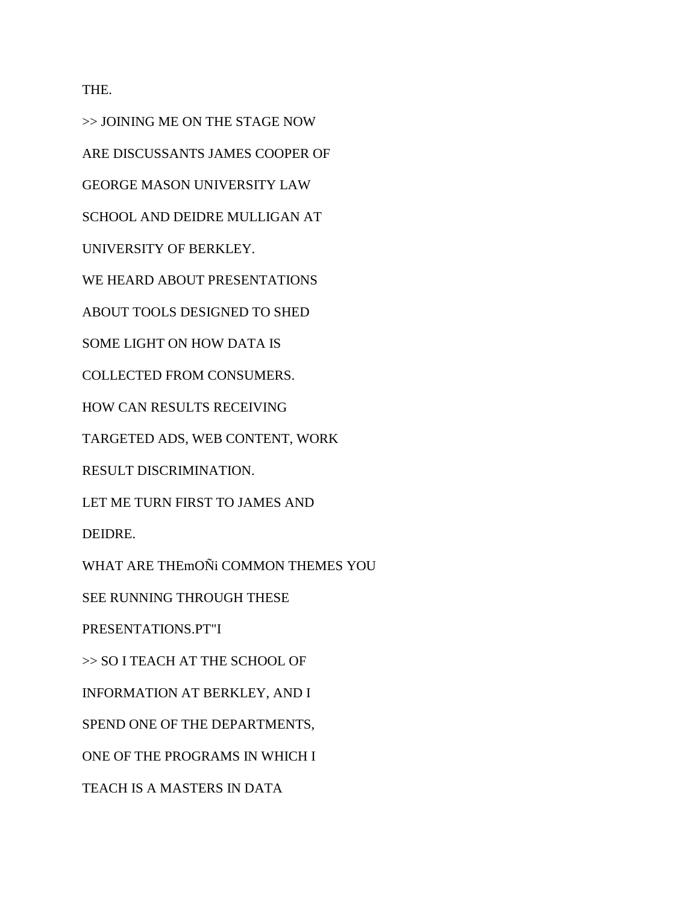THE.

>> JOINING ME ON THE STAGE NOW

ARE DISCUSSANTS JAMES COOPER OF

GEORGE MASON UNIVERSITY LAW

SCHOOL AND DEIDRE MULLIGAN AT

UNIVERSITY OF BERKLEY.

WE HEARD ABOUT PRESENTATIONS

ABOUT TOOLS DESIGNED TO SHED

SOME LIGHT ON HOW DATA IS

COLLECTED FROM CONSUMERS.

HOW CAN RESULTS RECEIVING

TARGETED ADS, WEB CONTENT, WORK

RESULT DISCRIMINATION.

LET ME TURN FIRST TO JAMES AND

DEIDRE.

WHAT ARE THEmOÑi COMMON THEMES YOU

SEE RUNNING THROUGH THESE

PRESENTATIONS.PT"I

>> SO I TEACH AT THE SCHOOL OF

INFORMATION AT BERKLEY, AND I

SPEND ONE OF THE DEPARTMENTS,

ONE OF THE PROGRAMS IN WHICH I

TEACH IS A MASTERS IN DATA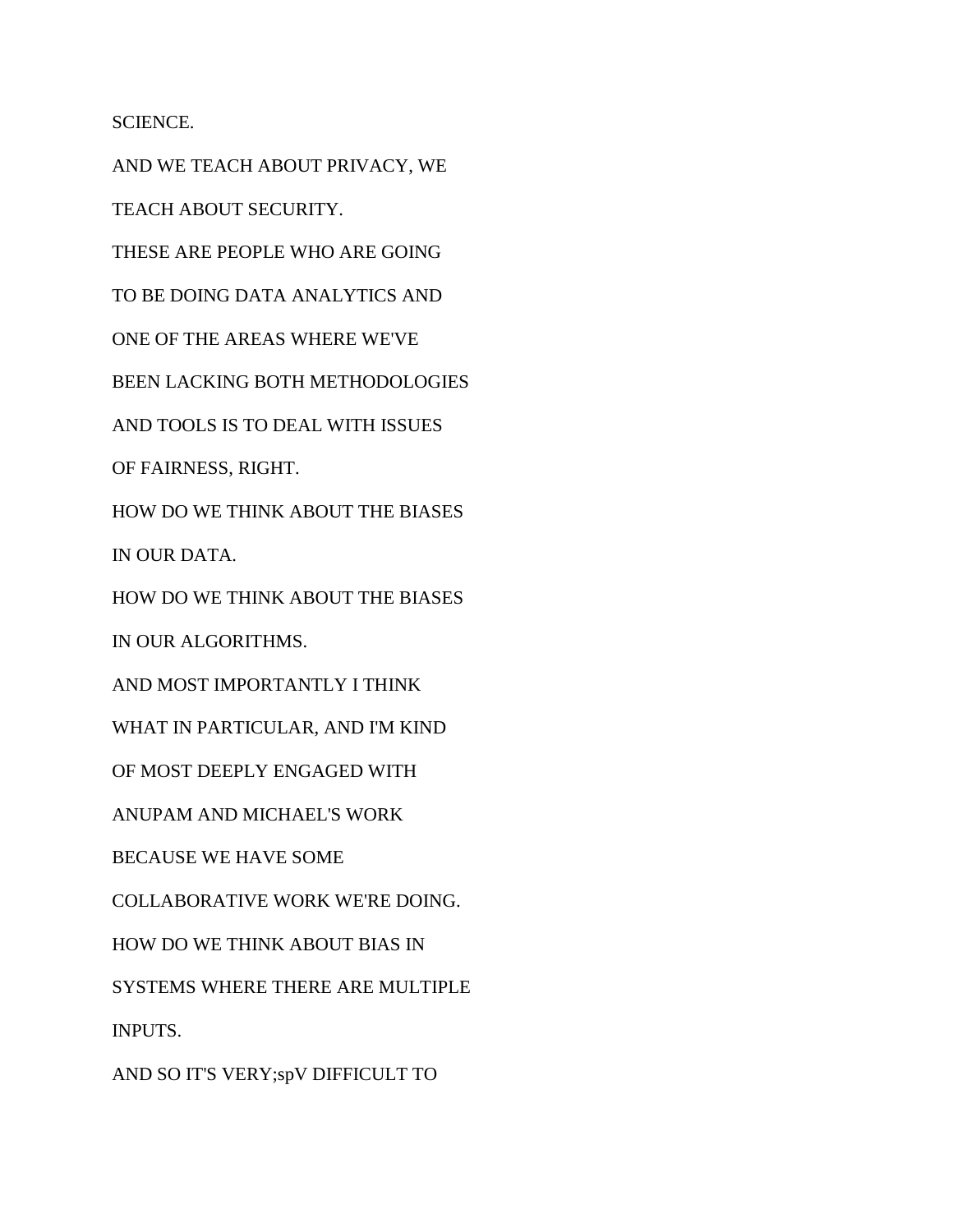SCIENCE.

AND WE TEACH ABOUT PRIVACY, WE

TEACH ABOUT SECURITY.

THESE ARE PEOPLE WHO ARE GOING

TO BE DOING DATA ANALYTICS AND

ONE OF THE AREAS WHERE WE'VE

BEEN LACKING BOTH METHODOLOGIES

AND TOOLS IS TO DEAL WITH ISSUES

OF FAIRNESS, RIGHT.

HOW DO WE THINK ABOUT THE BIASES

IN OUR DATA.

HOW DO WE THINK ABOUT THE BIASES

IN OUR ALGORITHMS.

AND MOST IMPORTANTLY I THINK

WHAT IN PARTICULAR, AND I'M KIND

OF MOST DEEPLY ENGAGED WITH

ANUPAM AND MICHAEL'S WORK

BECAUSE WE HAVE SOME

COLLABORATIVE WORK WE'RE DOING.

HOW DO WE THINK ABOUT BIAS IN

SYSTEMS WHERE THERE ARE MULTIPLE

INPUTS.

AND SO IT'S VERY;spV DIFFICULT TO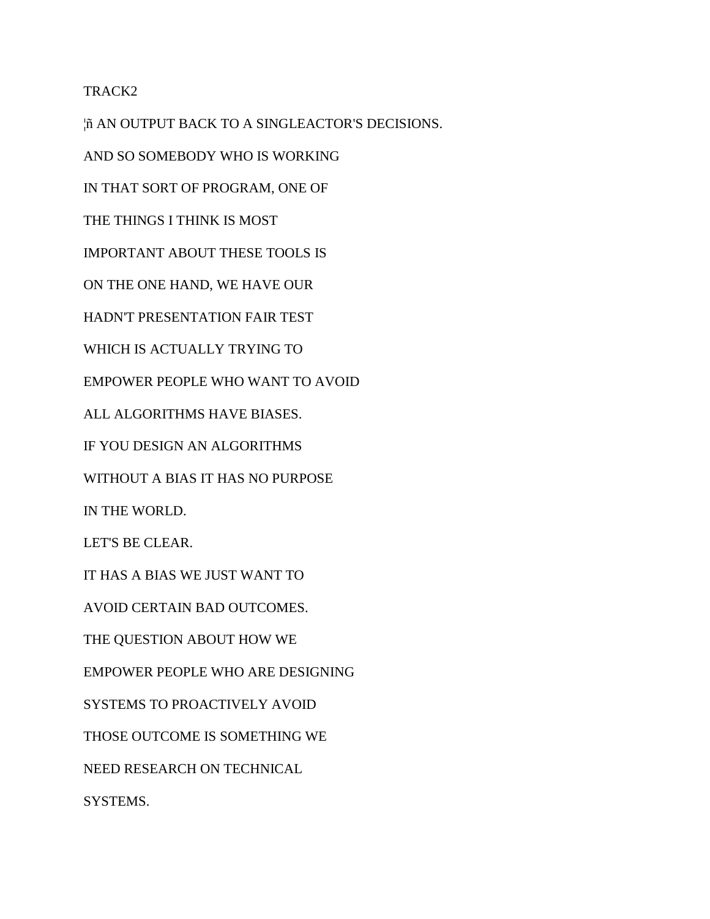TRACK2

¦ñ AN OUTPUT BACK TO A SINGLEACTOR'S DECISIONS.

AND SO SOMEBODY WHO IS WORKING

IN THAT SORT OF PROGRAM, ONE OF

THE THINGS I THINK IS MOST

IMPORTANT ABOUT THESE TOOLS IS

ON THE ONE HAND, WE HAVE OUR

HADN'T PRESENTATION FAIR TEST

WHICH IS ACTUALLY TRYING TO

EMPOWER PEOPLE WHO WANT TO AVOID

ALL ALGORITHMS HAVE BIASES.

IF YOU DESIGN AN ALGORITHMS

WITHOUT A BIAS IT HAS NO PURPOSE

IN THE WORLD.

LET'S BE CLEAR.

IT HAS A BIAS WE JUST WANT TO

AVOID CERTAIN BAD OUTCOMES.

THE QUESTION ABOUT HOW WE

EMPOWER PEOPLE WHO ARE DESIGNING

SYSTEMS TO PROACTIVELY AVOID

THOSE OUTCOME IS SOMETHING WE

NEED RESEARCH ON TECHNICAL

SYSTEMS.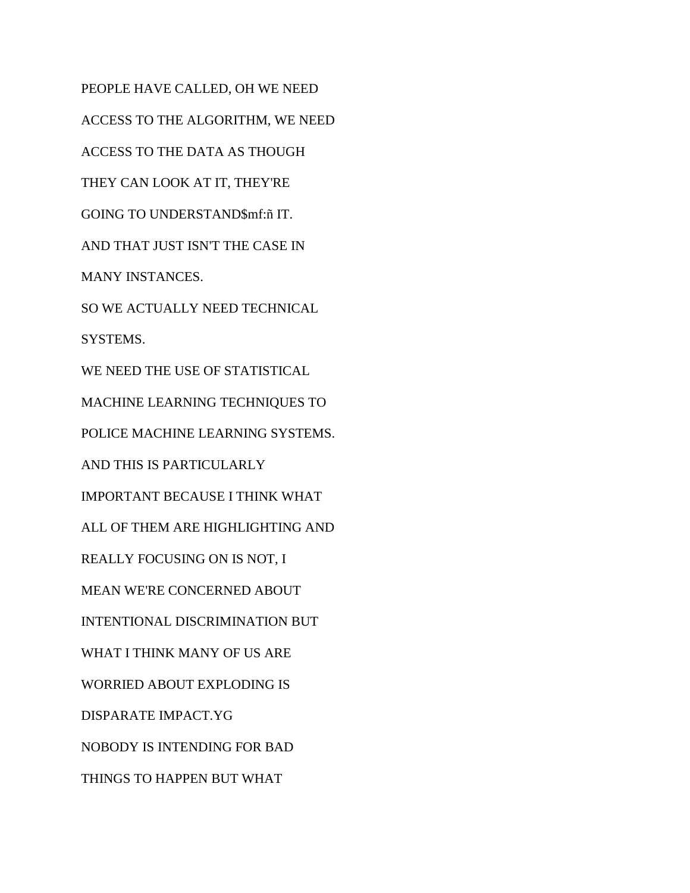PEOPLE HAVE CALLED, OH WE NEED

ACCESS TO THE ALGORITHM, WE NEED

ACCESS TO THE DATA AS THOUGH

THEY CAN LOOK AT IT, THEY'RE

GOING TO UNDERSTAND$mf:ñ IT.

AND THAT JUST ISN'T THE CASE IN

MANY INSTANCES.

SO WE ACTUALLY NEED TECHNICAL

SYSTEMS.

WE NEED THE USE OF STATISTICAL

MACHINE LEARNING TECHNIQUES TO

POLICE MACHINE LEARNING SYSTEMS.

AND THIS IS PARTICULARLY

IMPORTANT BECAUSE I THINK WHAT

ALL OF THEM ARE HIGHLIGHTING AND

REALLY FOCUSING ON IS NOT, I

MEAN WE'RE CONCERNED ABOUT

INTENTIONAL DISCRIMINATION BUT

WHAT I THINK MANY OF US ARE

WORRIED ABOUT EXPLODING IS

DISPARATE IMPACT.YG

NOBODY IS INTENDING FOR BAD

THINGS TO HAPPEN BUT WHAT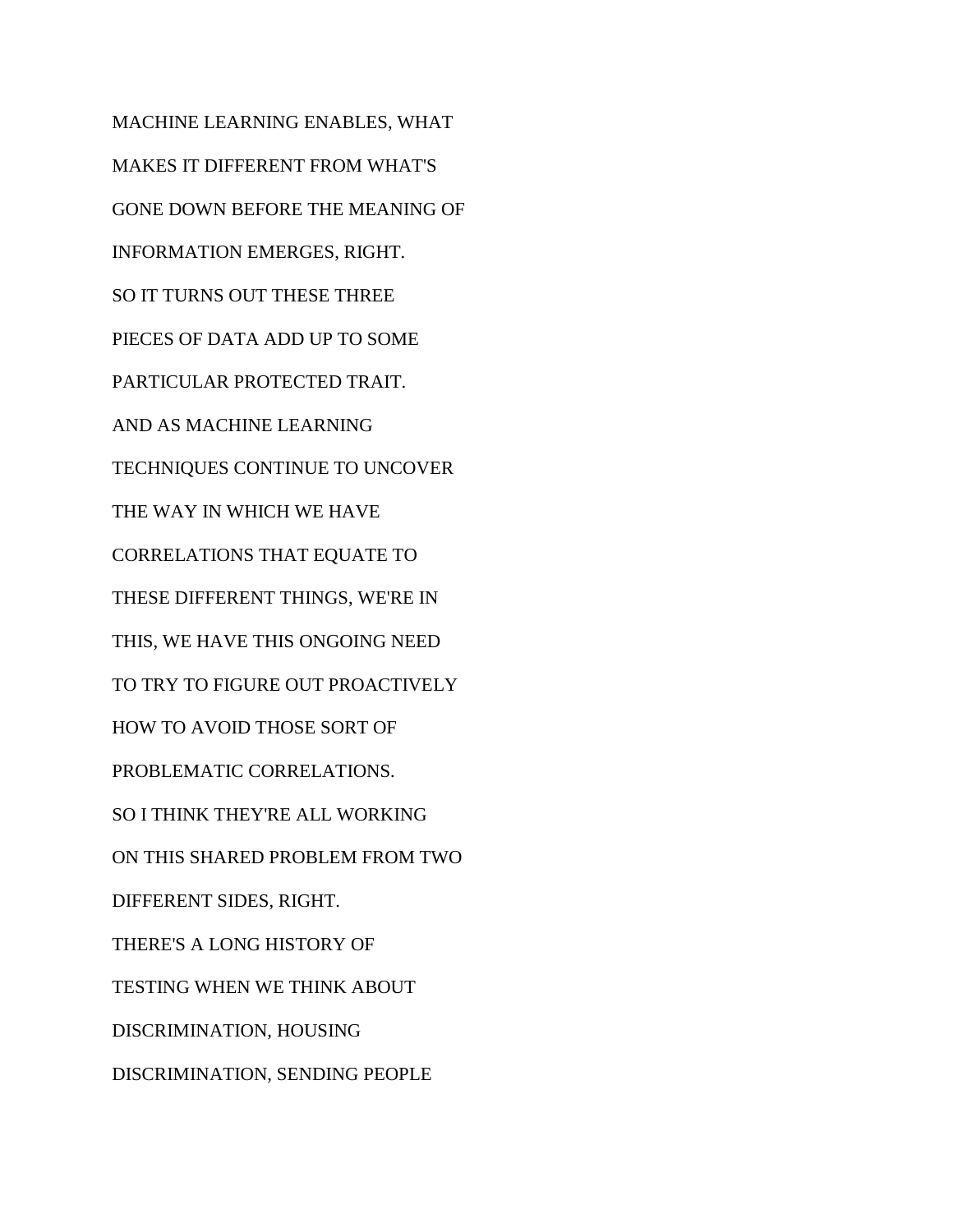MACHINE LEARNING ENABLES, WHAT

MAKES IT DIFFERENT FROM WHAT'S

GONE DOWN BEFORE THE MEANING OF

INFORMATION EMERGES, RIGHT.

SO IT TURNS OUT THESE THREE

PIECES OF DATA ADD UP TO SOME

PARTICULAR PROTECTED TRAIT.

AND AS MACHINE LEARNING

TECHNIQUES CONTINUE TO UNCOVER

THE WAY IN WHICH WE HAVE

CORRELATIONS THAT EQUATE TO

THESE DIFFERENT THINGS, WE'RE IN

THIS, WE HAVE THIS ONGOING NEED

TO TRY TO FIGURE OUT PROACTIVELY

HOW TO AVOID THOSE SORT OF

PROBLEMATIC CORRELATIONS.

SO I THINK THEY'RE ALL WORKING

ON THIS SHARED PROBLEM FROM TWO

DIFFERENT SIDES, RIGHT.

THERE'S A LONG HISTORY OF

TESTING WHEN WE THINK ABOUT

DISCRIMINATION, HOUSING

DISCRIMINATION, SENDING PEOPLE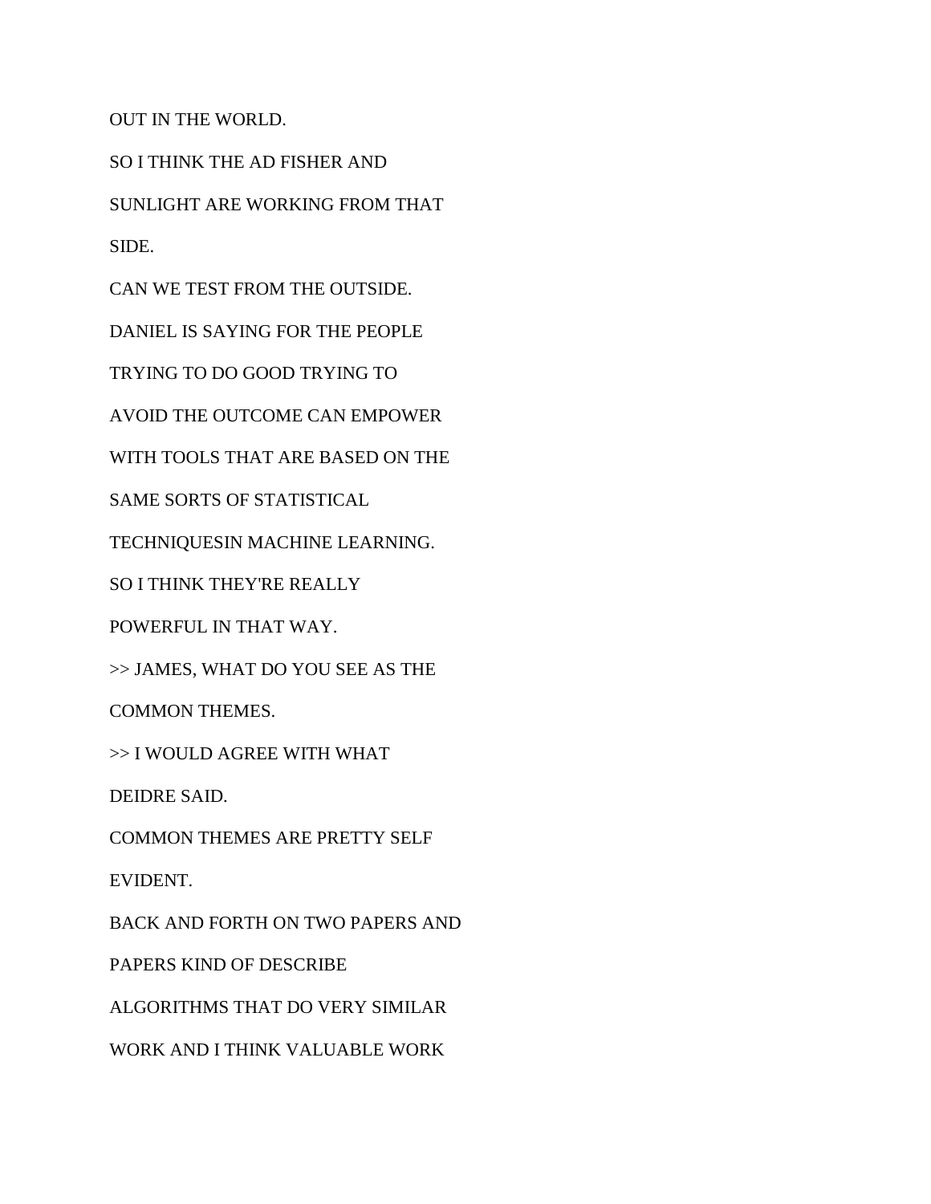OUT IN THE WORLD.

SO I THINK THE AD FISHER AND

SUNLIGHT ARE WORKING FROM THAT

SIDE.

CAN WE TEST FROM THE OUTSIDE.

DANIEL IS SAYING FOR THE PEOPLE

TRYING TO DO GOOD TRYING TO

AVOID THE OUTCOME CAN EMPOWER

WITH TOOLS THAT ARE BASED ON THE

SAME SORTS OF STATISTICAL

TECHNIQUESIN MACHINE LEARNING.

SO I THINK THEY'RE REALLY

POWERFUL IN THAT WAY.

>> JAMES, WHAT DO YOU SEE AS THE

COMMON THEMES.

>> I WOULD AGREE WITH WHAT

DEIDRE SAID.

COMMON THEMES ARE PRETTY SELF

EVIDENT.

BACK AND FORTH ON TWO PAPERS AND

PAPERS KIND OF DESCRIBE

ALGORITHMS THAT DO VERY SIMILAR

WORK AND I THINK VALUABLE WORK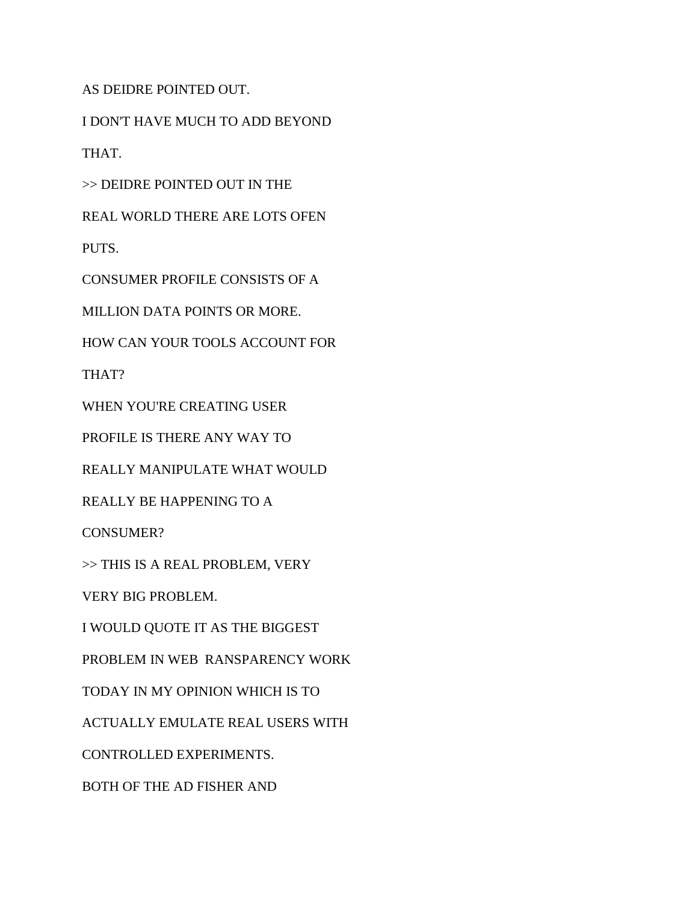AS DEIDRE POINTED OUT.

I DON'T HAVE MUCH TO ADD BEYOND

THAT.

>> DEIDRE POINTED OUT IN THE

REAL WORLD THERE ARE LOTS OFEN

PUTS.

CONSUMER PROFILE CONSISTS OF A

MILLION DATA POINTS OR MORE.

HOW CAN YOUR TOOLS ACCOUNT FOR

THAT?

WHEN YOU'RE CREATING USER

PROFILE IS THERE ANY WAY TO

REALLY MANIPULATE WHAT WOULD

REALLY BE HAPPENING TO A

CONSUMER?

>> THIS IS A REAL PROBLEM, VERY

VERY BIG PROBLEM.

I WOULD QUOTE IT AS THE BIGGEST

PROBLEM IN WEB  RANSPARENCY WORK

TODAY IN MY OPINION WHICH IS TO

ACTUALLY EMULATE REAL USERS WITH

CONTROLLED EXPERIMENTS.

BOTH OF THE AD FISHER AND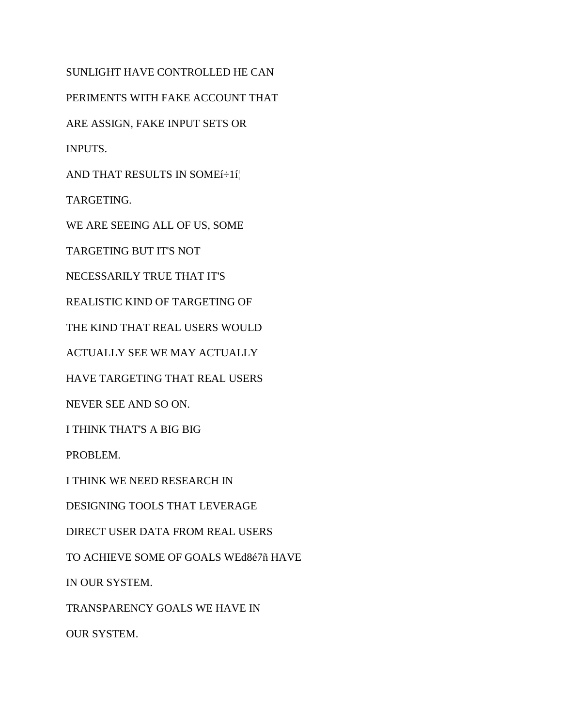SUNLIGHT HAVE CONTROLLED HE CAN

PERIMENTS WITH FAKE ACCOUNT THAT

ARE ASSIGN, FAKE INPUT SETS OR

INPUTS.

AND THAT RESULTS IN SOMEí÷1í¦

TARGETING.

WE ARE SEEING ALL OF US, SOME

TARGETING BUT IT'S NOT

NECESSARILY TRUE THAT IT'S

REALISTIC KIND OF TARGETING OF

THE KIND THAT REAL USERS WOULD

ACTUALLY SEE WE MAY ACTUALLY

HAVE TARGETING THAT REAL USERS

NEVER SEE AND SO ON.

I THINK THAT'S A BIG BIG

PROBLEM.

I THINK WE NEED RESEARCH IN

DESIGNING TOOLS THAT LEVERAGE

DIRECT USER DATA FROM REAL USERS

TO ACHIEVE SOME OF GOALS WEd8é7ñ HAVE

IN OUR SYSTEM.

TRANSPARENCY GOALS WE HAVE IN

OUR SYSTEM.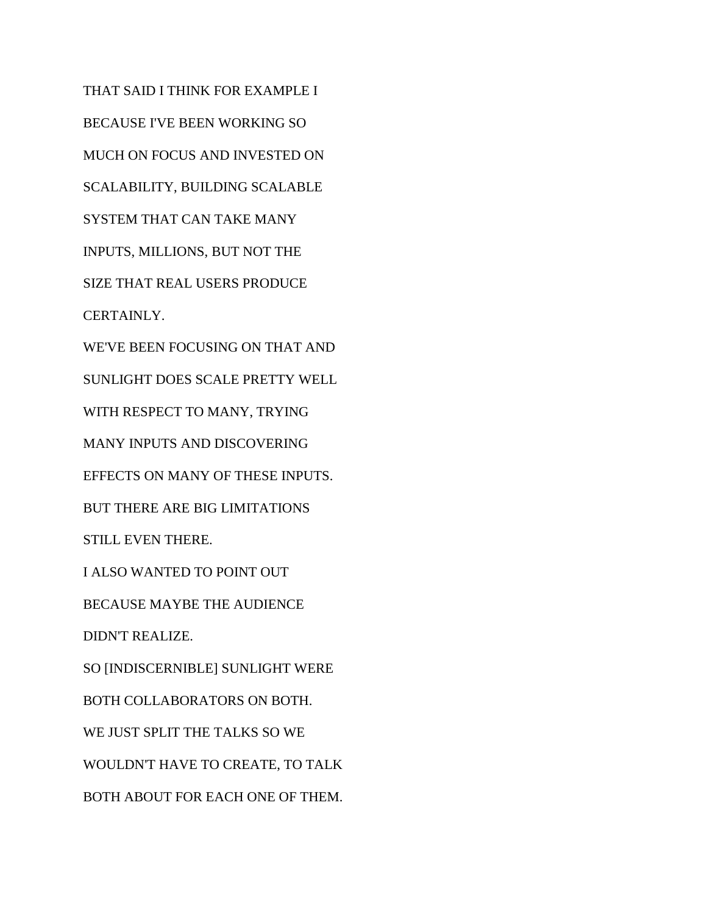THAT SAID I THINK FOR EXAMPLE I

BECAUSE I'VE BEEN WORKING SO

MUCH ON FOCUS AND INVESTED ON

SCALABILITY, BUILDING SCALABLE

SYSTEM THAT CAN TAKE MANY

INPUTS, MILLIONS, BUT NOT THE

SIZE THAT REAL USERS PRODUCE

CERTAINLY.

WE'VE BEEN FOCUSING ON THAT AND

SUNLIGHT DOES SCALE PRETTY WELL

WITH RESPECT TO MANY, TRYING

MANY INPUTS AND DISCOVERING

EFFECTS ON MANY OF THESE INPUTS.

BUT THERE ARE BIG LIMITATIONS

STILL EVEN THERE.

I ALSO WANTED TO POINT OUT

BECAUSE MAYBE THE AUDIENCE

DIDN'T REALIZE.

SO [INDISCERNIBLE] SUNLIGHT WERE

BOTH COLLABORATORS ON BOTH.

WE JUST SPLIT THE TALKS SO WE

WOULDN'T HAVE TO CREATE, TO TALK

BOTH ABOUT FOR EACH ONE OF THEM.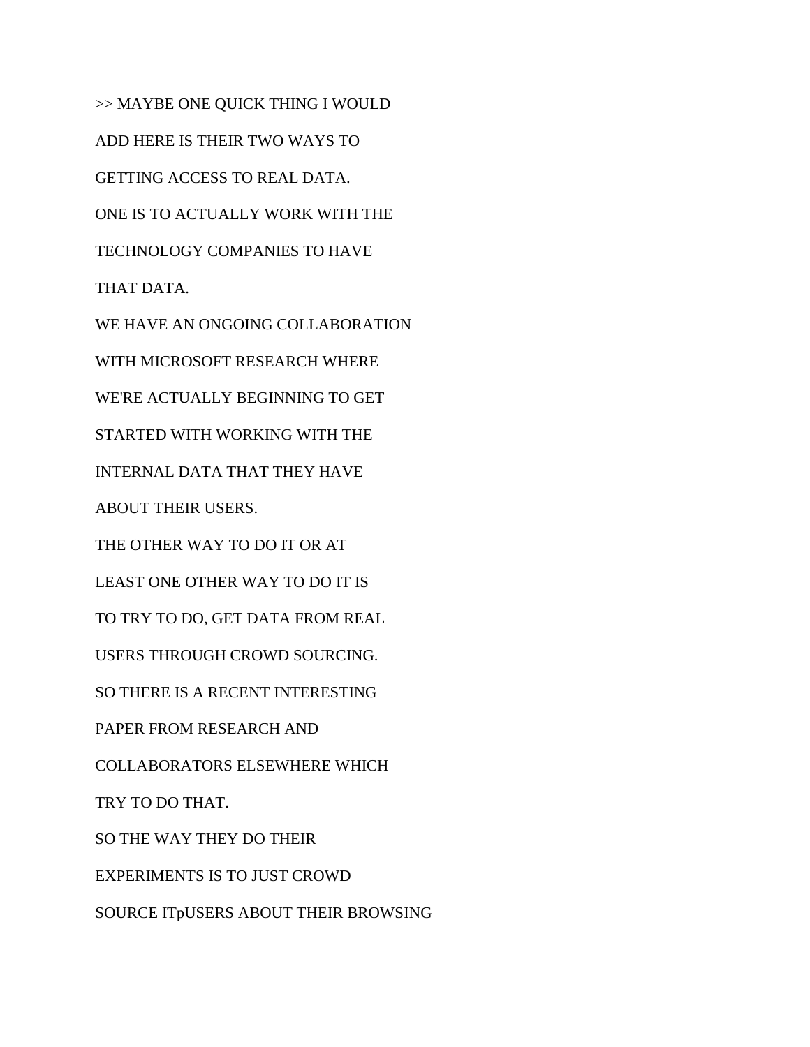>> MAYBE ONE QUICK THING I WOULD

ADD HERE IS THEIR TWO WAYS TO

GETTING ACCESS TO REAL DATA.

ONE IS TO ACTUALLY WORK WITH THE

TECHNOLOGY COMPANIES TO HAVE

THAT DATA.

WE HAVE AN ONGOING COLLABORATION

WITH MICROSOFT RESEARCH WHERE

WE'RE ACTUALLY BEGINNING TO GET

STARTED WITH WORKING WITH THE

INTERNAL DATA THAT THEY HAVE

ABOUT THEIR USERS.

THE OTHER WAY TO DO IT OR AT

LEAST ONE OTHER WAY TO DO IT IS

TO TRY TO DO, GET DATA FROM REAL

USERS THROUGH CROWD SOURCING.

SO THERE IS A RECENT INTERESTING

PAPER FROM RESEARCH AND

COLLABORATORS ELSEWHERE WHICH

TRY TO DO THAT.

SO THE WAY THEY DO THEIR

EXPERIMENTS IS TO JUST CROWD

SOURCE ITpUSERS ABOUT THEIR BROWSING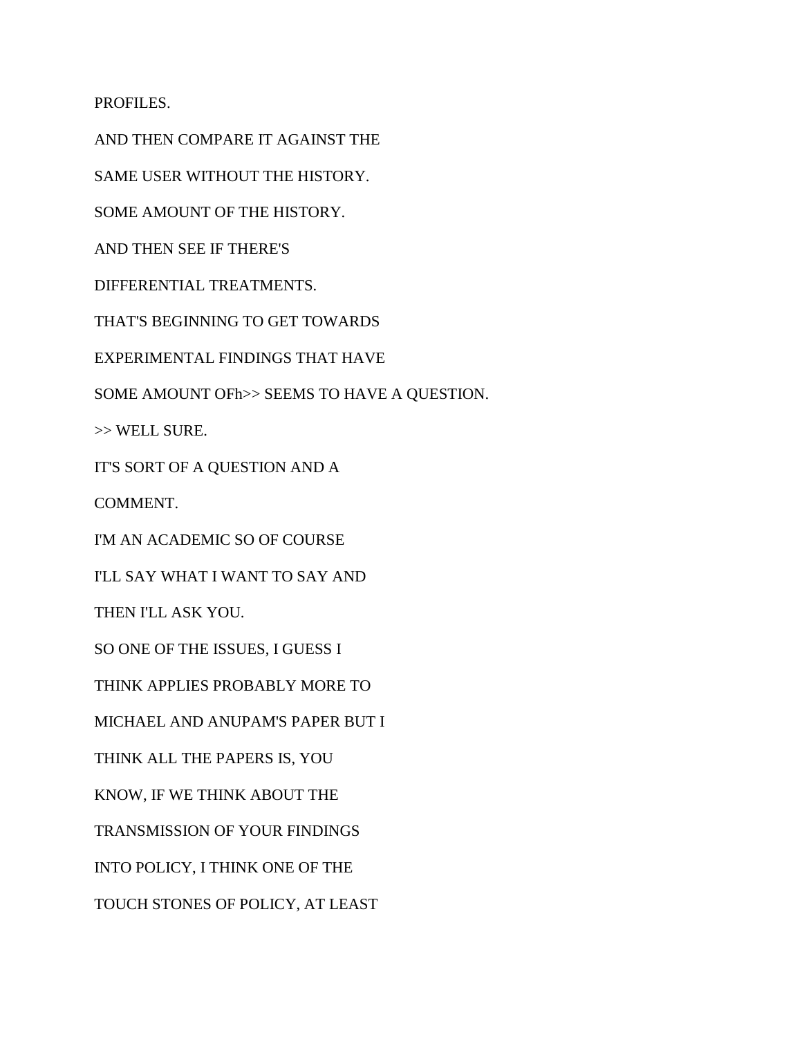PROFILES.

AND THEN COMPARE IT AGAINST THE

SAME USER WITHOUT THE HISTORY.

SOME AMOUNT OF THE HISTORY.

AND THEN SEE IF THERE'S

DIFFERENTIAL TREATMENTS.

THAT'S BEGINNING TO GET TOWARDS

EXPERIMENTAL FINDINGS THAT HAVE

SOME AMOUNT OFh>> SEEMS TO HAVE A QUESTION.

>> WELL SURE.

IT'S SORT OF A QUESTION AND A

COMMENT.

I'M AN ACADEMIC SO OF COURSE

I'LL SAY WHAT I WANT TO SAY AND

THEN I'LL ASK YOU.

SO ONE OF THE ISSUES, I GUESS I

THINK APPLIES PROBABLY MORE TO

MICHAEL AND ANUPAM'S PAPER BUT I

THINK ALL THE PAPERS IS, YOU

KNOW, IF WE THINK ABOUT THE

TRANSMISSION OF YOUR FINDINGS

INTO POLICY, I THINK ONE OF THE

TOUCH STONES OF POLICY, AT LEAST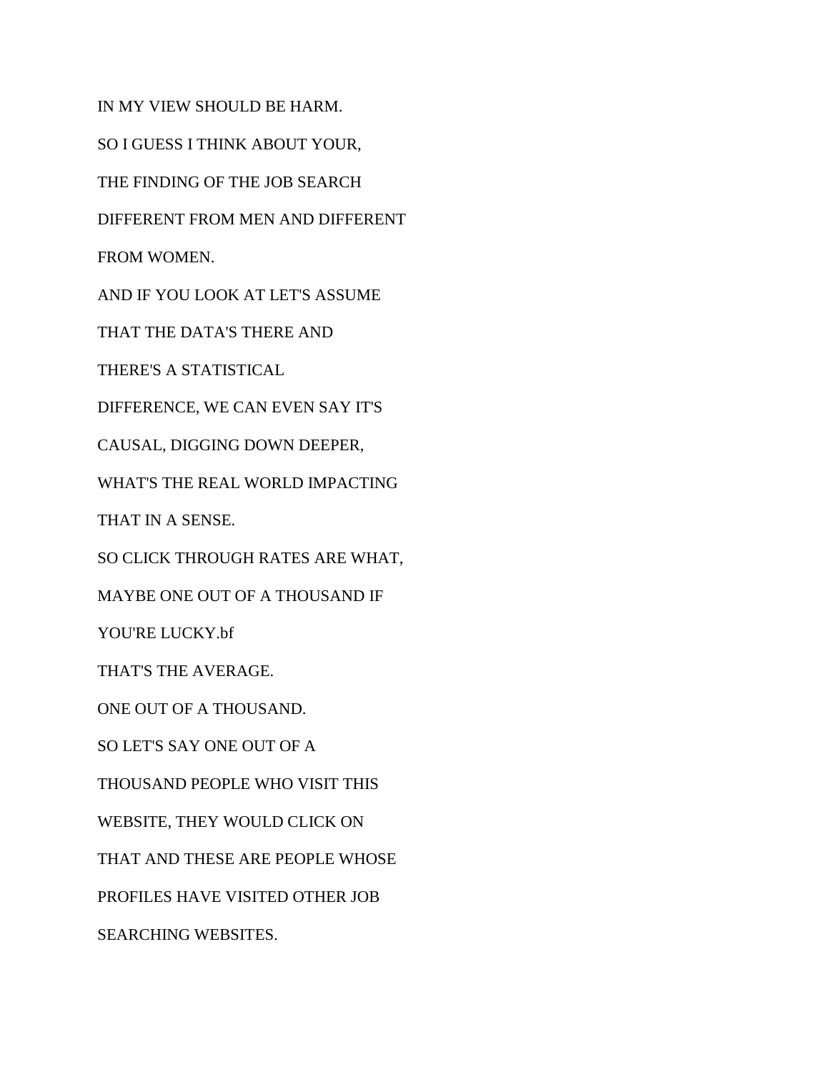IN MY VIEW SHOULD BE HARM.

SO I GUESS I THINK ABOUT YOUR,

THE FINDING OF THE JOB SEARCH

DIFFERENT FROM MEN AND DIFFERENT

FROM WOMEN.

AND IF YOU LOOK AT LET'S ASSUME

THAT THE DATA'S THERE AND

THERE'S A STATISTICAL

DIFFERENCE, WE CAN EVEN SAY IT'S

CAUSAL, DIGGING DOWN DEEPER,

WHAT'S THE REAL WORLD IMPACTING

THAT IN A SENSE.

SO CLICK THROUGH RATES ARE WHAT,

MAYBE ONE OUT OF A THOUSAND IF

YOU'RE LUCKY.bf

THAT'S THE AVERAGE.

ONE OUT OF A THOUSAND.

SO LET'S SAY ONE OUT OF A

THOUSAND PEOPLE WHO VISIT THIS

WEBSITE, THEY WOULD CLICK ON

THAT AND THESE ARE PEOPLE WHOSE

PROFILES HAVE VISITED OTHER JOB

SEARCHING WEBSITES.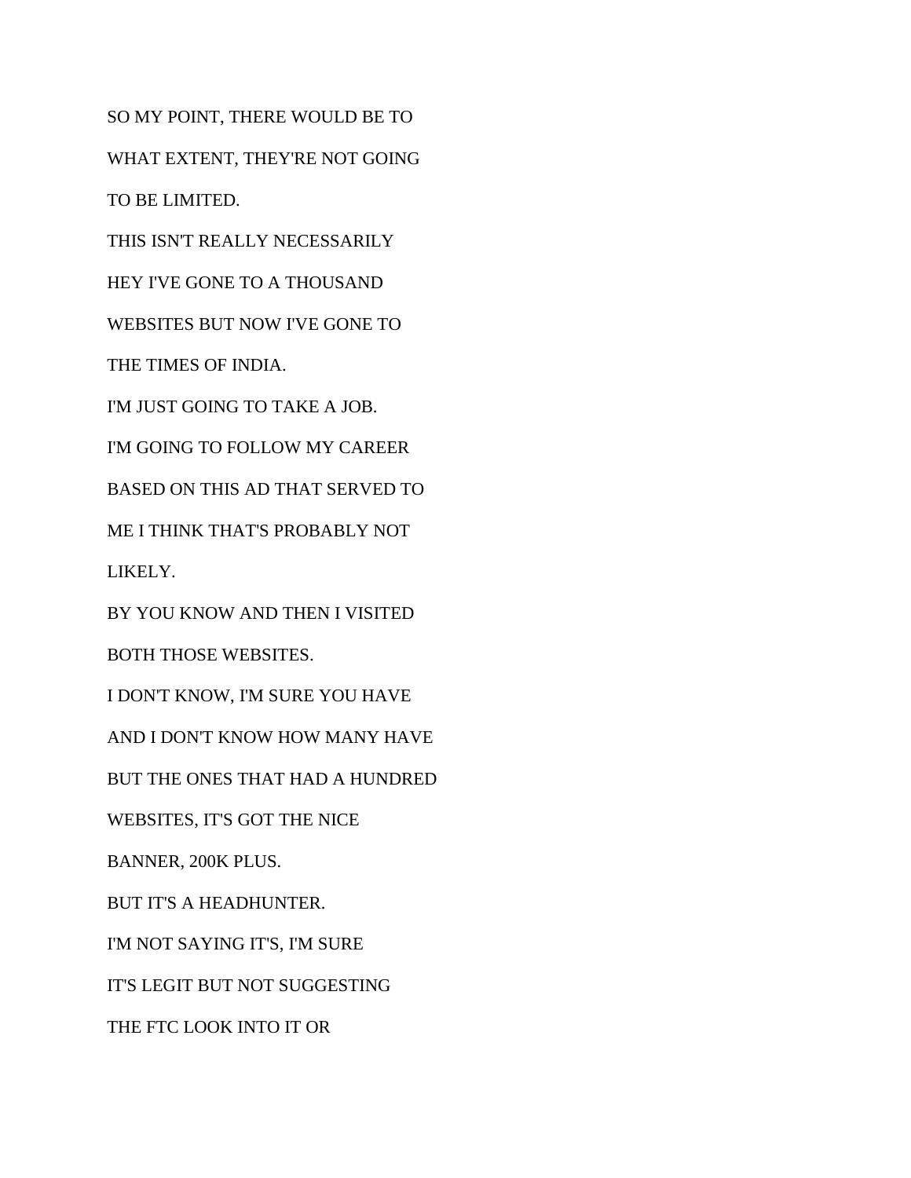SO MY POINT, THERE WOULD BE TO

WHAT EXTENT, THEY'RE NOT GOING

TO BE LIMITED.

THIS ISN'T REALLY NECESSARILY

HEY I'VE GONE TO A THOUSAND

WEBSITES BUT NOW I'VE GONE TO

THE TIMES OF INDIA.

I'M JUST GOING TO TAKE A JOB.

I'M GOING TO FOLLOW MY CAREER

BASED ON THIS AD THAT SERVED TO

ME I THINK THAT'S PROBABLY NOT

LIKELY.

BY YOU KNOW AND THEN I VISITED

BOTH THOSE WEBSITES.

I DON'T KNOW, I'M SURE YOU HAVE

AND I DON'T KNOW HOW MANY HAVE

BUT THE ONES THAT HAD A HUNDRED

WEBSITES, IT'S GOT THE NICE

BANNER, 200K PLUS.

BUT IT'S A HEADHUNTER.

I'M NOT SAYING IT'S, I'M SURE

IT'S LEGIT BUT NOT SUGGESTING

THE FTC LOOK INTO IT OR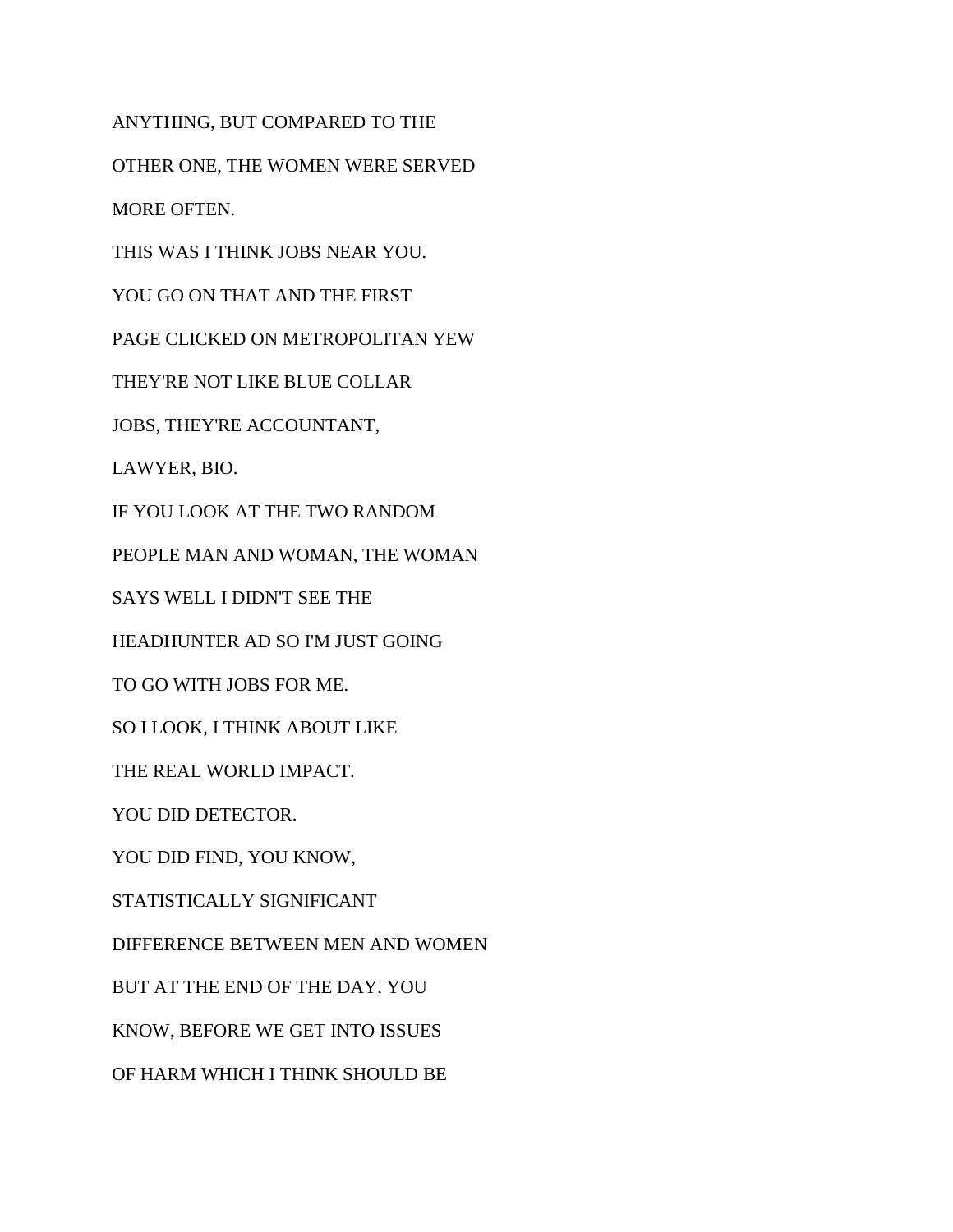ANYTHING, BUT COMPARED TO THE

OTHER ONE, THE WOMEN WERE SERVED

MORE OFTEN.

THIS WAS I THINK JOBS NEAR YOU.

YOU GO ON THAT AND THE FIRST

PAGE CLICKED ON METROPOLITAN YEW

THEY'RE NOT LIKE BLUE COLLAR

JOBS, THEY'RE ACCOUNTANT,

LAWYER, BIO.

IF YOU LOOK AT THE TWO RANDOM

PEOPLE MAN AND WOMAN, THE WOMAN

SAYS WELL I DIDN'T SEE THE

HEADHUNTER AD SO I'M JUST GOING

TO GO WITH JOBS FOR ME.

SO I LOOK, I THINK ABOUT LIKE

THE REAL WORLD IMPACT.

YOU DID DETECTOR.

YOU DID FIND, YOU KNOW,

STATISTICALLY SIGNIFICANT

DIFFERENCE BETWEEN MEN AND WOMEN

BUT AT THE END OF THE DAY, YOU

KNOW, BEFORE WE GET INTO ISSUES

OF HARM WHICH I THINK SHOULD BE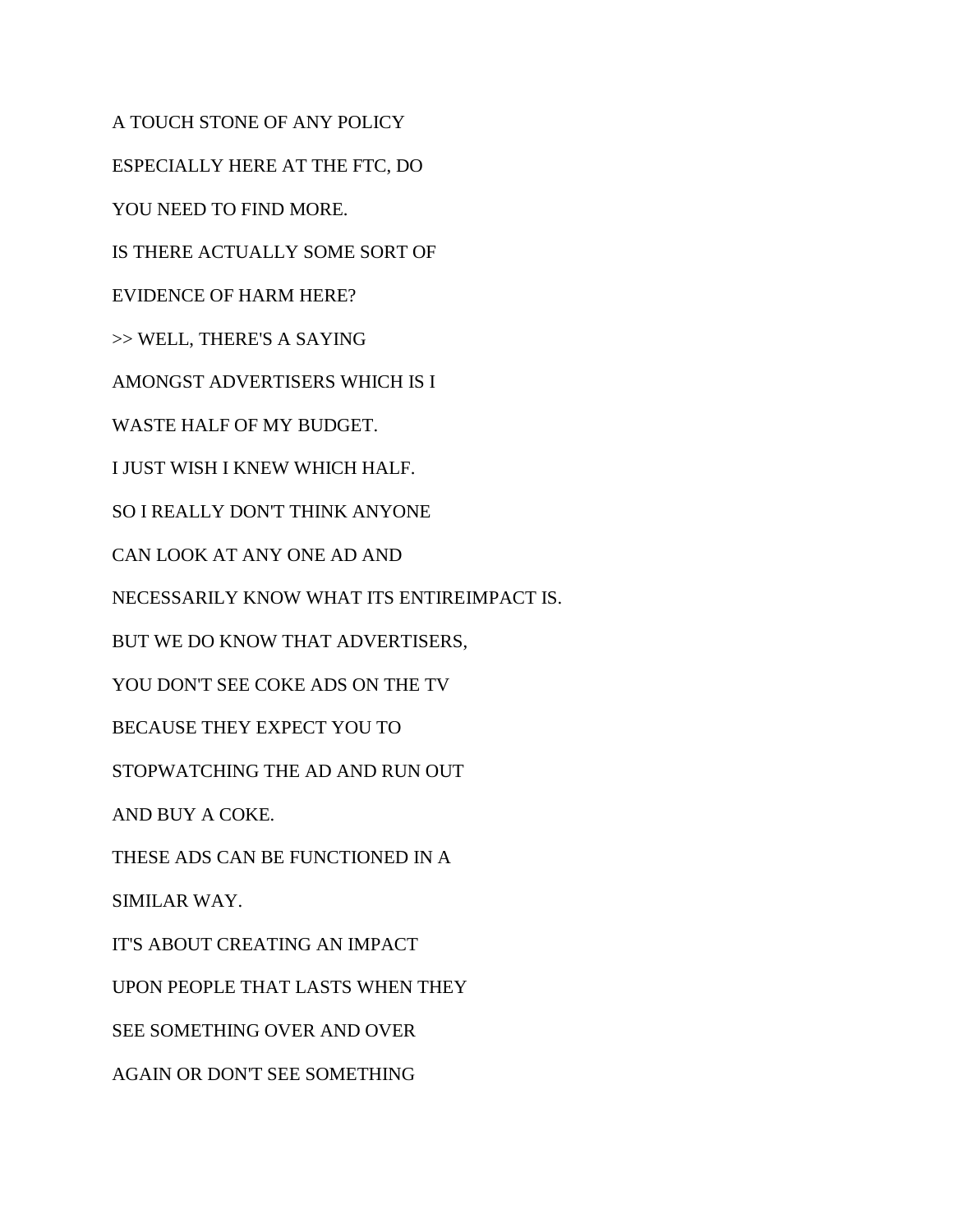A TOUCH STONE OF ANY POLICY

ESPECIALLY HERE AT THE FTC, DO

YOU NEED TO FIND MORE.

IS THERE ACTUALLY SOME SORT OF

EVIDENCE OF HARM HERE?

>> WELL, THERE'S A SAYING

AMONGST ADVERTISERS WHICH IS I

WASTE HALF OF MY BUDGET.

I JUST WISH I KNEW WHICH HALF.

SO I REALLY DON'T THINK ANYONE

CAN LOOK AT ANY ONE AD AND

NECESSARILY KNOW WHAT ITS ENTIREIMPACT IS.

BUT WE DO KNOW THAT ADVERTISERS,

YOU DON'T SEE COKE ADS ON THE TV

BECAUSE THEY EXPECT YOU TO

STOPWATCHING THE AD AND RUN OUT

AND BUY A COKE.

THESE ADS CAN BE FUNCTIONED IN A

SIMILAR WAY.

IT'S ABOUT CREATING AN IMPACT

UPON PEOPLE THAT LASTS WHEN THEY

SEE SOMETHING OVER AND OVER

AGAIN OR DON'T SEE SOMETHING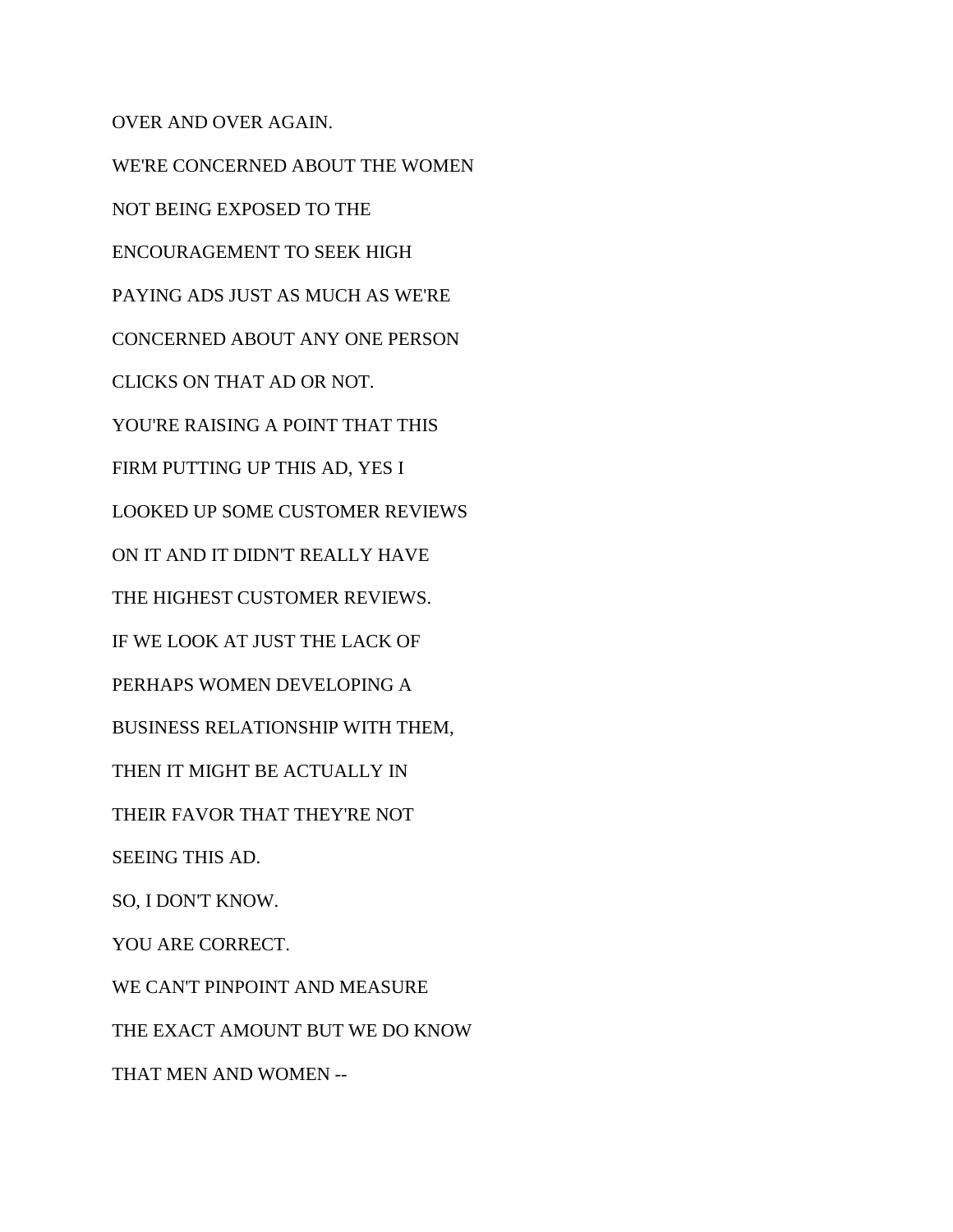OVER AND OVER AGAIN.

WE'RE CONCERNED ABOUT THE WOMEN

NOT BEING EXPOSED TO THE

ENCOURAGEMENT TO SEEK HIGH

PAYING ADS JUST AS MUCH AS WE'RE

CONCERNED ABOUT ANY ONE PERSON

CLICKS ON THAT AD OR NOT.

YOU'RE RAISING A POINT THAT THIS

FIRM PUTTING UP THIS AD, YES I

LOOKED UP SOME CUSTOMER REVIEWS

ON IT AND IT DIDN'T REALLY HAVE

THE HIGHEST CUSTOMER REVIEWS.

IF WE LOOK AT JUST THE LACK OF

PERHAPS WOMEN DEVELOPING A

BUSINESS RELATIONSHIP WITH THEM,

THEN IT MIGHT BE ACTUALLY IN

THEIR FAVOR THAT THEY'RE NOT

SEEING THIS AD.

SO, I DON'T KNOW.

YOU ARE CORRECT.

WE CAN'T PINPOINT AND MEASURE

THE EXACT AMOUNT BUT WE DO KNOW

THAT MEN AND WOMEN --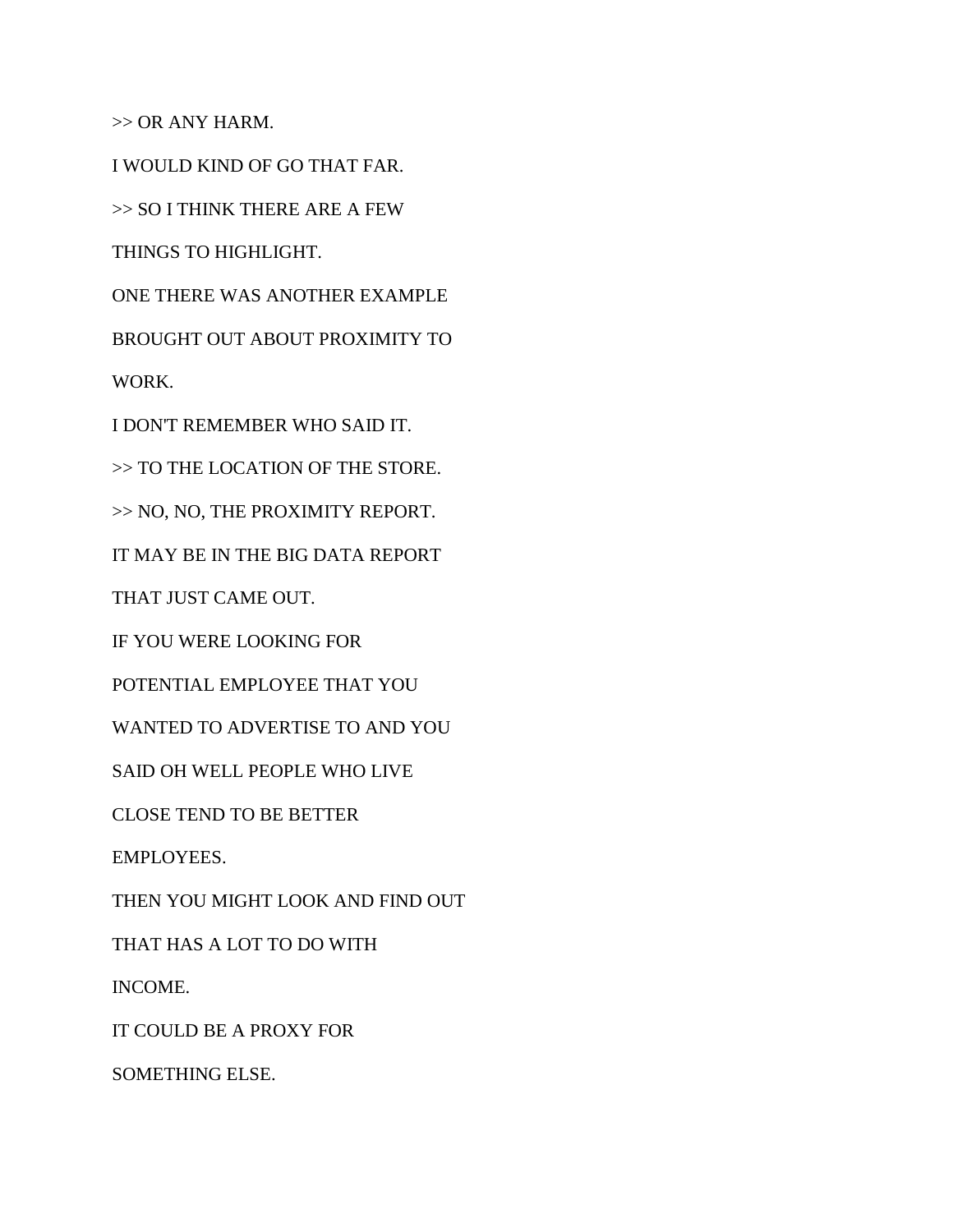>> OR ANY HARM.

I WOULD KIND OF GO THAT FAR.

>> SO I THINK THERE ARE A FEW

THINGS TO HIGHLIGHT.

ONE THERE WAS ANOTHER EXAMPLE

BROUGHT OUT ABOUT PROXIMITY TO

WORK.

I DON'T REMEMBER WHO SAID IT.

>> TO THE LOCATION OF THE STORE.

>> NO, NO, THE PROXIMITY REPORT.

IT MAY BE IN THE BIG DATA REPORT

THAT JUST CAME OUT.

IF YOU WERE LOOKING FOR

POTENTIAL EMPLOYEE THAT YOU

WANTED TO ADVERTISE TO AND YOU

SAID OH WELL PEOPLE WHO LIVE

CLOSE TEND TO BE BETTER

EMPLOYEES.

THEN YOU MIGHT LOOK AND FIND OUT

THAT HAS A LOT TO DO WITH

INCOME.

IT COULD BE A PROXY FOR

SOMETHING ELSE.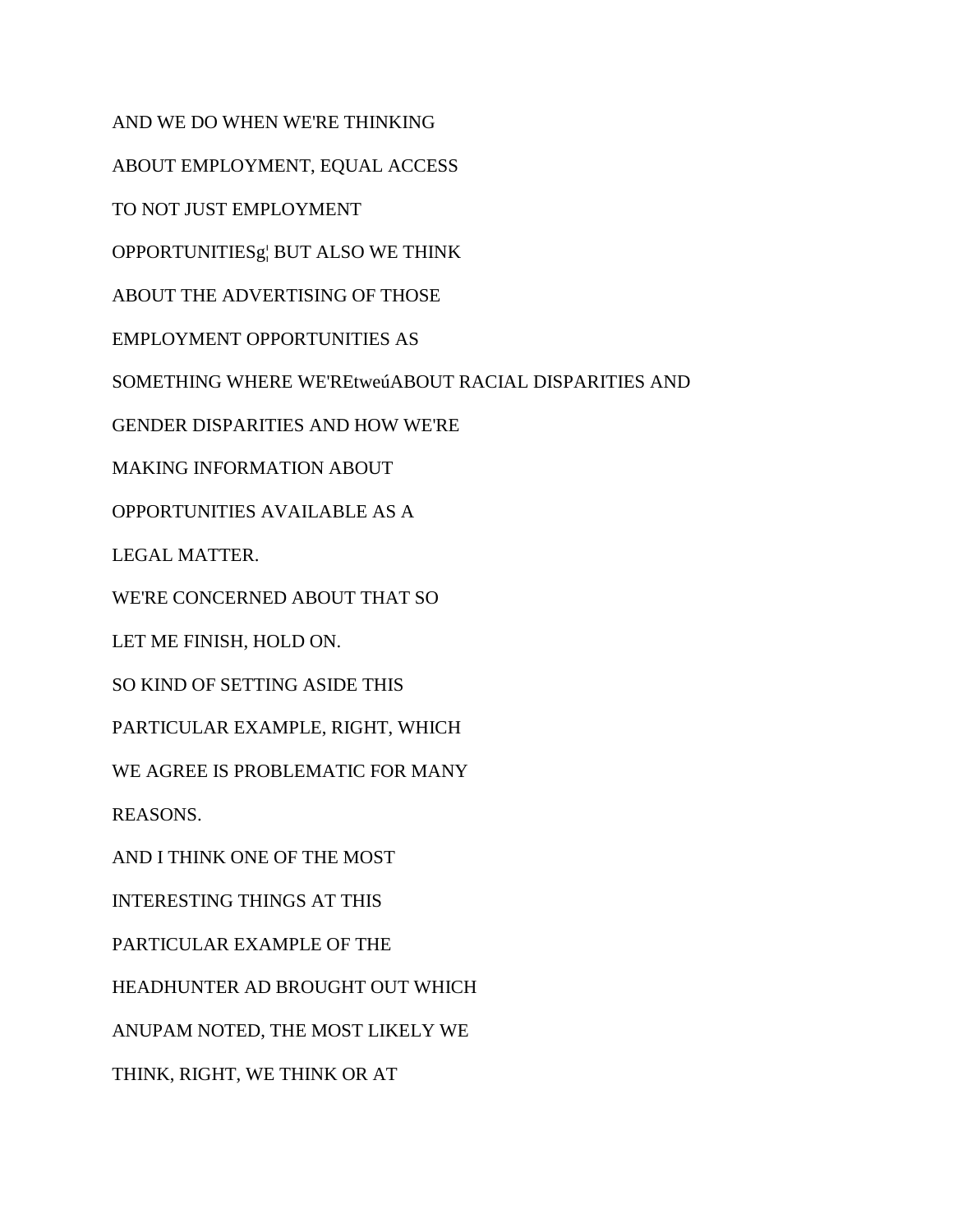AND WE DO WHEN WE'RE THINKING

ABOUT EMPLOYMENT, EQUAL ACCESS

TO NOT JUST EMPLOYMENT

OPPORTUNITIESg¦ BUT ALSO WE THINK

ABOUT THE ADVERTISING OF THOSE

EMPLOYMENT OPPORTUNITIES AS

SOMETHING WHERE WE'REtweúABOUT RACIAL DISPARITIES AND

GENDER DISPARITIES AND HOW WE'RE

MAKING INFORMATION ABOUT

OPPORTUNITIES AVAILABLE AS A

LEGAL MATTER.

WE'RE CONCERNED ABOUT THAT SO

LET ME FINISH, HOLD ON.

SO KIND OF SETTING ASIDE THIS

PARTICULAR EXAMPLE, RIGHT, WHICH

WE AGREE IS PROBLEMATIC FOR MANY

REASONS.

AND I THINK ONE OF THE MOST

INTERESTING THINGS AT THIS

PARTICULAR EXAMPLE OF THE

HEADHUNTER AD BROUGHT OUT WHICH

ANUPAM NOTED, THE MOST LIKELY WE

THINK, RIGHT, WE THINK OR AT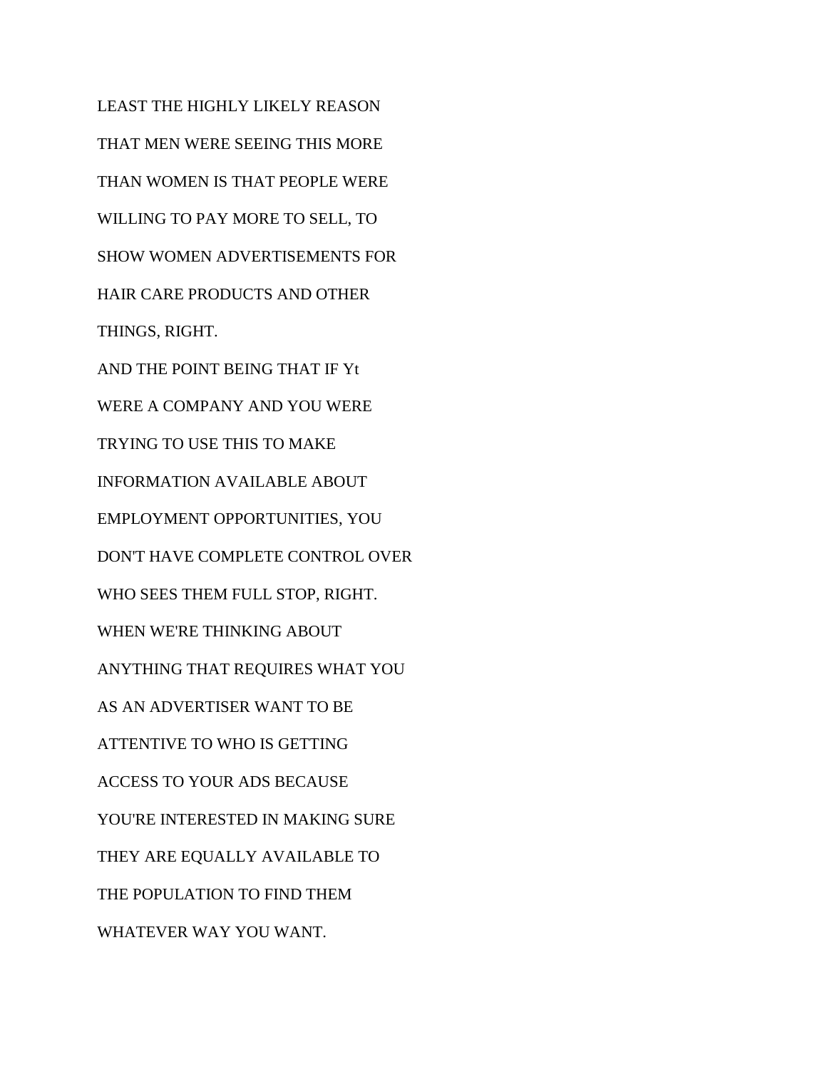LEAST THE HIGHLY LIKELY REASON

THAT MEN WERE SEEING THIS MORE

THAN WOMEN IS THAT PEOPLE WERE

WILLING TO PAY MORE TO SELL, TO

SHOW WOMEN ADVERTISEMENTS FOR

HAIR CARE PRODUCTS AND OTHER

THINGS, RIGHT.

AND THE POINT BEING THAT IF Yt

WERE A COMPANY AND YOU WERE

TRYING TO USE THIS TO MAKE

INFORMATION AVAILABLE ABOUT

EMPLOYMENT OPPORTUNITIES, YOU

DON'T HAVE COMPLETE CONTROL OVER

WHO SEES THEM FULL STOP, RIGHT.

WHEN WE'RE THINKING ABOUT

ANYTHING THAT REQUIRES WHAT YOU

AS AN ADVERTISER WANT TO BE

ATTENTIVE TO WHO IS GETTING

ACCESS TO YOUR ADS BECAUSE

YOU'RE INTERESTED IN MAKING SURE

THEY ARE EQUALLY AVAILABLE TO

THE POPULATION TO FIND THEM

WHATEVER WAY YOU WANT.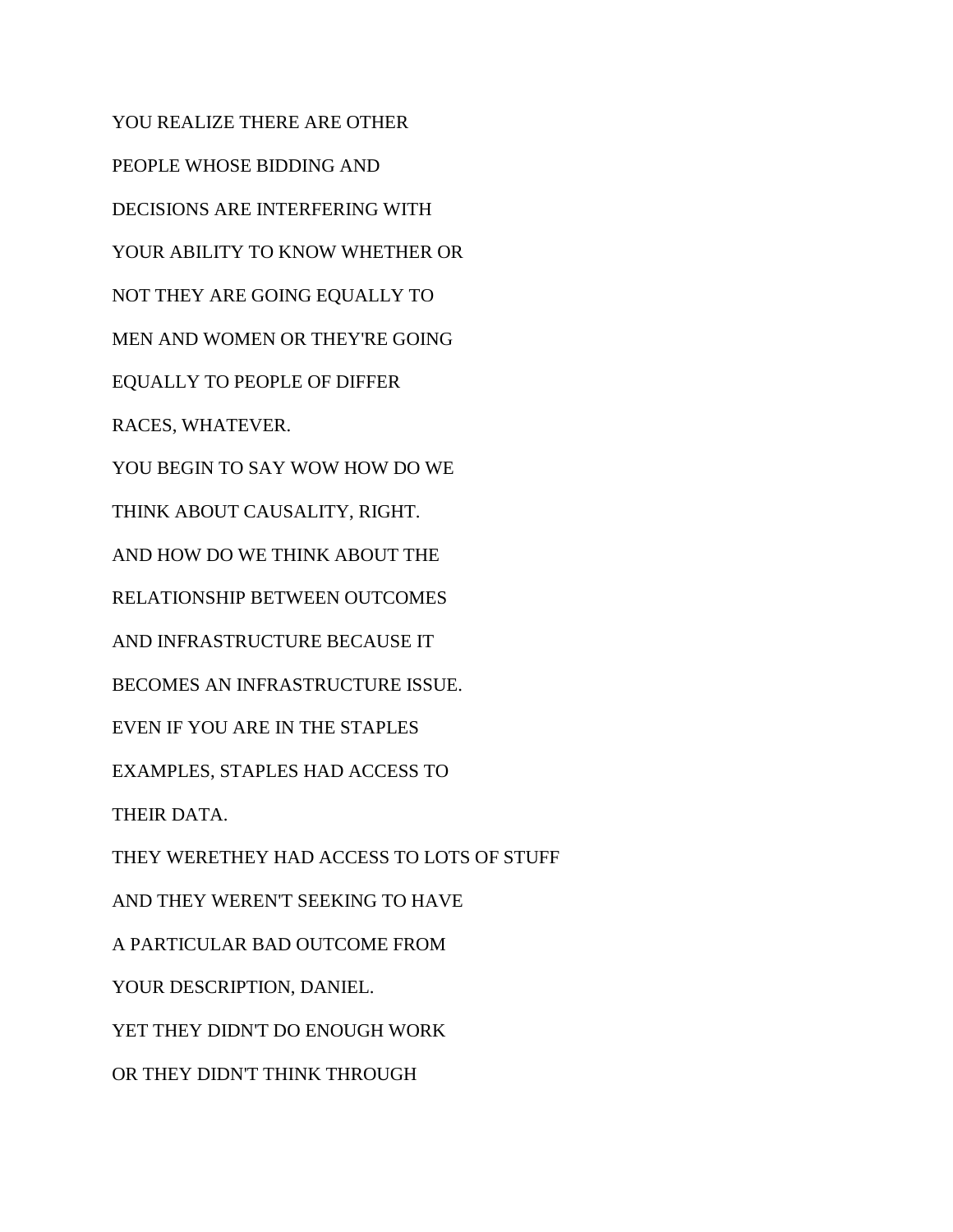YOU REALIZE THERE ARE OTHER

PEOPLE WHOSE BIDDING AND

DECISIONS ARE INTERFERING WITH

YOUR ABILITY TO KNOW WHETHER OR

NOT THEY ARE GOING EQUALLY TO

MEN AND WOMEN OR THEY'RE GOING

EQUALLY TO PEOPLE OF DIFFER

RACES, WHATEVER.

YOU BEGIN TO SAY WOW HOW DO WE

THINK ABOUT CAUSALITY, RIGHT.

AND HOW DO WE THINK ABOUT THE

RELATIONSHIP BETWEEN OUTCOMES

AND INFRASTRUCTURE BECAUSE IT

BECOMES AN INFRASTRUCTURE ISSUE.

EVEN IF YOU ARE IN THE STAPLES

EXAMPLES, STAPLES HAD ACCESS TO

THEIR DATA.

THEY WERETHEY HAD ACCESS TO LOTS OF STUFF

AND THEY WEREN'T SEEKING TO HAVE

A PARTICULAR BAD OUTCOME FROM

YOUR DESCRIPTION, DANIEL.

YET THEY DIDN'T DO ENOUGH WORK

OR THEY DIDN'T THINK THROUGH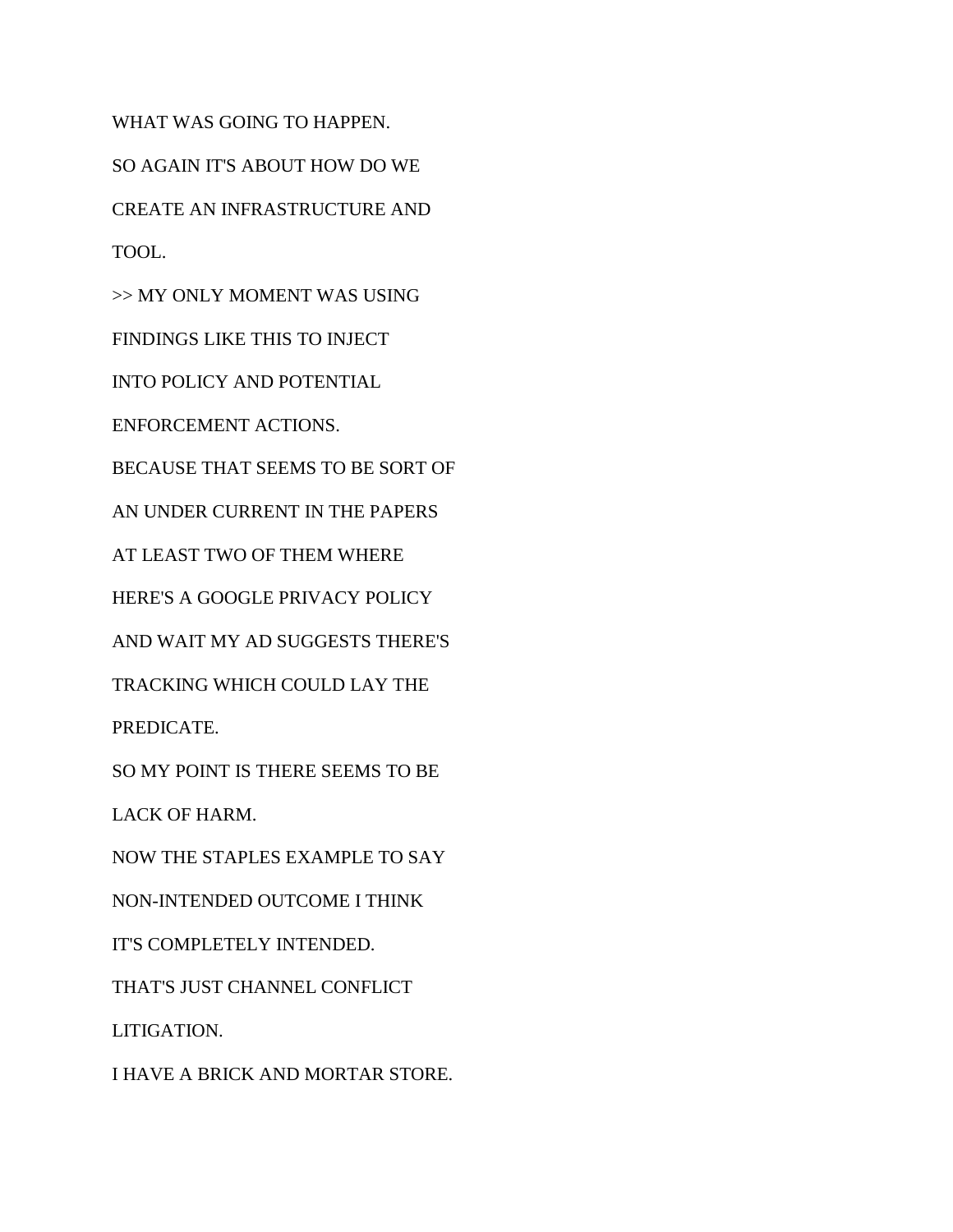WHAT WAS GOING TO HAPPEN.

SO AGAIN IT'S ABOUT HOW DO WE

CREATE AN INFRASTRUCTURE AND

TOOL.

>> MY ONLY MOMENT WAS USING

FINDINGS LIKE THIS TO INJECT

INTO POLICY AND POTENTIAL

ENFORCEMENT ACTIONS.

BECAUSE THAT SEEMS TO BE SORT OF

AN UNDER CURRENT IN THE PAPERS

AT LEAST TWO OF THEM WHERE

HERE'S A GOOGLE PRIVACY POLICY

AND WAIT MY AD SUGGESTS THERE'S

TRACKING WHICH COULD LAY THE

PREDICATE.

SO MY POINT IS THERE SEEMS TO BE

LACK OF HARM.

NOW THE STAPLES EXAMPLE TO SAY

NON-INTENDED OUTCOME I THINK

IT'S COMPLETELY INTENDED.

THAT'S JUST CHANNEL CONFLICT

LITIGATION.

I HAVE A BRICK AND MORTAR STORE.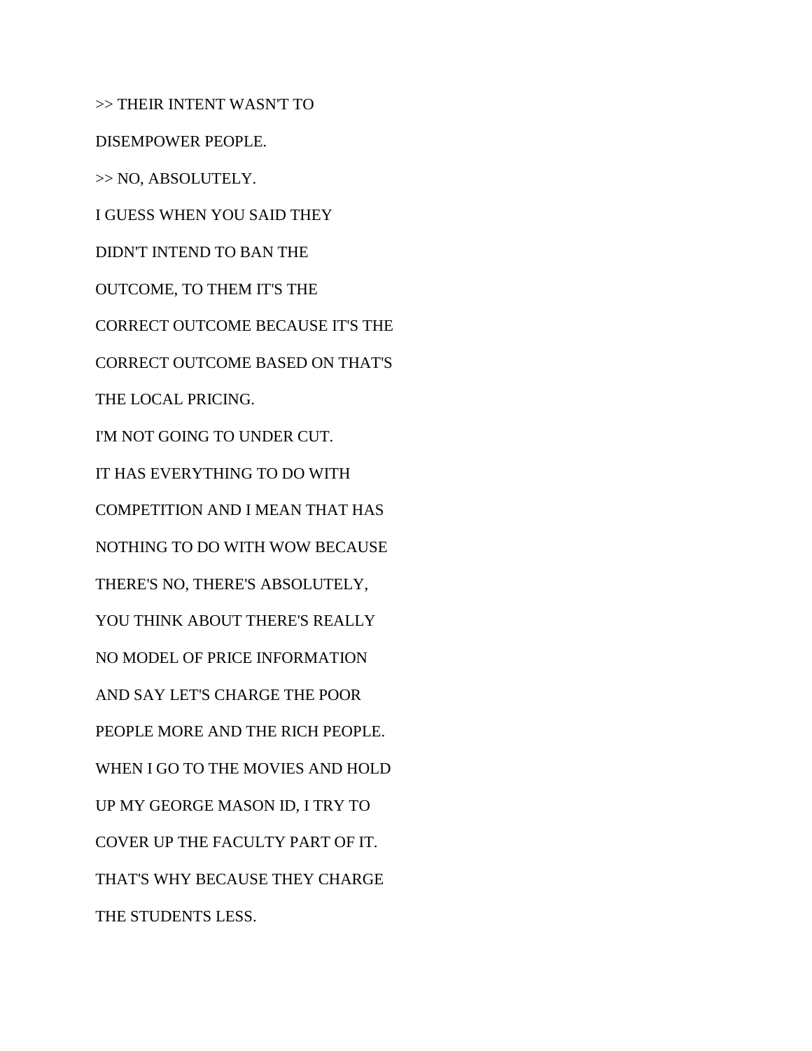>> THEIR INTENT WASN'T TO

DISEMPOWER PEOPLE.

>> NO, ABSOLUTELY.

I GUESS WHEN YOU SAID THEY

DIDN'T INTEND TO BAN THE

OUTCOME, TO THEM IT'S THE

CORRECT OUTCOME BECAUSE IT'S THE

CORRECT OUTCOME BASED ON THAT'S

THE LOCAL PRICING.

I'M NOT GOING TO UNDER CUT.

IT HAS EVERYTHING TO DO WITH

COMPETITION AND I MEAN THAT HAS

NOTHING TO DO WITH WOW BECAUSE

THERE'S NO, THERE'S ABSOLUTELY,

YOU THINK ABOUT THERE'S REALLY

NO MODEL OF PRICE INFORMATION

AND SAY LET'S CHARGE THE POOR

PEOPLE MORE AND THE RICH PEOPLE.

WHEN I GO TO THE MOVIES AND HOLD

UP MY GEORGE MASON ID, I TRY TO

COVER UP THE FACULTY PART OF IT.

THAT'S WHY BECAUSE THEY CHARGE

THE STUDENTS LESS.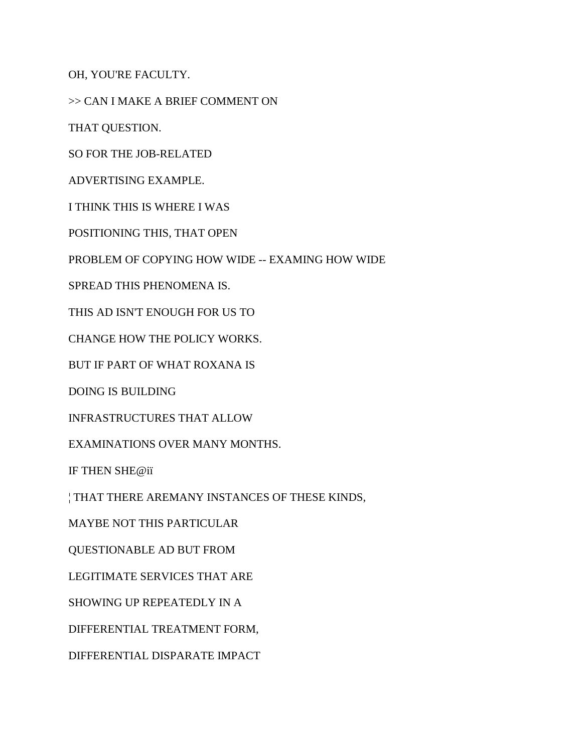OH, YOU'RE FACULTY.

>> CAN I MAKE A BRIEF COMMENT ON

THAT QUESTION.

SO FOR THE JOB-RELATED

ADVERTISING EXAMPLE.

I THINK THIS IS WHERE I WAS

POSITIONING THIS, THAT OPEN

PROBLEM OF COPYING HOW WIDE -- EXAMING HOW WIDE

SPREAD THIS PHENOMENA IS.

THIS AD ISN'T ENOUGH FOR US TO

CHANGE HOW THE POLICY WORKS.

BUT IF PART OF WHAT ROXANA IS

DOING IS BUILDING

INFRASTRUCTURES THAT ALLOW

EXAMINATIONS OVER MANY MONTHS.

IF THEN SHE@iï

¦ THAT THERE AREMANY INSTANCES OF THESE KINDS,

MAYBE NOT THIS PARTICULAR

QUESTIONABLE AD BUT FROM

LEGITIMATE SERVICES THAT ARE

SHOWING UP REPEATEDLY IN A

DIFFERENTIAL TREATMENT FORM,

DIFFERENTIAL DISPARATE IMPACT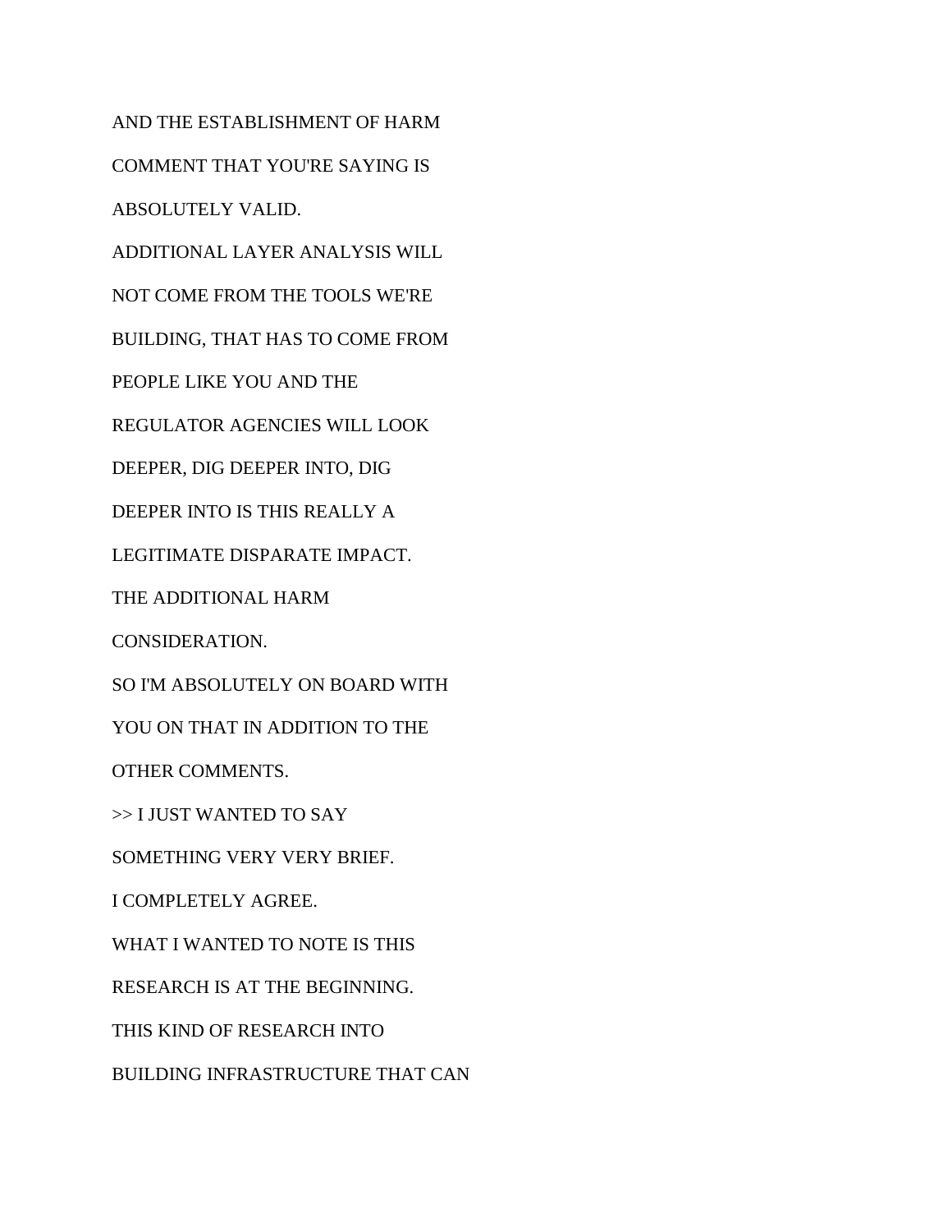AND THE ESTABLISHMENT OF HARM

COMMENT THAT YOU'RE SAYING IS

ABSOLUTELY VALID.

ADDITIONAL LAYER ANALYSIS WILL

NOT COME FROM THE TOOLS WE'RE

BUILDING, THAT HAS TO COME FROM

PEOPLE LIKE YOU AND THE

REGULATOR AGENCIES WILL LOOK

DEEPER, DIG DEEPER INTO, DIG

DEEPER INTO IS THIS REALLY A

LEGITIMATE DISPARATE IMPACT.

THE ADDITIONAL HARM

CONSIDERATION.

SO I'M ABSOLUTELY ON BOARD WITH

YOU ON THAT IN ADDITION TO THE

OTHER COMMENTS.

>> I JUST WANTED TO SAY

SOMETHING VERY VERY BRIEF.

I COMPLETELY AGREE.

WHAT I WANTED TO NOTE IS THIS

RESEARCH IS AT THE BEGINNING.

THIS KIND OF RESEARCH INTO

BUILDING INFRASTRUCTURE THAT CAN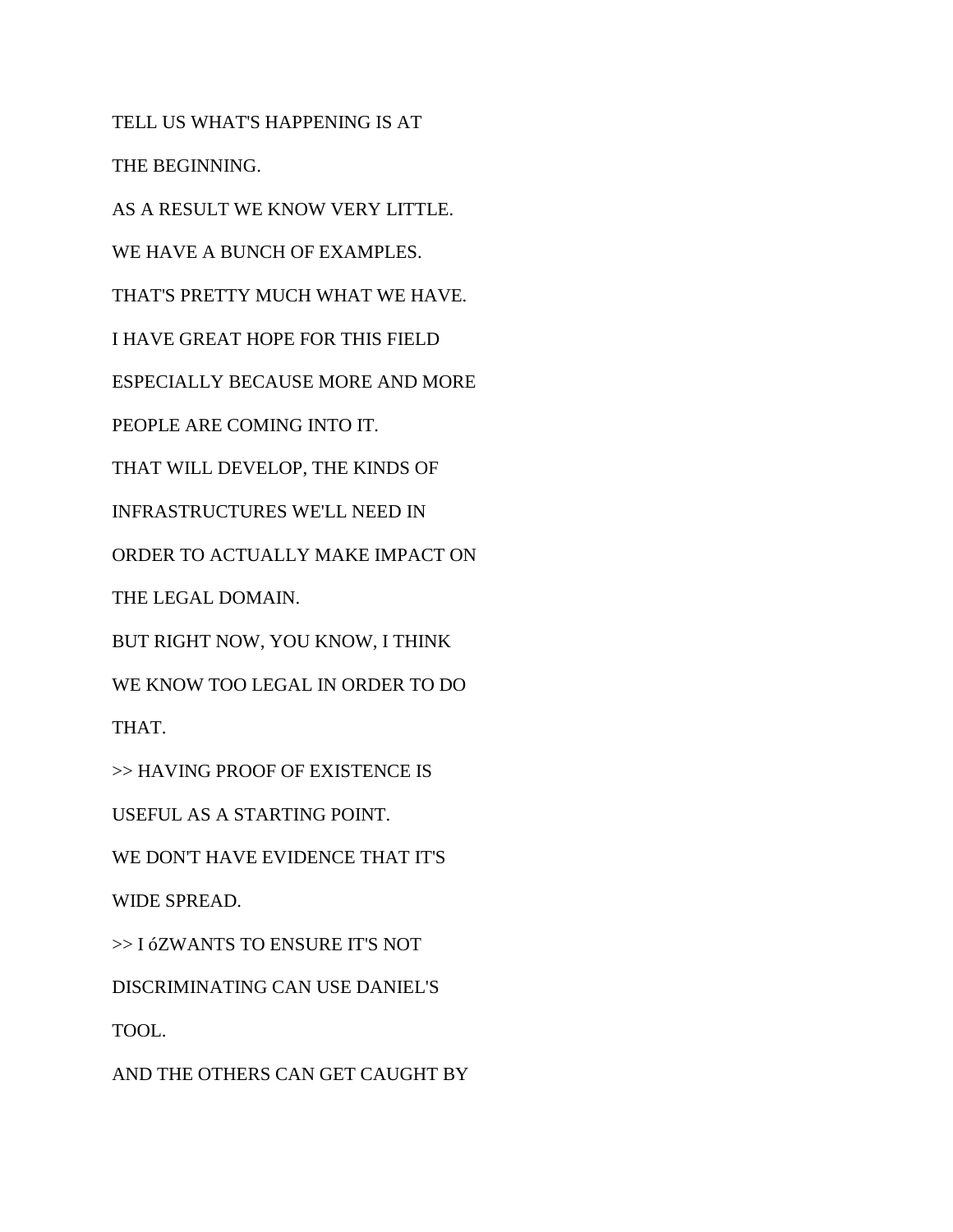TELL US WHAT'S HAPPENING IS AT

THE BEGINNING.

AS A RESULT WE KNOW VERY LITTLE.

WE HAVE A BUNCH OF EXAMPLES.

THAT'S PRETTY MUCH WHAT WE HAVE.

I HAVE GREAT HOPE FOR THIS FIELD

ESPECIALLY BECAUSE MORE AND MORE

PEOPLE ARE COMING INTO IT.

THAT WILL DEVELOP, THE KINDS OF

INFRASTRUCTURES WE'LL NEED IN

ORDER TO ACTUALLY MAKE IMPACT ON

THE LEGAL DOMAIN.

BUT RIGHT NOW, YOU KNOW, I THINK

WE KNOW TOO LEGAL IN ORDER TO DO

THAT.

>> HAVING PROOF OF EXISTENCE IS

USEFUL AS A STARTING POINT.

WE DON'T HAVE EVIDENCE THAT IT'S

WIDE SPREAD.

>> I óZWANTS TO ENSURE IT'S NOT

DISCRIMINATING CAN USE DANIEL'S

TOOL.

AND THE OTHERS CAN GET CAUGHT BY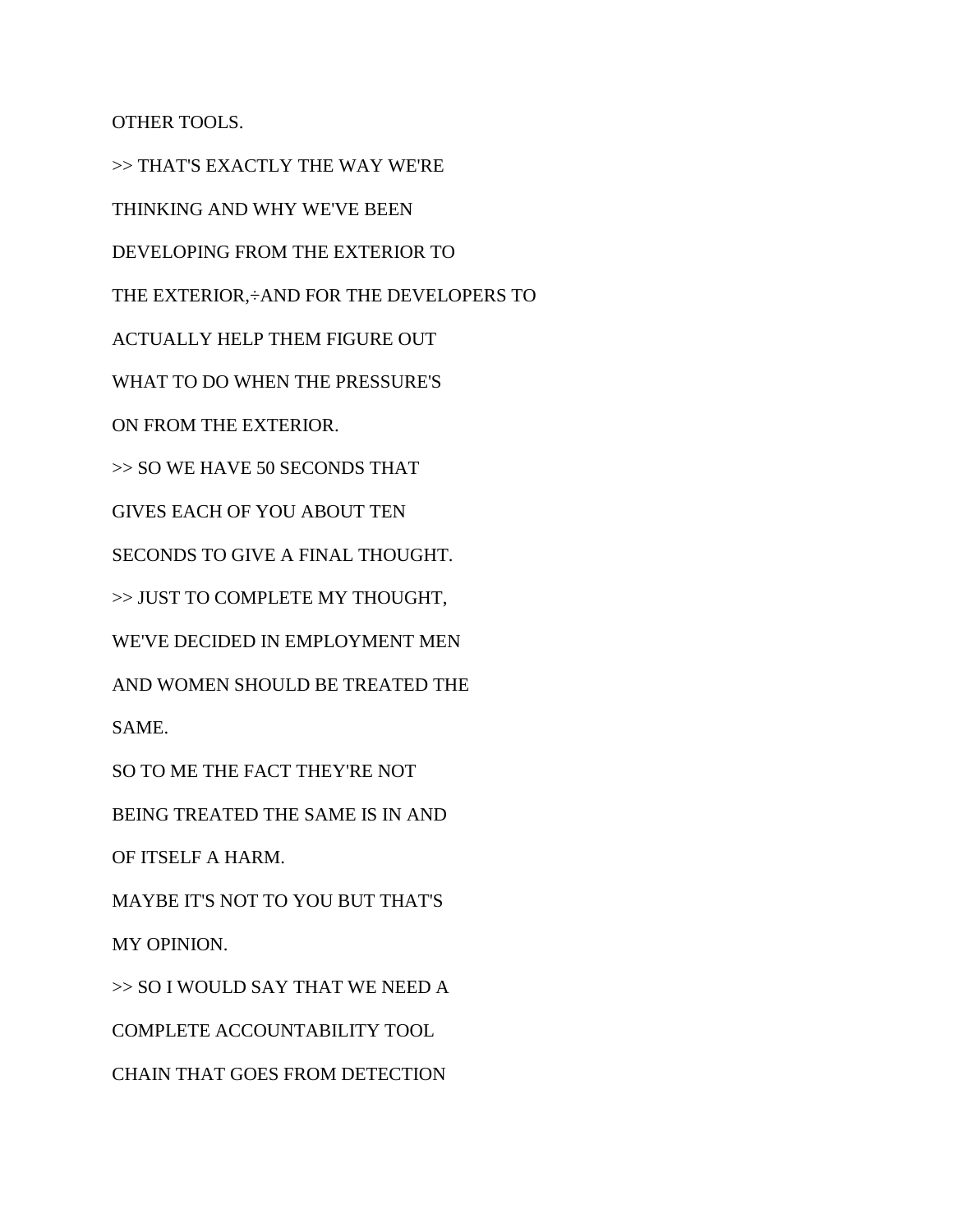OTHER TOOLS.

>> THAT'S EXACTLY THE WAY WE'RE

THINKING AND WHY WE'VE BEEN

DEVELOPING FROM THE EXTERIOR TO

THE EXTERIOR,÷AND FOR THE DEVELOPERS TO

ACTUALLY HELP THEM FIGURE OUT

WHAT TO DO WHEN THE PRESSURE'S

ON FROM THE EXTERIOR.

>> SO WE HAVE 50 SECONDS THAT

GIVES EACH OF YOU ABOUT TEN

SECONDS TO GIVE A FINAL THOUGHT.

>> JUST TO COMPLETE MY THOUGHT,

WE'VE DECIDED IN EMPLOYMENT MEN

AND WOMEN SHOULD BE TREATED THE

SAME.

SO TO ME THE FACT THEY'RE NOT

BEING TREATED THE SAME IS IN AND

OF ITSELF A HARM.

MAYBE IT'S NOT TO YOU BUT THAT'S

MY OPINION.

>> SO I WOULD SAY THAT WE NEED A

COMPLETE ACCOUNTABILITY TOOL

CHAIN THAT GOES FROM DETECTION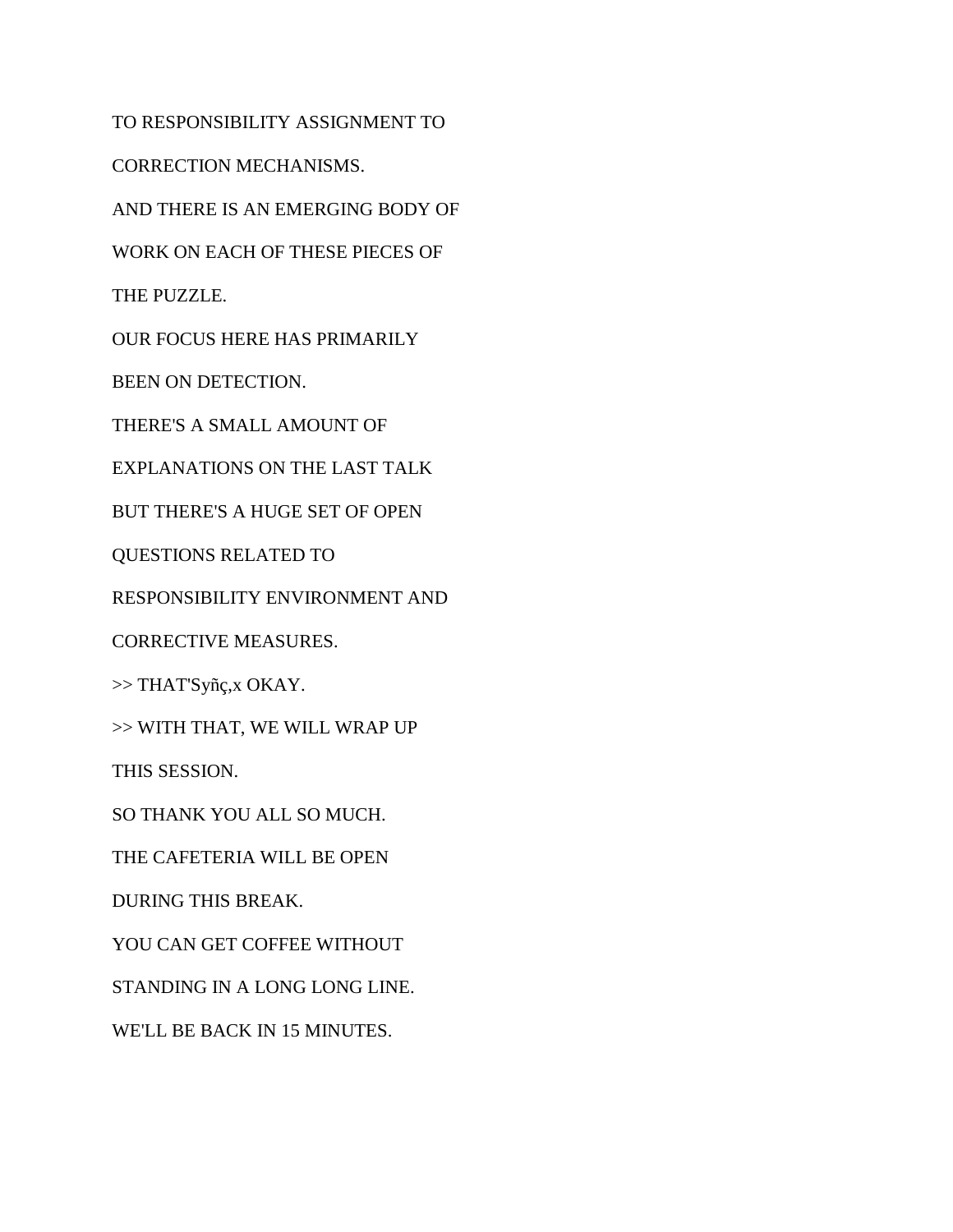TO RESPONSIBILITY ASSIGNMENT TO

CORRECTION MECHANISMS.

AND THERE IS AN EMERGING BODY OF

WORK ON EACH OF THESE PIECES OF

THE PUZZLE.

OUR FOCUS HERE HAS PRIMARILY

BEEN ON DETECTION.

THERE'S A SMALL AMOUNT OF

EXPLANATIONS ON THE LAST TALK

BUT THERE'S A HUGE SET OF OPEN

QUESTIONS RELATED TO

RESPONSIBILITY ENVIRONMENT AND

CORRECTIVE MEASURES.

>> THAT'Syñç,x OKAY.

>> WITH THAT, WE WILL WRAP UP

THIS SESSION.

SO THANK YOU ALL SO MUCH.

THE CAFETERIA WILL BE OPEN

DURING THIS BREAK.

YOU CAN GET COFFEE WITHOUT

STANDING IN A LONG LONG LINE.

WE'LL BE BACK IN 15 MINUTES.